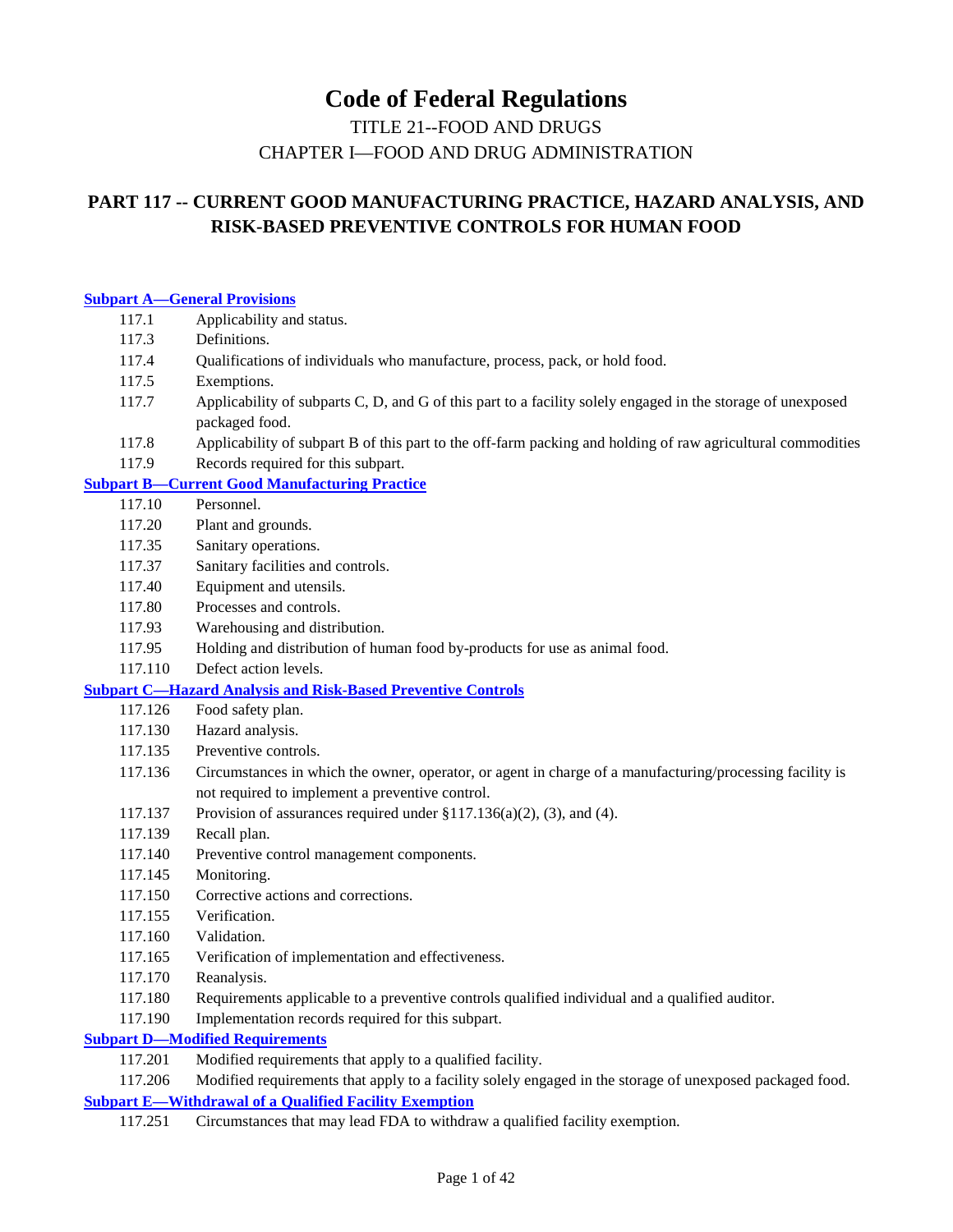# Code of Federal Regulations

TITLE 21--FOOD AND DRUGS

CHAPTER I—FOOD AND DRUG ADMINISTRATION

## PART 117 -- CURRENT GOOD MANUFACTURING PRACTICE, HAZARD ANALYSIS, AND RISK-BASED PREVENTIVE CONTROLS FOR HUMAN FOOD

**Subpart A—General Provisions**

- 117.1 Applicability and status.
- 117.3 Definitions.
- 117.4 Qualifications of individuals who manufacture, process, pack, or hold food.
- 117.5 Exemptions.
- 117.7 Applicability of subparts C, D, and G of this part to a facility solely engaged in the storage of unexposed packaged food.
- 117.8 Applicability of subpart B of this part to the off-farm packing and holding of raw agricultural commodities
- 117.9 Records required for this subpart.

**Subpart B—Current Good Manufacturing Practice**

- 117.10 Personnel.
- 117.20 Plant and grounds.
- 117.35 Sanitary operations.
- 117.37 Sanitary facilities and controls.
- 117.40 Equipment and utensils.
- 117.80 Processes and controls.
- 117.93 Warehousing and distribution.
- 117.95 Holding and distribution of human food by-products for use as animal food.
- 117.110 Defect action levels.

**Subpart C—Hazard Analysis and Risk-Based Preventive Controls**

- 117.126 Food safety plan.
- 117.130 Hazard analysis.
- 117.135 Preventive controls.
- 117.136 Circumstances in which the owner, operator, or agent in charge of a manufacturing/processing facility is not required to implement a preventive control.
- 117.137 Provision of assurances required under §117.136(a)(2), (3), and (4).
- 117.139 Recall plan.
- 117.140 Preventive control management components.
- 117.145 Monitoring.
- 117.150 Corrective actions and corrections.
- 117.155 Verification.
- 117.160 Validation.
- 117.165 Verification of implementation and effectiveness.
- 117.170 Reanalysis.
- 117.180 Requirements applicable to a preventive controls qualified individual and a qualified auditor.
- 117.190 Implementation records required for this subpart.

**Subpart D—Modified Requirements**

- 117.201 Modified requirements that apply to a qualified facility.
- 117.206 Modified requirements that apply to a facility solely engaged in the storage of unexposed packaged food.

**Subpart E—Withdrawal of a Qualified Facility Exemption**

- 117.251 Circumstances that may lead FDA to withdraw a qualified facility exemption.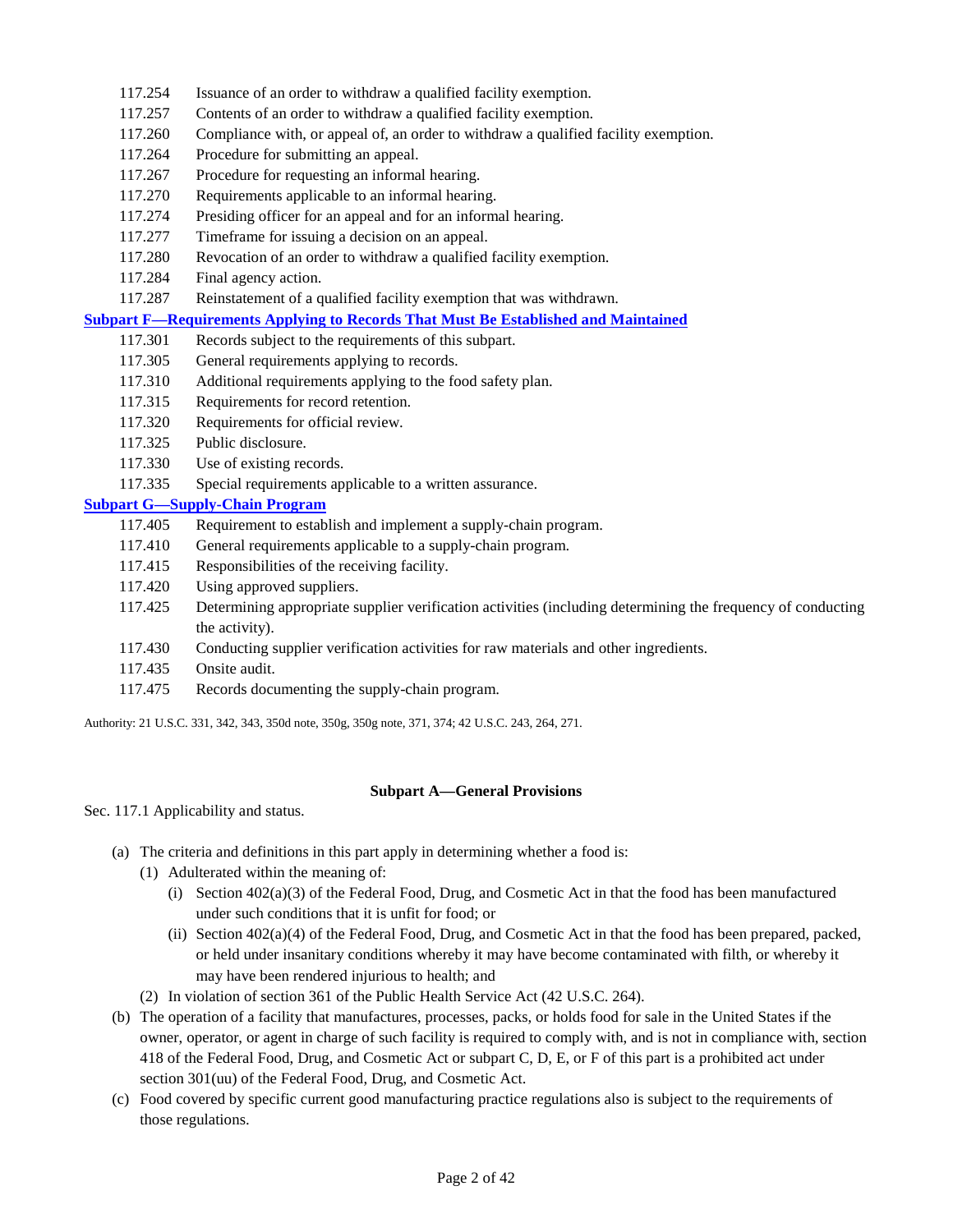117.254 Issuance of an order to withdraw a qualified facility exemption.
117.257 Contents of an order to withdraw a qualified facility exemption.
117.260 Compliance with, or appeal of, an order to withdraw a qualified facility exemption.
117.264 Procedure for submitting an appeal.
117.267 Procedure for requesting an informal hearing.
117.270 Requirements applicable to an informal hearing.
117.274 Presiding officer for an appeal and for an informal hearing.
117.277 Timeframe for issuing a decision on an appeal.
117.280 Revocation of an order to withdraw a qualified facility exemption.
117.284 Final agency action.
117.287 Reinstatement of a qualified facility exemption that was withdrawn.

**Subpart F—Requirements Applying to Records That Must Be Established and Maintained**

117.301 Records subject to the requirements of this subpart.
117.305 General requirements applying to records.
117.310 Additional requirements applying to the food safety plan.
117.315 Requirements for record retention.
117.320 Requirements for official review.
117.325 Public disclosure.
117.330 Use of existing records.
117.335 Special requirements applicable to a written assurance.

**Subpart G—Supply-Chain Program**

117.405 Requirement to establish and implement a supply-chain program.
117.410 General requirements applicable to a supply-chain program.
117.415 Responsibilities of the receiving facility.
117.420 Using approved suppliers.
117.425 Determining appropriate supplier verification activities (including determining the frequency of conducting the activity).
117.430 Conducting supplier verification activities for raw materials and other ingredients.
117.435 Onsite audit.
117.475 Records documenting the supply-chain program.

Authority: 21 U.S.C. 331, 342, 343, 350d note, 350g, 350g note, 371, 374; 42 U.S.C. 243, 264, 271.

## Subpart A—General Provisions

Sec. 117.1 Applicability and status.

- (a) The criteria and definitions in this part apply in determining whether a food is:
  - (1) Adulterated within the meaning of:
    - (i) Section 402(a)(3) of the Federal Food, Drug, and Cosmetic Act in that the food has been manufactured under such conditions that it is unfit for food; or
    - (ii) Section 402(a)(4) of the Federal Food, Drug, and Cosmetic Act in that the food has been prepared, packed, or held under insanitary conditions whereby it may have become contaminated with filth, or whereby it may have been rendered injurious to health; and
  - (2) In violation of section 361 of the Public Health Service Act (42 U.S.C. 264).
- (b) The operation of a facility that manufactures, processes, packs, or holds food for sale in the United States if the owner, operator, or agent in charge of such facility is required to comply with, and is not in compliance with, section 418 of the Federal Food, Drug, and Cosmetic Act or subpart C, D, E, or F of this part is a prohibited act under section 301(uu) of the Federal Food, Drug, and Cosmetic Act.
- (c) Food covered by specific current good manufacturing practice regulations also is subject to the requirements of those regulations.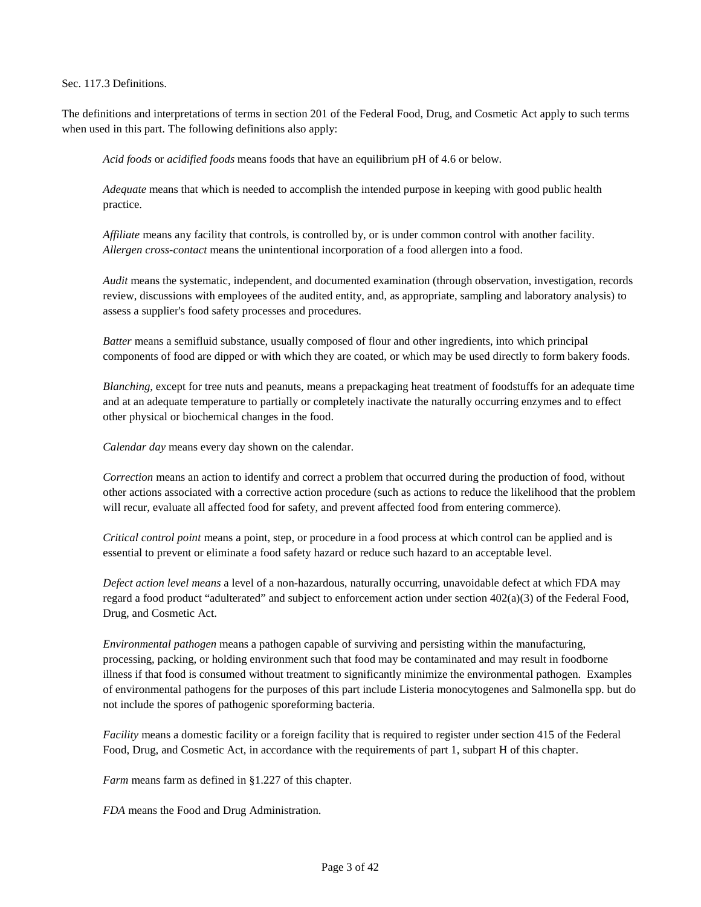Sec. 117.3 Definitions.

The definitions and interpretations of terms in section 201 of the Federal Food, Drug, and Cosmetic Act apply to such terms when used in this part. The following definitions also apply:

*Acid foods* or *acidified foods* means foods that have an equilibrium pH of 4.6 or below.

*Adequate* means that which is needed to accomplish the intended purpose in keeping with good public health practice.

*Affiliate* means any facility that controls, is controlled by, or is under common control with another facility.
*Allergen cross-contact* means the unintentional incorporation of a food allergen into a food.

*Audit* means the systematic, independent, and documented examination (through observation, investigation, records review, discussions with employees of the audited entity, and, as appropriate, sampling and laboratory analysis) to assess a supplier's food safety processes and procedures.

*Batter* means a semifluid substance, usually composed of flour and other ingredients, into which principal components of food are dipped or with which they are coated, or which may be used directly to form bakery foods.

*Blanching*, except for tree nuts and peanuts, means a prepackaging heat treatment of foodstuffs for an adequate time and at an adequate temperature to partially or completely inactivate the naturally occurring enzymes and to effect other physical or biochemical changes in the food.

*Calendar day* means every day shown on the calendar.

*Correction* means an action to identify and correct a problem that occurred during the production of food, without other actions associated with a corrective action procedure (such as actions to reduce the likelihood that the problem will recur, evaluate all affected food for safety, and prevent affected food from entering commerce).

*Critical control point* means a point, step, or procedure in a food process at which control can be applied and is essential to prevent or eliminate a food safety hazard or reduce such hazard to an acceptable level.

*Defect action level means* a level of a non-hazardous, naturally occurring, unavoidable defect at which FDA may regard a food product "adulterated" and subject to enforcement action under section 402(a)(3) of the Federal Food, Drug, and Cosmetic Act.

*Environmental pathogen* means a pathogen capable of surviving and persisting within the manufacturing, processing, packing, or holding environment such that food may be contaminated and may result in foodborne illness if that food is consumed without treatment to significantly minimize the environmental pathogen. Examples of environmental pathogens for the purposes of this part include Listeria monocytogenes and Salmonella spp. but do not include the spores of pathogenic sporeforming bacteria.

*Facility* means a domestic facility or a foreign facility that is required to register under section 415 of the Federal Food, Drug, and Cosmetic Act, in accordance with the requirements of part 1, subpart H of this chapter.

*Farm* means farm as defined in §1.227 of this chapter.

*FDA* means the Food and Drug Administration.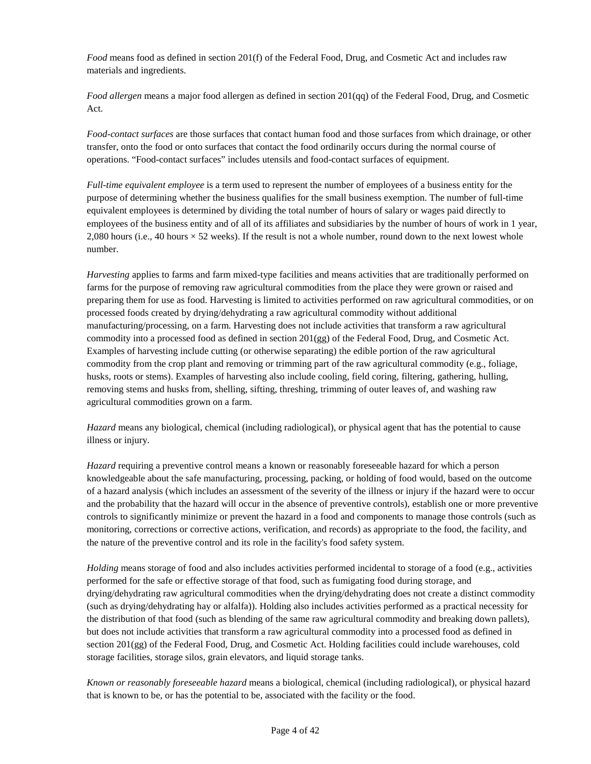*Food* means food as defined in section 201(f) of the Federal Food, Drug, and Cosmetic Act and includes raw materials and ingredients.

*Food allergen* means a major food allergen as defined in section 201(qq) of the Federal Food, Drug, and Cosmetic Act.

*Food-contact surfaces* are those surfaces that contact human food and those surfaces from which drainage, or other transfer, onto the food or onto surfaces that contact the food ordinarily occurs during the normal course of operations. "Food-contact surfaces" includes utensils and food-contact surfaces of equipment.

*Full-time equivalent employee* is a term used to represent the number of employees of a business entity for the purpose of determining whether the business qualifies for the small business exemption. The number of full-time equivalent employees is determined by dividing the total number of hours of salary or wages paid directly to employees of the business entity and of all of its affiliates and subsidiaries by the number of hours of work in 1 year, 2,080 hours (i.e., 40 hours × 52 weeks). If the result is not a whole number, round down to the next lowest whole number.

*Harvesting* applies to farms and farm mixed-type facilities and means activities that are traditionally performed on farms for the purpose of removing raw agricultural commodities from the place they were grown or raised and preparing them for use as food. Harvesting is limited to activities performed on raw agricultural commodities, or on processed foods created by drying/dehydrating a raw agricultural commodity without additional manufacturing/processing, on a farm. Harvesting does not include activities that transform a raw agricultural commodity into a processed food as defined in section 201(gg) of the Federal Food, Drug, and Cosmetic Act. Examples of harvesting include cutting (or otherwise separating) the edible portion of the raw agricultural commodity from the crop plant and removing or trimming part of the raw agricultural commodity (e.g., foliage, husks, roots or stems). Examples of harvesting also include cooling, field coring, filtering, gathering, hulling, removing stems and husks from, shelling, sifting, threshing, trimming of outer leaves of, and washing raw agricultural commodities grown on a farm.

*Hazard* means any biological, chemical (including radiological), or physical agent that has the potential to cause illness or injury.

*Hazard* requiring a preventive control means a known or reasonably foreseeable hazard for which a person knowledgeable about the safe manufacturing, processing, packing, or holding of food would, based on the outcome of a hazard analysis (which includes an assessment of the severity of the illness or injury if the hazard were to occur and the probability that the hazard will occur in the absence of preventive controls), establish one or more preventive controls to significantly minimize or prevent the hazard in a food and components to manage those controls (such as monitoring, corrections or corrective actions, verification, and records) as appropriate to the food, the facility, and the nature of the preventive control and its role in the facility's food safety system.

*Holding* means storage of food and also includes activities performed incidental to storage of a food (e.g., activities performed for the safe or effective storage of that food, such as fumigating food during storage, and drying/dehydrating raw agricultural commodities when the drying/dehydrating does not create a distinct commodity (such as drying/dehydrating hay or alfalfa)). Holding also includes activities performed as a practical necessity for the distribution of that food (such as blending of the same raw agricultural commodity and breaking down pallets), but does not include activities that transform a raw agricultural commodity into a processed food as defined in section 201(gg) of the Federal Food, Drug, and Cosmetic Act. Holding facilities could include warehouses, cold storage facilities, storage silos, grain elevators, and liquid storage tanks.

*Known or reasonably foreseeable hazard* means a biological, chemical (including radiological), or physical hazard that is known to be, or has the potential to be, associated with the facility or the food.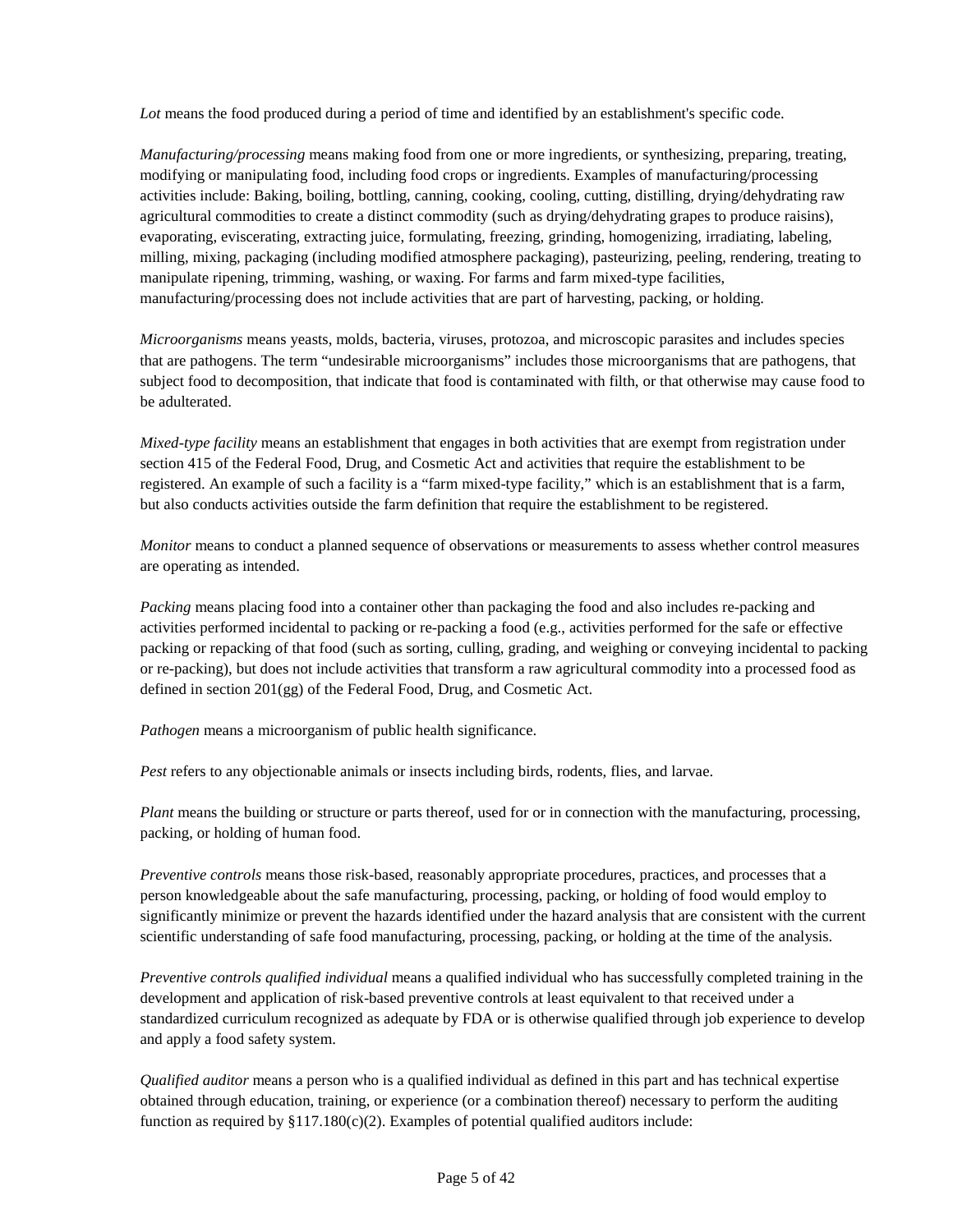*Lot* means the food produced during a period of time and identified by an establishment's specific code.

*Manufacturing/processing* means making food from one or more ingredients, or synthesizing, preparing, treating, modifying or manipulating food, including food crops or ingredients. Examples of manufacturing/processing activities include: Baking, boiling, bottling, canning, cooking, cooling, cutting, distilling, drying/dehydrating raw agricultural commodities to create a distinct commodity (such as drying/dehydrating grapes to produce raisins), evaporating, eviscerating, extracting juice, formulating, freezing, grinding, homogenizing, irradiating, labeling, milling, mixing, packaging (including modified atmosphere packaging), pasteurizing, peeling, rendering, treating to manipulate ripening, trimming, washing, or waxing. For farms and farm mixed-type facilities, manufacturing/processing does not include activities that are part of harvesting, packing, or holding.

*Microorganisms* means yeasts, molds, bacteria, viruses, protozoa, and microscopic parasites and includes species that are pathogens. The term "undesirable microorganisms" includes those microorganisms that are pathogens, that subject food to decomposition, that indicate that food is contaminated with filth, or that otherwise may cause food to be adulterated.

*Mixed-type facility* means an establishment that engages in both activities that are exempt from registration under section 415 of the Federal Food, Drug, and Cosmetic Act and activities that require the establishment to be registered. An example of such a facility is a "farm mixed-type facility," which is an establishment that is a farm, but also conducts activities outside the farm definition that require the establishment to be registered.

*Monitor* means to conduct a planned sequence of observations or measurements to assess whether control measures are operating as intended.

*Packing* means placing food into a container other than packaging the food and also includes re-packing and activities performed incidental to packing or re-packing a food (e.g., activities performed for the safe or effective packing or repacking of that food (such as sorting, culling, grading, and weighing or conveying incidental to packing or re-packing), but does not include activities that transform a raw agricultural commodity into a processed food as defined in section 201(gg) of the Federal Food, Drug, and Cosmetic Act.

*Pathogen* means a microorganism of public health significance.

*Pest* refers to any objectionable animals or insects including birds, rodents, flies, and larvae.

*Plant* means the building or structure or parts thereof, used for or in connection with the manufacturing, processing, packing, or holding of human food.

*Preventive controls* means those risk-based, reasonably appropriate procedures, practices, and processes that a person knowledgeable about the safe manufacturing, processing, packing, or holding of food would employ to significantly minimize or prevent the hazards identified under the hazard analysis that are consistent with the current scientific understanding of safe food manufacturing, processing, packing, or holding at the time of the analysis.

*Preventive controls qualified individual* means a qualified individual who has successfully completed training in the development and application of risk-based preventive controls at least equivalent to that received under a standardized curriculum recognized as adequate by FDA or is otherwise qualified through job experience to develop and apply a food safety system.

*Qualified auditor* means a person who is a qualified individual as defined in this part and has technical expertise obtained through education, training, or experience (or a combination thereof) necessary to perform the auditing function as required by §117.180(c)(2). Examples of potential qualified auditors include: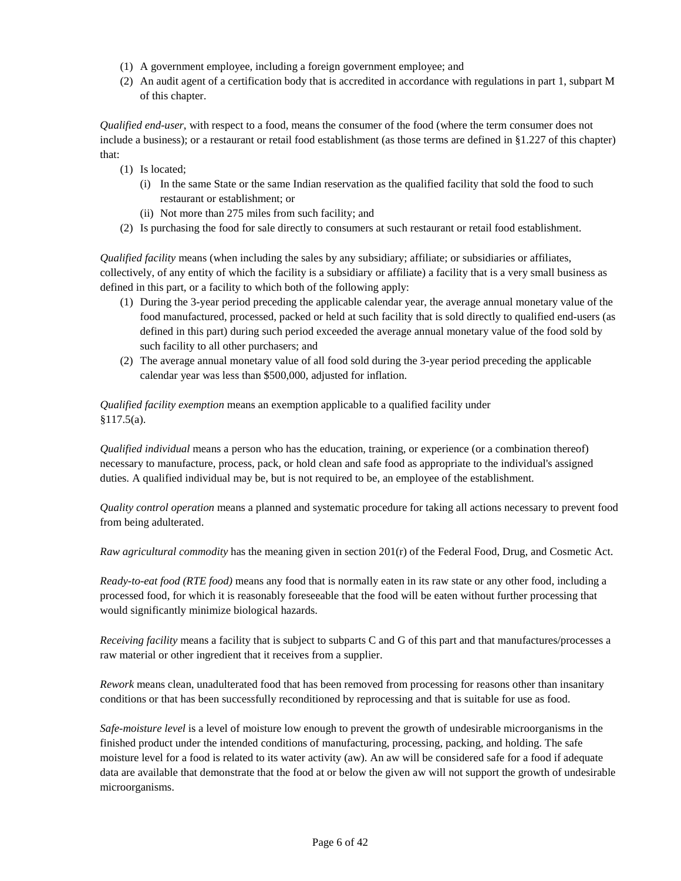(1) A government employee, including a foreign government employee; and
(2) An audit agent of a certification body that is accredited in accordance with regulations in part 1, subpart M of this chapter.

*Qualified end-user*, with respect to a food, means the consumer of the food (where the term consumer does not include a business); or a restaurant or retail food establishment (as those terms are defined in §1.227 of this chapter) that:

(1) Is located;
  (i) In the same State or the same Indian reservation as the qualified facility that sold the food to such restaurant or establishment; or
  (ii) Not more than 275 miles from such facility; and
(2) Is purchasing the food for sale directly to consumers at such restaurant or retail food establishment.

*Qualified facility* means (when including the sales by any subsidiary; affiliate; or subsidiaries or affiliates, collectively, of any entity of which the facility is a subsidiary or affiliate) a facility that is a very small business as defined in this part, or a facility to which both of the following apply:

(1) During the 3-year period preceding the applicable calendar year, the average annual monetary value of the food manufactured, processed, packed or held at such facility that is sold directly to qualified end-users (as defined in this part) during such period exceeded the average annual monetary value of the food sold by such facility to all other purchasers; and
(2) The average annual monetary value of all food sold during the 3-year period preceding the applicable calendar year was less than $500,000, adjusted for inflation.

*Qualified facility exemption* means an exemption applicable to a qualified facility under §117.5(a).

*Qualified individual* means a person who has the education, training, or experience (or a combination thereof) necessary to manufacture, process, pack, or hold clean and safe food as appropriate to the individual's assigned duties. A qualified individual may be, but is not required to be, an employee of the establishment.

*Quality control operation* means a planned and systematic procedure for taking all actions necessary to prevent food from being adulterated.

*Raw agricultural commodity* has the meaning given in section 201(r) of the Federal Food, Drug, and Cosmetic Act.

*Ready-to-eat food (RTE food)* means any food that is normally eaten in its raw state or any other food, including a processed food, for which it is reasonably foreseeable that the food will be eaten without further processing that would significantly minimize biological hazards.

*Receiving facility* means a facility that is subject to subparts C and G of this part and that manufactures/processes a raw material or other ingredient that it receives from a supplier.

*Rework* means clean, unadulterated food that has been removed from processing for reasons other than insanitary conditions or that has been successfully reconditioned by reprocessing and that is suitable for use as food.

*Safe-moisture level* is a level of moisture low enough to prevent the growth of undesirable microorganisms in the finished product under the intended conditions of manufacturing, processing, packing, and holding. The safe moisture level for a food is related to its water activity (aw). An aw will be considered safe for a food if adequate data are available that demonstrate that the food at or below the given aw will not support the growth of undesirable microorganisms.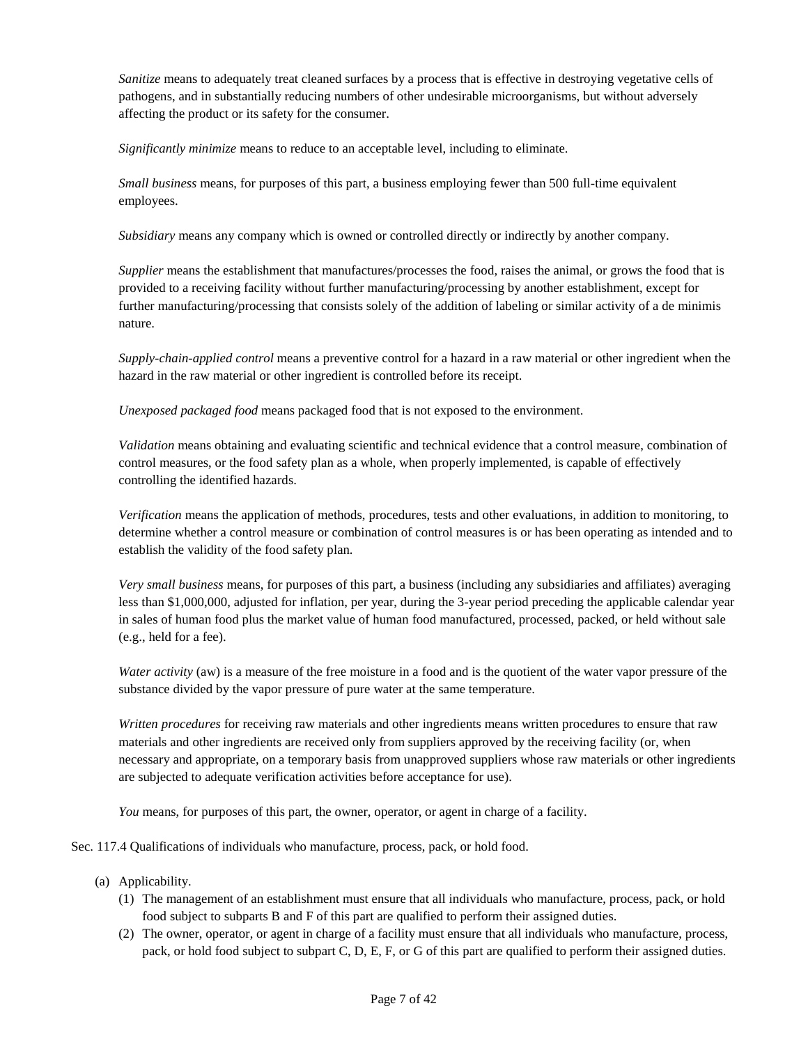*Sanitize* means to adequately treat cleaned surfaces by a process that is effective in destroying vegetative cells of pathogens, and in substantially reducing numbers of other undesirable microorganisms, but without adversely affecting the product or its safety for the consumer.

*Significantly minimize* means to reduce to an acceptable level, including to eliminate.

*Small business* means, for purposes of this part, a business employing fewer than 500 full-time equivalent employees.

*Subsidiary* means any company which is owned or controlled directly or indirectly by another company.

*Supplier* means the establishment that manufactures/processes the food, raises the animal, or grows the food that is provided to a receiving facility without further manufacturing/processing by another establishment, except for further manufacturing/processing that consists solely of the addition of labeling or similar activity of a de minimis nature.

*Supply-chain-applied control* means a preventive control for a hazard in a raw material or other ingredient when the hazard in the raw material or other ingredient is controlled before its receipt.

*Unexposed packaged food* means packaged food that is not exposed to the environment.

*Validation* means obtaining and evaluating scientific and technical evidence that a control measure, combination of control measures, or the food safety plan as a whole, when properly implemented, is capable of effectively controlling the identified hazards.

*Verification* means the application of methods, procedures, tests and other evaluations, in addition to monitoring, to determine whether a control measure or combination of control measures is or has been operating as intended and to establish the validity of the food safety plan.

*Very small business* means, for purposes of this part, a business (including any subsidiaries and affiliates) averaging less than $1,000,000, adjusted for inflation, per year, during the 3-year period preceding the applicable calendar year in sales of human food plus the market value of human food manufactured, processed, packed, or held without sale (e.g., held for a fee).

*Water activity* (aw) is a measure of the free moisture in a food and is the quotient of the water vapor pressure of the substance divided by the vapor pressure of pure water at the same temperature.

*Written procedures* for receiving raw materials and other ingredients means written procedures to ensure that raw materials and other ingredients are received only from suppliers approved by the receiving facility (or, when necessary and appropriate, on a temporary basis from unapproved suppliers whose raw materials or other ingredients are subjected to adequate verification activities before acceptance for use).

*You* means, for purposes of this part, the owner, operator, or agent in charge of a facility.

Sec. 117.4 Qualifications of individuals who manufacture, process, pack, or hold food.

(a) Applicability.
   (1) The management of an establishment must ensure that all individuals who manufacture, process, pack, or hold food subject to subparts B and F of this part are qualified to perform their assigned duties.
   (2) The owner, operator, or agent in charge of a facility must ensure that all individuals who manufacture, process, pack, or hold food subject to subpart C, D, E, F, or G of this part are qualified to perform their assigned duties.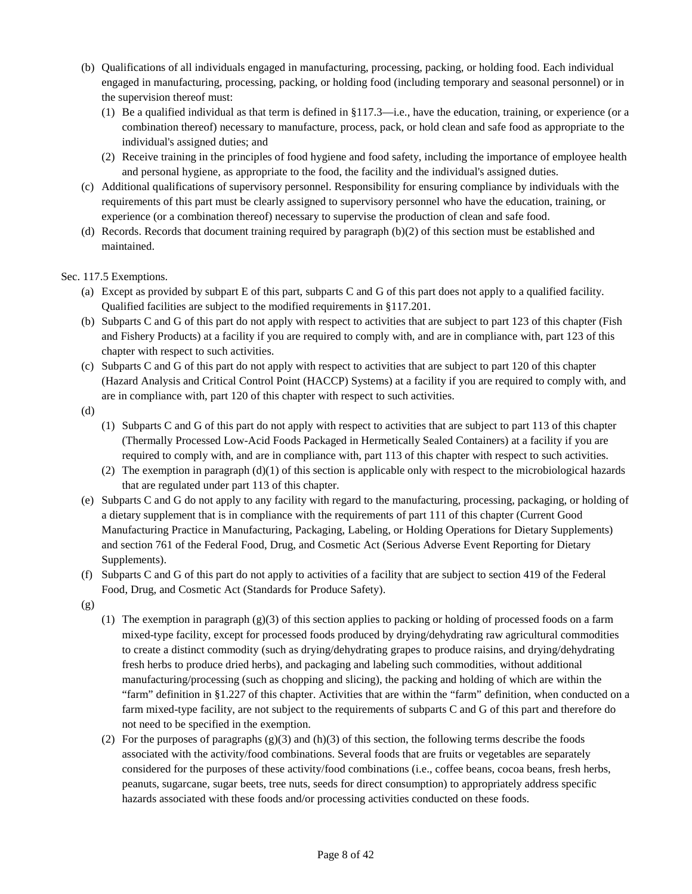(b) Qualifications of all individuals engaged in manufacturing, processing, packing, or holding food. Each individual engaged in manufacturing, processing, packing, or holding food (including temporary and seasonal personnel) or in the supervision thereof must:

   (1) Be a qualified individual as that term is defined in §117.3—i.e., have the education, training, or experience (or a combination thereof) necessary to manufacture, process, pack, or hold clean and safe food as appropriate to the individual's assigned duties; and

   (2) Receive training in the principles of food hygiene and food safety, including the importance of employee health and personal hygiene, as appropriate to the food, the facility and the individual's assigned duties.

(c) Additional qualifications of supervisory personnel. Responsibility for ensuring compliance by individuals with the requirements of this part must be clearly assigned to supervisory personnel who have the education, training, or experience (or a combination thereof) necessary to supervise the production of clean and safe food.

(d) Records. Records that document training required by paragraph (b)(2) of this section must be established and maintained.

Sec. 117.5 Exemptions.

(a) Except as provided by subpart E of this part, subparts C and G of this part does not apply to a qualified facility. Qualified facilities are subject to the modified requirements in §117.201.

(b) Subparts C and G of this part do not apply with respect to activities that are subject to part 123 of this chapter (Fish and Fishery Products) at a facility if you are required to comply with, and are in compliance with, part 123 of this chapter with respect to such activities.

(c) Subparts C and G of this part do not apply with respect to activities that are subject to part 120 of this chapter (Hazard Analysis and Critical Control Point (HACCP) Systems) at a facility if you are required to comply with, and are in compliance with, part 120 of this chapter with respect to such activities.

(d)

   (1) Subparts C and G of this part do not apply with respect to activities that are subject to part 113 of this chapter (Thermally Processed Low-Acid Foods Packaged in Hermetically Sealed Containers) at a facility if you are required to comply with, and are in compliance with, part 113 of this chapter with respect to such activities.

   (2) The exemption in paragraph (d)(1) of this section is applicable only with respect to the microbiological hazards that are regulated under part 113 of this chapter.

(e) Subparts C and G do not apply to any facility with regard to the manufacturing, processing, packaging, or holding of a dietary supplement that is in compliance with the requirements of part 111 of this chapter (Current Good Manufacturing Practice in Manufacturing, Packaging, Labeling, or Holding Operations for Dietary Supplements) and section 761 of the Federal Food, Drug, and Cosmetic Act (Serious Adverse Event Reporting for Dietary Supplements).

(f) Subparts C and G of this part do not apply to activities of a facility that are subject to section 419 of the Federal Food, Drug, and Cosmetic Act (Standards for Produce Safety).

(g)

   (1) The exemption in paragraph (g)(3) of this section applies to packing or holding of processed foods on a farm mixed-type facility, except for processed foods produced by drying/dehydrating raw agricultural commodities to create a distinct commodity (such as drying/dehydrating grapes to produce raisins, and drying/dehydrating fresh herbs to produce dried herbs), and packaging and labeling such commodities, without additional manufacturing/processing (such as chopping and slicing), the packing and holding of which are within the "farm" definition in §1.227 of this chapter. Activities that are within the "farm" definition, when conducted on a farm mixed-type facility, are not subject to the requirements of subparts C and G of this part and therefore do not need to be specified in the exemption.

   (2) For the purposes of paragraphs (g)(3) and (h)(3) of this section, the following terms describe the foods associated with the activity/food combinations. Several foods that are fruits or vegetables are separately considered for the purposes of these activity/food combinations (i.e., coffee beans, cocoa beans, fresh herbs, peanuts, sugarcane, sugar beets, tree nuts, seeds for direct consumption) to appropriately address specific hazards associated with these foods and/or processing activities conducted on these foods.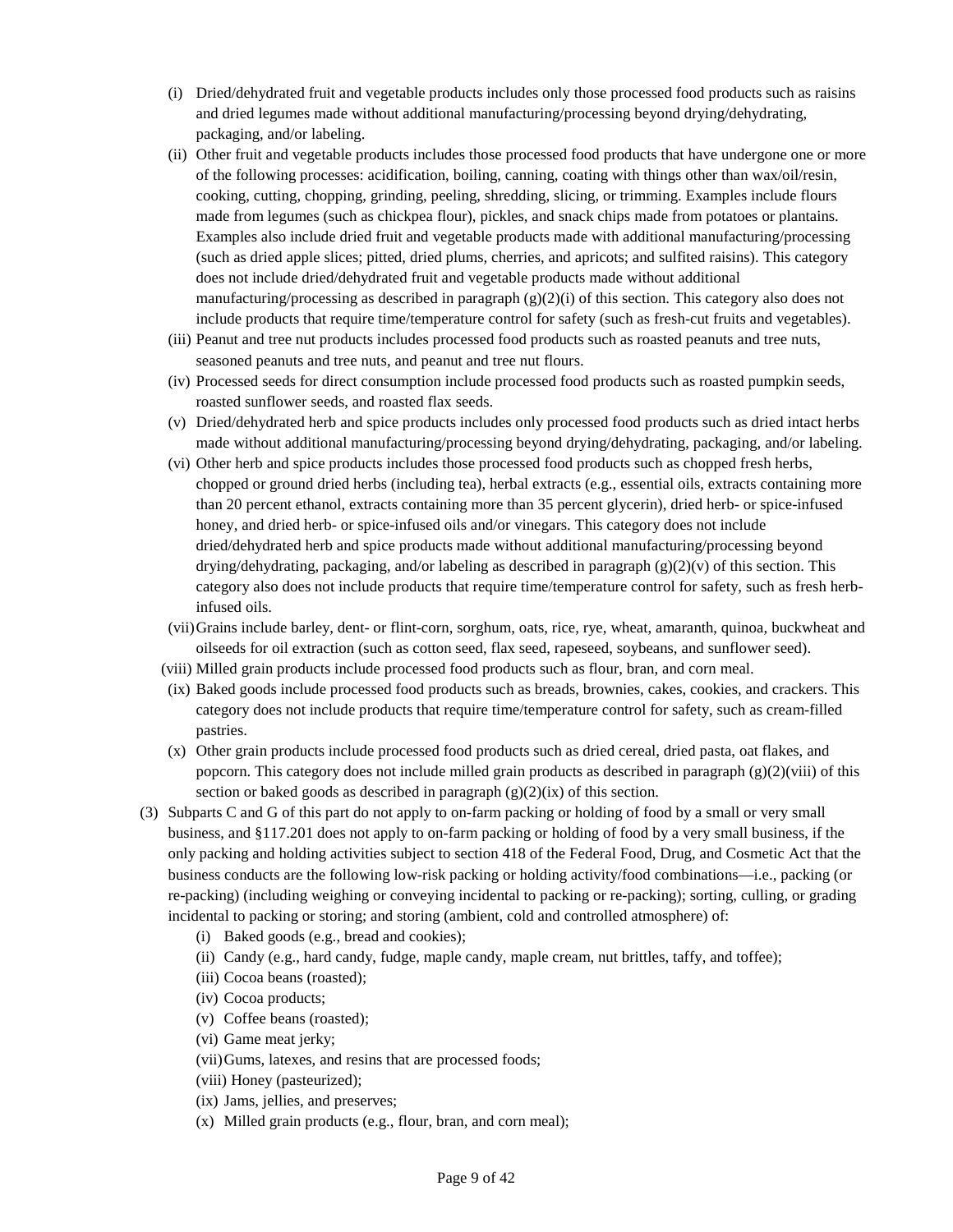- (i) Dried/dehydrated fruit and vegetable products includes only those processed food products such as raisins and dried legumes made without additional manufacturing/processing beyond drying/dehydrating, packaging, and/or labeling.
- (ii) Other fruit and vegetable products includes those processed food products that have undergone one or more of the following processes: acidification, boiling, canning, coating with things other than wax/oil/resin, cooking, cutting, chopping, grinding, peeling, shredding, slicing, or trimming. Examples include flours made from legumes (such as chickpea flour), pickles, and snack chips made from potatoes or plantains. Examples also include dried fruit and vegetable products made with additional manufacturing/processing (such as dried apple slices; pitted, dried plums, cherries, and apricots; and sulfited raisins). This category does not include dried/dehydrated fruit and vegetable products made without additional manufacturing/processing as described in paragraph (g)(2)(i) of this section. This category also does not include products that require time/temperature control for safety (such as fresh-cut fruits and vegetables).
- (iii) Peanut and tree nut products includes processed food products such as roasted peanuts and tree nuts, seasoned peanuts and tree nuts, and peanut and tree nut flours.
- (iv) Processed seeds for direct consumption include processed food products such as roasted pumpkin seeds, roasted sunflower seeds, and roasted flax seeds.
- (v) Dried/dehydrated herb and spice products includes only processed food products such as dried intact herbs made without additional manufacturing/processing beyond drying/dehydrating, packaging, and/or labeling.
- (vi) Other herb and spice products includes those processed food products such as chopped fresh herbs, chopped or ground dried herbs (including tea), herbal extracts (e.g., essential oils, extracts containing more than 20 percent ethanol, extracts containing more than 35 percent glycerin), dried herb- or spice-infused honey, and dried herb- or spice-infused oils and/or vinegars. This category does not include dried/dehydrated herb and spice products made without additional manufacturing/processing beyond drying/dehydrating, packaging, and/or labeling as described in paragraph (g)(2)(v) of this section. This category also does not include products that require time/temperature control for safety, such as fresh herb-infused oils.
- (vii) Grains include barley, dent- or flint-corn, sorghum, oats, rice, rye, wheat, amaranth, quinoa, buckwheat and oilseeds for oil extraction (such as cotton seed, flax seed, rapeseed, soybeans, and sunflower seed).
- (viii) Milled grain products include processed food products such as flour, bran, and corn meal.
- (ix) Baked goods include processed food products such as breads, brownies, cakes, cookies, and crackers. This category does not include products that require time/temperature control for safety, such as cream-filled pastries.
- (x) Other grain products include processed food products such as dried cereal, dried pasta, oat flakes, and popcorn. This category does not include milled grain products as described in paragraph (g)(2)(viii) of this section or baked goods as described in paragraph (g)(2)(ix) of this section.

(3) Subparts C and G of this part do not apply to on-farm packing or holding of food by a small or very small business, and §117.201 does not apply to on-farm packing or holding of food by a very small business, if the only packing and holding activities subject to section 418 of the Federal Food, Drug, and Cosmetic Act that the business conducts are the following low-risk packing or holding activity/food combinations—i.e., packing (or re-packing) (including weighing or conveying incidental to packing or re-packing); sorting, culling, or grading incidental to packing or storing; and storing (ambient, cold and controlled atmosphere) of:

- (i) Baked goods (e.g., bread and cookies);
- (ii) Candy (e.g., hard candy, fudge, maple candy, maple cream, nut brittles, taffy, and toffee);
- (iii) Cocoa beans (roasted);
- (iv) Cocoa products;
- (v) Coffee beans (roasted);
- (vi) Game meat jerky;
- (vii) Gums, latexes, and resins that are processed foods;
- (viii) Honey (pasteurized);
- (ix) Jams, jellies, and preserves;
- (x) Milled grain products (e.g., flour, bran, and corn meal);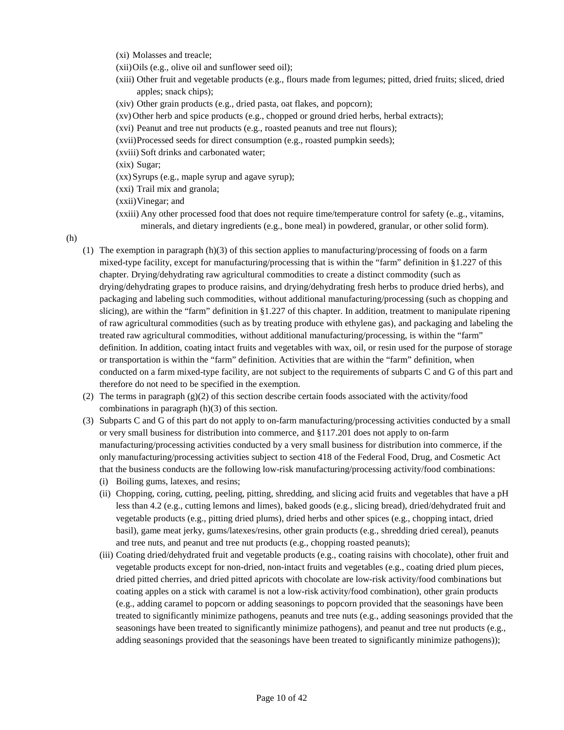(xi) Molasses and treacle;

(xii) Oils (e.g., olive oil and sunflower seed oil);

(xiii) Other fruit and vegetable products (e.g., flours made from legumes; pitted, dried fruits; sliced, dried apples; snack chips);

(xiv) Other grain products (e.g., dried pasta, oat flakes, and popcorn);

(xv) Other herb and spice products (e.g., chopped or ground dried herbs, herbal extracts);

(xvi) Peanut and tree nut products (e.g., roasted peanuts and tree nut flours);

(xvii) Processed seeds for direct consumption (e.g., roasted pumpkin seeds);

(xviii) Soft drinks and carbonated water;

(xix) Sugar;

(xx) Syrups (e.g., maple syrup and agave syrup);

(xxi) Trail mix and granola;

(xxii) Vinegar; and

(xxiii) Any other processed food that does not require time/temperature control for safety (e..g., vitamins, minerals, and dietary ingredients (e.g., bone meal) in powdered, granular, or other solid form).

(h)

(1) The exemption in paragraph (h)(3) of this section applies to manufacturing/processing of foods on a farm mixed-type facility, except for manufacturing/processing that is within the “farm” definition in §1.227 of this chapter. Drying/dehydrating raw agricultural commodities to create a distinct commodity (such as drying/dehydrating grapes to produce raisins, and drying/dehydrating fresh herbs to produce dried herbs), and packaging and labeling such commodities, without additional manufacturing/processing (such as chopping and slicing), are within the “farm” definition in §1.227 of this chapter. In addition, treatment to manipulate ripening of raw agricultural commodities (such as by treating produce with ethylene gas), and packaging and labeling the treated raw agricultural commodities, without additional manufacturing/processing, is within the “farm” definition. In addition, coating intact fruits and vegetables with wax, oil, or resin used for the purpose of storage or transportation is within the “farm” definition. Activities that are within the “farm” definition, when conducted on a farm mixed-type facility, are not subject to the requirements of subparts C and G of this part and therefore do not need to be specified in the exemption.

(2) The terms in paragraph (g)(2) of this section describe certain foods associated with the activity/food combinations in paragraph (h)(3) of this section.

(3) Subparts C and G of this part do not apply to on-farm manufacturing/processing activities conducted by a small or very small business for distribution into commerce, and §117.201 does not apply to on-farm manufacturing/processing activities conducted by a very small business for distribution into commerce, if the only manufacturing/processing activities subject to section 418 of the Federal Food, Drug, and Cosmetic Act that the business conducts are the following low-risk manufacturing/processing activity/food combinations:

(i) Boiling gums, latexes, and resins;

(ii) Chopping, coring, cutting, peeling, pitting, shredding, and slicing acid fruits and vegetables that have a pH less than 4.2 (e.g., cutting lemons and limes), baked goods (e.g., slicing bread), dried/dehydrated fruit and vegetable products (e.g., pitting dried plums), dried herbs and other spices (e.g., chopping intact, dried basil), game meat jerky, gums/latexes/resins, other grain products (e.g., shredding dried cereal), peanuts and tree nuts, and peanut and tree nut products (e.g., chopping roasted peanuts);

(iii) Coating dried/dehydrated fruit and vegetable products (e.g., coating raisins with chocolate), other fruit and vegetable products except for non-dried, non-intact fruits and vegetables (e.g., coating dried plum pieces, dried pitted cherries, and dried pitted apricots with chocolate are low-risk activity/food combinations but coating apples on a stick with caramel is not a low-risk activity/food combination), other grain products (e.g., adding caramel to popcorn or adding seasonings to popcorn provided that the seasonings have been treated to significantly minimize pathogens, peanuts and tree nuts (e.g., adding seasonings provided that the seasonings have been treated to significantly minimize pathogens), and peanut and tree nut products (e.g., adding seasonings provided that the seasonings have been treated to significantly minimize pathogens));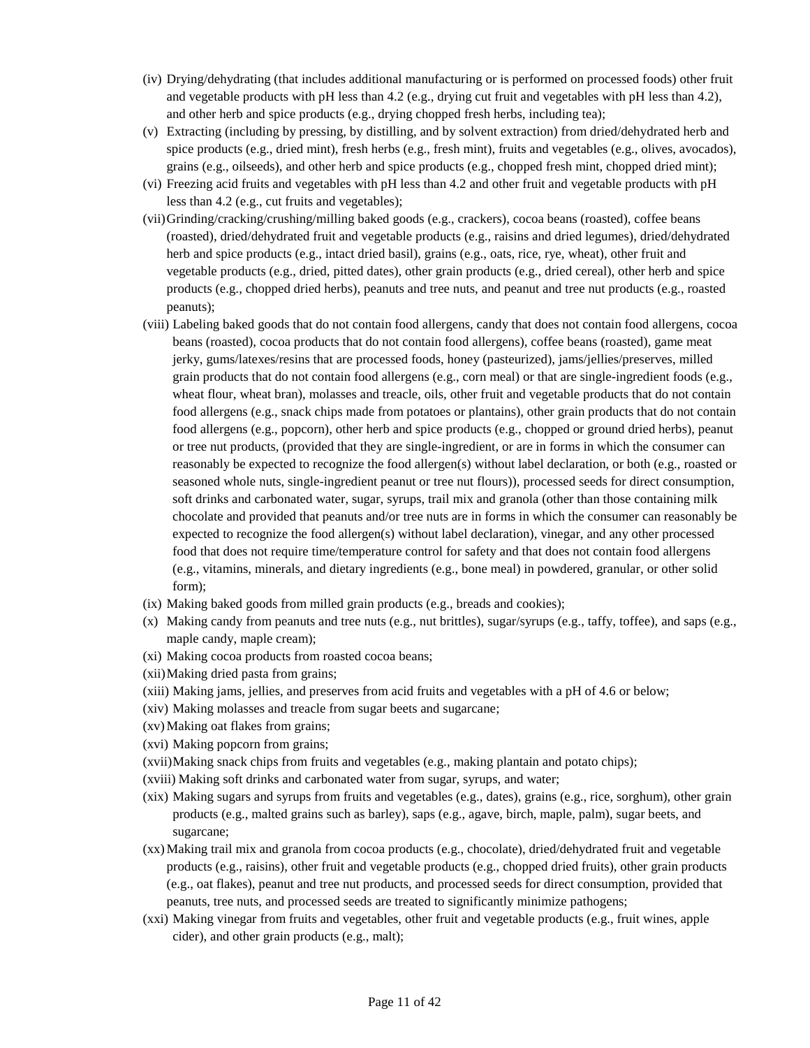(iv) Drying/dehydrating (that includes additional manufacturing or is performed on processed foods) other fruit and vegetable products with pH less than 4.2 (e.g., drying cut fruit and vegetables with pH less than 4.2), and other herb and spice products (e.g., drying chopped fresh herbs, including tea);

(v) Extracting (including by pressing, by distilling, and by solvent extraction) from dried/dehydrated herb and spice products (e.g., dried mint), fresh herbs (e.g., fresh mint), fruits and vegetables (e.g., olives, avocados), grains (e.g., oilseeds), and other herb and spice products (e.g., chopped fresh mint, chopped dried mint);

(vi) Freezing acid fruits and vegetables with pH less than 4.2 and other fruit and vegetable products with pH less than 4.2 (e.g., cut fruits and vegetables);

(vii) Grinding/cracking/crushing/milling baked goods (e.g., crackers), cocoa beans (roasted), coffee beans (roasted), dried/dehydrated fruit and vegetable products (e.g., raisins and dried legumes), dried/dehydrated herb and spice products (e.g., intact dried basil), grains (e.g., oats, rice, rye, wheat), other fruit and vegetable products (e.g., dried, pitted dates), other grain products (e.g., dried cereal), other herb and spice products (e.g., chopped dried herbs), peanuts and tree nuts, and peanut and tree nut products (e.g., roasted peanuts);

(viii) Labeling baked goods that do not contain food allergens, candy that does not contain food allergens, cocoa beans (roasted), cocoa products that do not contain food allergens), coffee beans (roasted), game meat jerky, gums/latexes/resins that are processed foods, honey (pasteurized), jams/jellies/preserves, milled grain products that do not contain food allergens (e.g., corn meal) or that are single-ingredient foods (e.g., wheat flour, wheat bran), molasses and treacle, oils, other fruit and vegetable products that do not contain food allergens (e.g., snack chips made from potatoes or plantains), other grain products that do not contain food allergens (e.g., popcorn), other herb and spice products (e.g., chopped or ground dried herbs), peanut or tree nut products, (provided that they are single-ingredient, or are in forms in which the consumer can reasonably be expected to recognize the food allergen(s) without label declaration, or both (e.g., roasted or seasoned whole nuts, single-ingredient peanut or tree nut flours)), processed seeds for direct consumption, soft drinks and carbonated water, sugar, syrups, trail mix and granola (other than those containing milk chocolate and provided that peanuts and/or tree nuts are in forms in which the consumer can reasonably be expected to recognize the food allergen(s) without label declaration), vinegar, and any other processed food that does not require time/temperature control for safety and that does not contain food allergens (e.g., vitamins, minerals, and dietary ingredients (e.g., bone meal) in powdered, granular, or other solid form);

(ix) Making baked goods from milled grain products (e.g., breads and cookies);

(x) Making candy from peanuts and tree nuts (e.g., nut brittles), sugar/syrups (e.g., taffy, toffee), and saps (e.g., maple candy, maple cream);

(xi) Making cocoa products from roasted cocoa beans;

(xii) Making dried pasta from grains;

(xiii) Making jams, jellies, and preserves from acid fruits and vegetables with a pH of 4.6 or below;

(xiv) Making molasses and treacle from sugar beets and sugarcane;

(xv) Making oat flakes from grains;

(xvi) Making popcorn from grains;

(xvii) Making snack chips from fruits and vegetables (e.g., making plantain and potato chips);

(xviii) Making soft drinks and carbonated water from sugar, syrups, and water;

(xix) Making sugars and syrups from fruits and vegetables (e.g., dates), grains (e.g., rice, sorghum), other grain products (e.g., malted grains such as barley), saps (e.g., agave, birch, maple, palm), sugar beets, and sugarcane;

(xx) Making trail mix and granola from cocoa products (e.g., chocolate), dried/dehydrated fruit and vegetable products (e.g., raisins), other fruit and vegetable products (e.g., chopped dried fruits), other grain products (e.g., oat flakes), peanut and tree nut products, and processed seeds for direct consumption, provided that peanuts, tree nuts, and processed seeds are treated to significantly minimize pathogens;

(xxi) Making vinegar from fruits and vegetables, other fruit and vegetable products (e.g., fruit wines, apple cider), and other grain products (e.g., malt);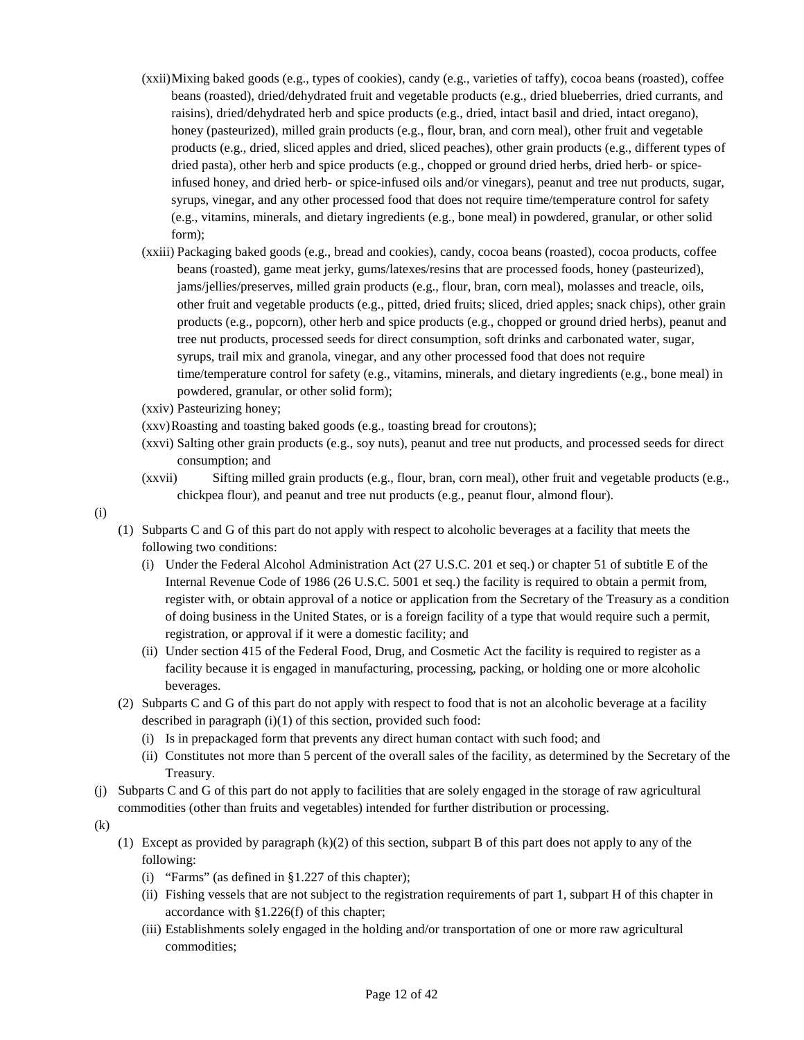(xxii) Mixing baked goods (e.g., types of cookies), candy (e.g., varieties of taffy), cocoa beans (roasted), coffee beans (roasted), dried/dehydrated fruit and vegetable products (e.g., dried blueberries, dried currants, and raisins), dried/dehydrated herb and spice products (e.g., dried, intact basil and dried, intact oregano), honey (pasteurized), milled grain products (e.g., flour, bran, and corn meal), other fruit and vegetable products (e.g., dried, sliced apples and dried, sliced peaches), other grain products (e.g., different types of dried pasta), other herb and spice products (e.g., chopped or ground dried herbs, dried herb- or spice-infused honey, and dried herb- or spice-infused oils and/or vinegars), peanut and tree nut products, sugar, syrups, vinegar, and any other processed food that does not require time/temperature control for safety (e.g., vitamins, minerals, and dietary ingredients (e.g., bone meal) in powdered, granular, or other solid form);

(xxiii) Packaging baked goods (e.g., bread and cookies), candy, cocoa beans (roasted), cocoa products, coffee beans (roasted), game meat jerky, gums/latexes/resins that are processed foods, honey (pasteurized), jams/jellies/preserves, milled grain products (e.g., flour, bran, corn meal), molasses and treacle, oils, other fruit and vegetable products (e.g., pitted, dried fruits; sliced, dried apples; snack chips), other grain products (e.g., popcorn), other herb and spice products (e.g., chopped or ground dried herbs), peanut and tree nut products, processed seeds for direct consumption, soft drinks and carbonated water, sugar, syrups, trail mix and granola, vinegar, and any other processed food that does not require time/temperature control for safety (e.g., vitamins, minerals, and dietary ingredients (e.g., bone meal) in powdered, granular, or other solid form);

(xxiv) Pasteurizing honey;

(xxv) Roasting and toasting baked goods (e.g., toasting bread for croutons);

(xxvi) Salting other grain products (e.g., soy nuts), peanut and tree nut products, and processed seeds for direct consumption; and

(xxvii) Sifting milled grain products (e.g., flour, bran, corn meal), other fruit and vegetable products (e.g., chickpea flour), and peanut and tree nut products (e.g., peanut flour, almond flour).

(i)

(1) Subparts C and G of this part do not apply with respect to alcoholic beverages at a facility that meets the following two conditions:

(i) Under the Federal Alcohol Administration Act (27 U.S.C. 201 et seq.) or chapter 51 of subtitle E of the Internal Revenue Code of 1986 (26 U.S.C. 5001 et seq.) the facility is required to obtain a permit from, register with, or obtain approval of a notice or application from the Secretary of the Treasury as a condition of doing business in the United States, or is a foreign facility of a type that would require such a permit, registration, or approval if it were a domestic facility; and

(ii) Under section 415 of the Federal Food, Drug, and Cosmetic Act the facility is required to register as a facility because it is engaged in manufacturing, processing, packing, or holding one or more alcoholic beverages.

(2) Subparts C and G of this part do not apply with respect to food that is not an alcoholic beverage at a facility described in paragraph (i)(1) of this section, provided such food:

(i) Is in prepackaged form that prevents any direct human contact with such food; and

(ii) Constitutes not more than 5 percent of the overall sales of the facility, as determined by the Secretary of the Treasury.

(j) Subparts C and G of this part do not apply to facilities that are solely engaged in the storage of raw agricultural commodities (other than fruits and vegetables) intended for further distribution or processing.

(k)

(1) Except as provided by paragraph (k)(2) of this section, subpart B of this part does not apply to any of the following:

(i) "Farms" (as defined in §1.227 of this chapter);

(ii) Fishing vessels that are not subject to the registration requirements of part 1, subpart H of this chapter in accordance with §1.226(f) of this chapter;

(iii) Establishments solely engaged in the holding and/or transportation of one or more raw agricultural commodities;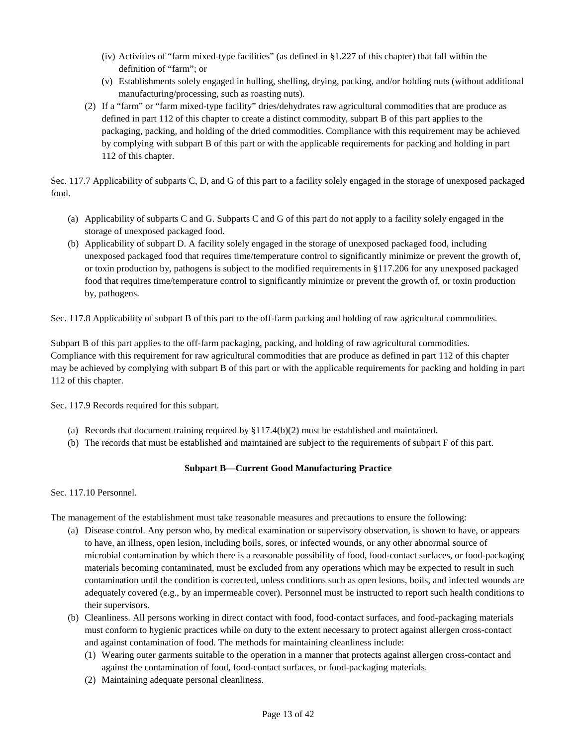(iv) Activities of "farm mixed-type facilities" (as defined in §1.227 of this chapter) that fall within the definition of "farm"; or

(v) Establishments solely engaged in hulling, shelling, drying, packing, and/or holding nuts (without additional manufacturing/processing, such as roasting nuts).

(2) If a "farm" or "farm mixed-type facility" dries/dehydrates raw agricultural commodities that are produce as defined in part 112 of this chapter to create a distinct commodity, subpart B of this part applies to the packaging, packing, and holding of the dried commodities. Compliance with this requirement may be achieved by complying with subpart B of this part or with the applicable requirements for packing and holding in part 112 of this chapter.

Sec. 117.7 Applicability of subparts C, D, and G of this part to a facility solely engaged in the storage of unexposed packaged food.

(a) Applicability of subparts C and G. Subparts C and G of this part do not apply to a facility solely engaged in the storage of unexposed packaged food.

(b) Applicability of subpart D. A facility solely engaged in the storage of unexposed packaged food, including unexposed packaged food that requires time/temperature control to significantly minimize or prevent the growth of, or toxin production by, pathogens is subject to the modified requirements in §117.206 for any unexposed packaged food that requires time/temperature control to significantly minimize or prevent the growth of, or toxin production by, pathogens.

Sec. 117.8 Applicability of subpart B of this part to the off-farm packing and holding of raw agricultural commodities.

Subpart B of this part applies to the off-farm packaging, packing, and holding of raw agricultural commodities. Compliance with this requirement for raw agricultural commodities that are produce as defined in part 112 of this chapter may be achieved by complying with subpart B of this part or with the applicable requirements for packing and holding in part 112 of this chapter.

Sec. 117.9 Records required for this subpart.

(a) Records that document training required by §117.4(b)(2) must be established and maintained.

(b) The records that must be established and maintained are subject to the requirements of subpart F of this part.

**Subpart B—Current Good Manufacturing Practice**

Sec. 117.10 Personnel.

The management of the establishment must take reasonable measures and precautions to ensure the following:

(a) Disease control. Any person who, by medical examination or supervisory observation, is shown to have, or appears to have, an illness, open lesion, including boils, sores, or infected wounds, or any other abnormal source of microbial contamination by which there is a reasonable possibility of food, food-contact surfaces, or food-packaging materials becoming contaminated, must be excluded from any operations which may be expected to result in such contamination until the condition is corrected, unless conditions such as open lesions, boils, and infected wounds are adequately covered (e.g., by an impermeable cover). Personnel must be instructed to report such health conditions to their supervisors.

(b) Cleanliness. All persons working in direct contact with food, food-contact surfaces, and food-packaging materials must conform to hygienic practices while on duty to the extent necessary to protect against allergen cross-contact and against contamination of food. The methods for maintaining cleanliness include:

(1) Wearing outer garments suitable to the operation in a manner that protects against allergen cross-contact and against the contamination of food, food-contact surfaces, or food-packaging materials.

(2) Maintaining adequate personal cleanliness.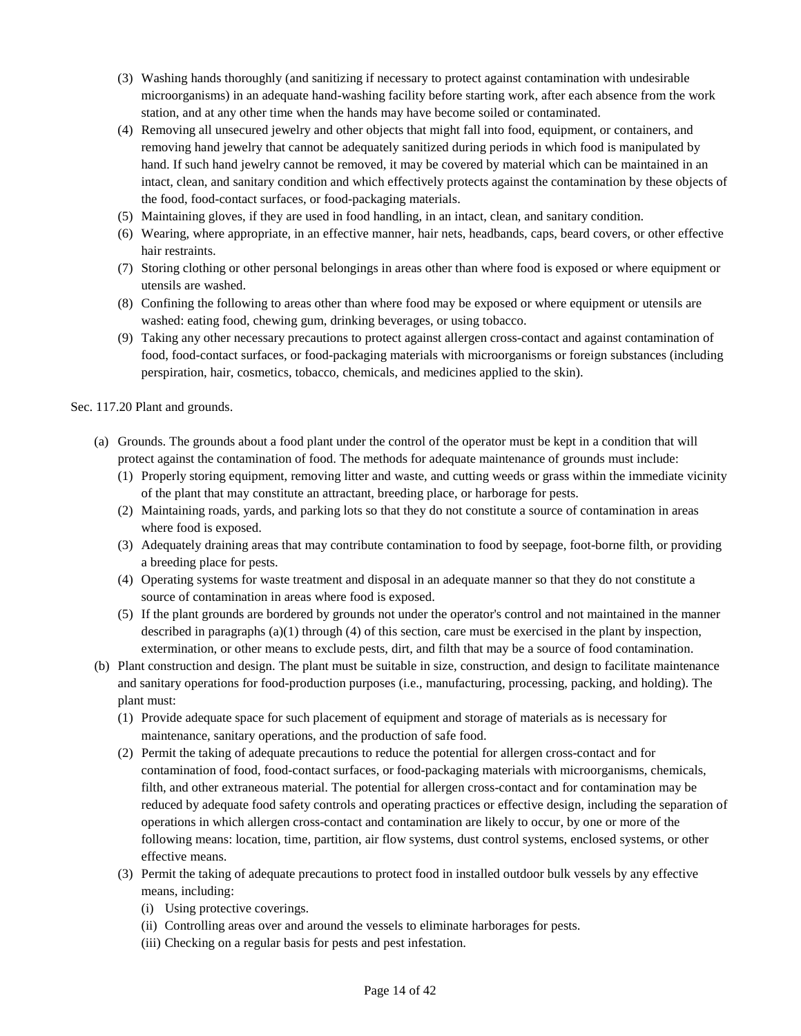(3) Washing hands thoroughly (and sanitizing if necessary to protect against contamination with undesirable microorganisms) in an adequate hand-washing facility before starting work, after each absence from the work station, and at any other time when the hands may have become soiled or contaminated.

(4) Removing all unsecured jewelry and other objects that might fall into food, equipment, or containers, and removing hand jewelry that cannot be adequately sanitized during periods in which food is manipulated by hand. If such hand jewelry cannot be removed, it may be covered by material which can be maintained in an intact, clean, and sanitary condition and which effectively protects against the contamination by these objects of the food, food-contact surfaces, or food-packaging materials.

(5) Maintaining gloves, if they are used in food handling, in an intact, clean, and sanitary condition.

(6) Wearing, where appropriate, in an effective manner, hair nets, headbands, caps, beard covers, or other effective hair restraints.

(7) Storing clothing or other personal belongings in areas other than where food is exposed or where equipment or utensils are washed.

(8) Confining the following to areas other than where food may be exposed or where equipment or utensils are washed: eating food, chewing gum, drinking beverages, or using tobacco.

(9) Taking any other necessary precautions to protect against allergen cross-contact and against contamination of food, food-contact surfaces, or food-packaging materials with microorganisms or foreign substances (including perspiration, hair, cosmetics, tobacco, chemicals, and medicines applied to the skin).

Sec. 117.20 Plant and grounds.

(a) Grounds. The grounds about a food plant under the control of the operator must be kept in a condition that will protect against the contamination of food. The methods for adequate maintenance of grounds must include:

(1) Properly storing equipment, removing litter and waste, and cutting weeds or grass within the immediate vicinity of the plant that may constitute an attractant, breeding place, or harborage for pests.

(2) Maintaining roads, yards, and parking lots so that they do not constitute a source of contamination in areas where food is exposed.

(3) Adequately draining areas that may contribute contamination to food by seepage, foot-borne filth, or providing a breeding place for pests.

(4) Operating systems for waste treatment and disposal in an adequate manner so that they do not constitute a source of contamination in areas where food is exposed.

(5) If the plant grounds are bordered by grounds not under the operator's control and not maintained in the manner described in paragraphs (a)(1) through (4) of this section, care must be exercised in the plant by inspection, extermination, or other means to exclude pests, dirt, and filth that may be a source of food contamination.

(b) Plant construction and design. The plant must be suitable in size, construction, and design to facilitate maintenance and sanitary operations for food-production purposes (i.e., manufacturing, processing, packing, and holding). The plant must:

(1) Provide adequate space for such placement of equipment and storage of materials as is necessary for maintenance, sanitary operations, and the production of safe food.

(2) Permit the taking of adequate precautions to reduce the potential for allergen cross-contact and for contamination of food, food-contact surfaces, or food-packaging materials with microorganisms, chemicals, filth, and other extraneous material. The potential for allergen cross-contact and for contamination may be reduced by adequate food safety controls and operating practices or effective design, including the separation of operations in which allergen cross-contact and contamination are likely to occur, by one or more of the following means: location, time, partition, air flow systems, dust control systems, enclosed systems, or other effective means.

(3) Permit the taking of adequate precautions to protect food in installed outdoor bulk vessels by any effective means, including:

(i) Using protective coverings.

(ii) Controlling areas over and around the vessels to eliminate harborages for pests.

(iii) Checking on a regular basis for pests and pest infestation.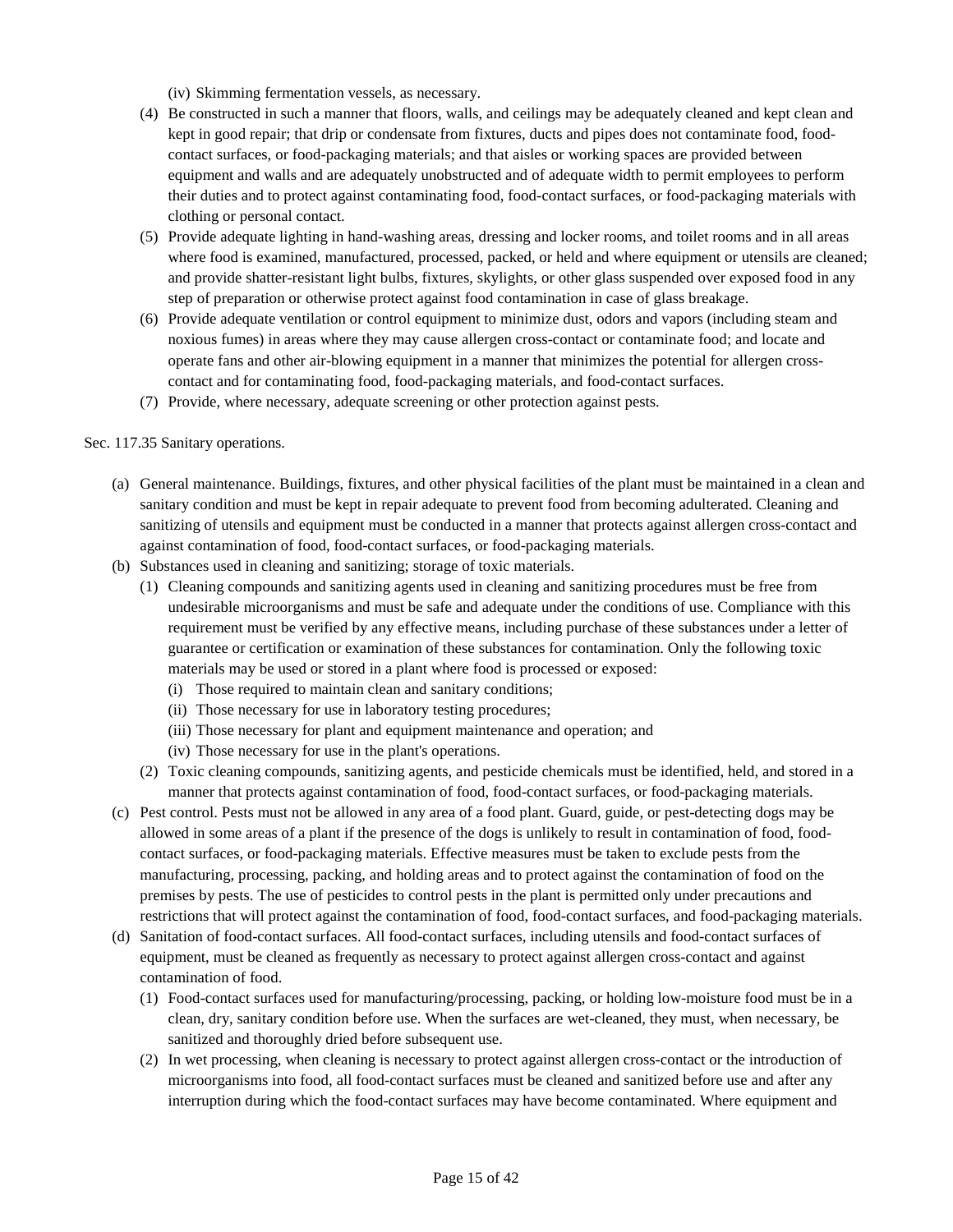(iv) Skimming fermentation vessels, as necessary.

(4) Be constructed in such a manner that floors, walls, and ceilings may be adequately cleaned and kept clean and kept in good repair; that drip or condensate from fixtures, ducts and pipes does not contaminate food, food-contact surfaces, or food-packaging materials; and that aisles or working spaces are provided between equipment and walls and are adequately unobstructed and of adequate width to permit employees to perform their duties and to protect against contaminating food, food-contact surfaces, or food-packaging materials with clothing or personal contact.

(5) Provide adequate lighting in hand-washing areas, dressing and locker rooms, and toilet rooms and in all areas where food is examined, manufactured, processed, packed, or held and where equipment or utensils are cleaned; and provide shatter-resistant light bulbs, fixtures, skylights, or other glass suspended over exposed food in any step of preparation or otherwise protect against food contamination in case of glass breakage.

(6) Provide adequate ventilation or control equipment to minimize dust, odors and vapors (including steam and noxious fumes) in areas where they may cause allergen cross-contact or contaminate food; and locate and operate fans and other air-blowing equipment in a manner that minimizes the potential for allergen cross-contact and for contaminating food, food-packaging materials, and food-contact surfaces.

(7) Provide, where necessary, adequate screening or other protection against pests.

Sec. 117.35 Sanitary operations.

(a) General maintenance. Buildings, fixtures, and other physical facilities of the plant must be maintained in a clean and sanitary condition and must be kept in repair adequate to prevent food from becoming adulterated. Cleaning and sanitizing of utensils and equipment must be conducted in a manner that protects against allergen cross-contact and against contamination of food, food-contact surfaces, or food-packaging materials.

(b) Substances used in cleaning and sanitizing; storage of toxic materials.

(1) Cleaning compounds and sanitizing agents used in cleaning and sanitizing procedures must be free from undesirable microorganisms and must be safe and adequate under the conditions of use. Compliance with this requirement must be verified by any effective means, including purchase of these substances under a letter of guarantee or certification or examination of these substances for contamination. Only the following toxic materials may be used or stored in a plant where food is processed or exposed:

(i) Those required to maintain clean and sanitary conditions;

(ii) Those necessary for use in laboratory testing procedures;

(iii) Those necessary for plant and equipment maintenance and operation; and

(iv) Those necessary for use in the plant's operations.

(2) Toxic cleaning compounds, sanitizing agents, and pesticide chemicals must be identified, held, and stored in a manner that protects against contamination of food, food-contact surfaces, or food-packaging materials.

(c) Pest control. Pests must not be allowed in any area of a food plant. Guard, guide, or pest-detecting dogs may be allowed in some areas of a plant if the presence of the dogs is unlikely to result in contamination of food, food-contact surfaces, or food-packaging materials. Effective measures must be taken to exclude pests from the manufacturing, processing, packing, and holding areas and to protect against the contamination of food on the premises by pests. The use of pesticides to control pests in the plant is permitted only under precautions and restrictions that will protect against the contamination of food, food-contact surfaces, and food-packaging materials.

(d) Sanitation of food-contact surfaces. All food-contact surfaces, including utensils and food-contact surfaces of equipment, must be cleaned as frequently as necessary to protect against allergen cross-contact and against contamination of food.

(1) Food-contact surfaces used for manufacturing/processing, packing, or holding low-moisture food must be in a clean, dry, sanitary condition before use. When the surfaces are wet-cleaned, they must, when necessary, be sanitized and thoroughly dried before subsequent use.

(2) In wet processing, when cleaning is necessary to protect against allergen cross-contact or the introduction of microorganisms into food, all food-contact surfaces must be cleaned and sanitized before use and after any interruption during which the food-contact surfaces may have become contaminated. Where equipment and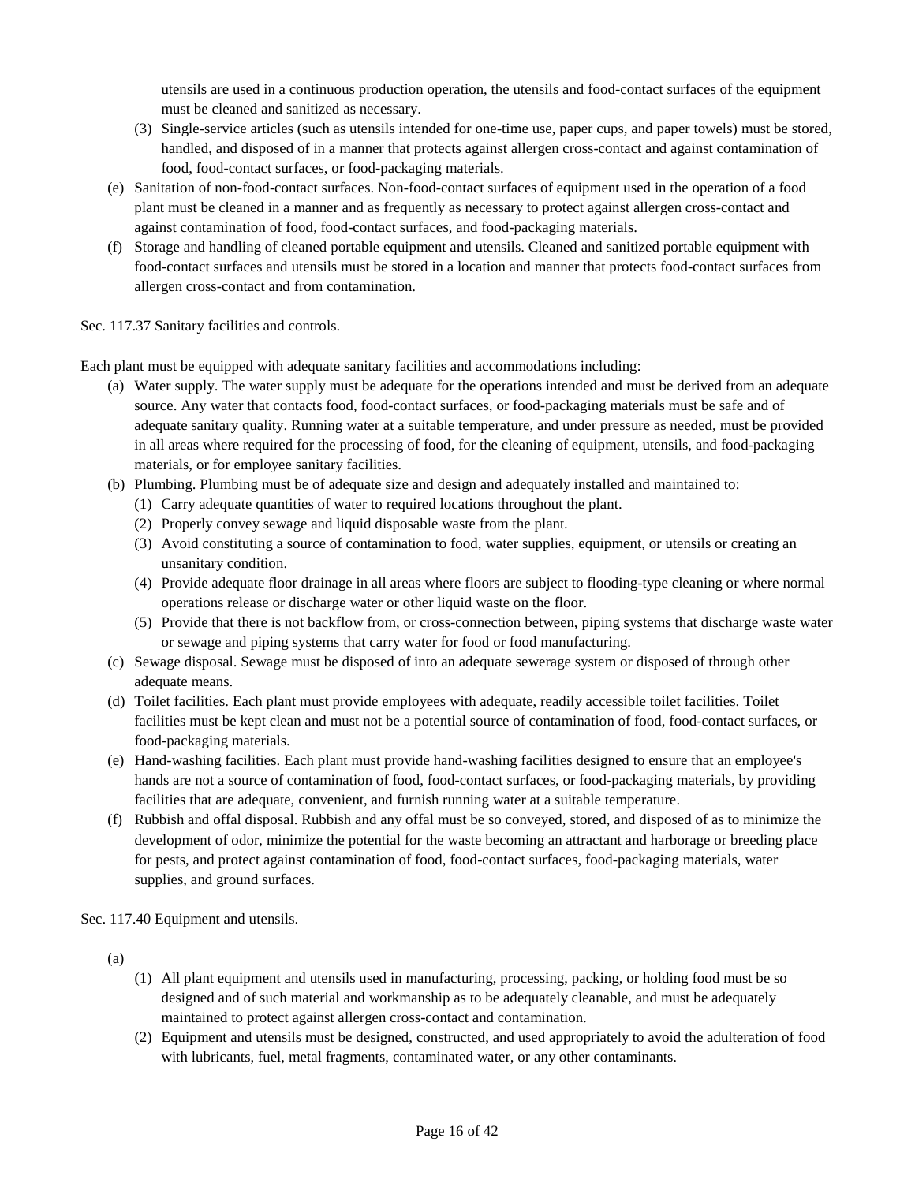utensils are used in a continuous production operation, the utensils and food-contact surfaces of the equipment must be cleaned and sanitized as necessary.

(3) Single-service articles (such as utensils intended for one-time use, paper cups, and paper towels) must be stored, handled, and disposed of in a manner that protects against allergen cross-contact and against contamination of food, food-contact surfaces, or food-packaging materials.

(e) Sanitation of non-food-contact surfaces. Non-food-contact surfaces of equipment used in the operation of a food plant must be cleaned in a manner and as frequently as necessary to protect against allergen cross-contact and against contamination of food, food-contact surfaces, and food-packaging materials.

(f) Storage and handling of cleaned portable equipment and utensils. Cleaned and sanitized portable equipment with food-contact surfaces and utensils must be stored in a location and manner that protects food-contact surfaces from allergen cross-contact and from contamination.

Sec. 117.37 Sanitary facilities and controls.

Each plant must be equipped with adequate sanitary facilities and accommodations including:

- (a) Water supply. The water supply must be adequate for the operations intended and must be derived from an adequate source. Any water that contacts food, food-contact surfaces, or food-packaging materials must be safe and of adequate sanitary quality. Running water at a suitable temperature, and under pressure as needed, must be provided in all areas where required for the processing of food, for the cleaning of equipment, utensils, and food-packaging materials, or for employee sanitary facilities.
- (b) Plumbing. Plumbing must be of adequate size and design and adequately installed and maintained to:
  - (1) Carry adequate quantities of water to required locations throughout the plant.
  - (2) Properly convey sewage and liquid disposable waste from the plant.
  - (3) Avoid constituting a source of contamination to food, water supplies, equipment, or utensils or creating an unsanitary condition.
  - (4) Provide adequate floor drainage in all areas where floors are subject to flooding-type cleaning or where normal operations release or discharge water or other liquid waste on the floor.
  - (5) Provide that there is not backflow from, or cross-connection between, piping systems that discharge waste water or sewage and piping systems that carry water for food or food manufacturing.
- (c) Sewage disposal. Sewage must be disposed of into an adequate sewerage system or disposed of through other adequate means.
- (d) Toilet facilities. Each plant must provide employees with adequate, readily accessible toilet facilities. Toilet facilities must be kept clean and must not be a potential source of contamination of food, food-contact surfaces, or food-packaging materials.
- (e) Hand-washing facilities. Each plant must provide hand-washing facilities designed to ensure that an employee's hands are not a source of contamination of food, food-contact surfaces, or food-packaging materials, by providing facilities that are adequate, convenient, and furnish running water at a suitable temperature.
- (f) Rubbish and offal disposal. Rubbish and any offal must be so conveyed, stored, and disposed of as to minimize the development of odor, minimize the potential for the waste becoming an attractant and harborage or breeding place for pests, and protect against contamination of food, food-contact surfaces, food-packaging materials, water supplies, and ground surfaces.

Sec. 117.40 Equipment and utensils.

- (a)
  - (1) All plant equipment and utensils used in manufacturing, processing, packing, or holding food must be so designed and of such material and workmanship as to be adequately cleanable, and must be adequately maintained to protect against allergen cross-contact and contamination.
  - (2) Equipment and utensils must be designed, constructed, and used appropriately to avoid the adulteration of food with lubricants, fuel, metal fragments, contaminated water, or any other contaminants.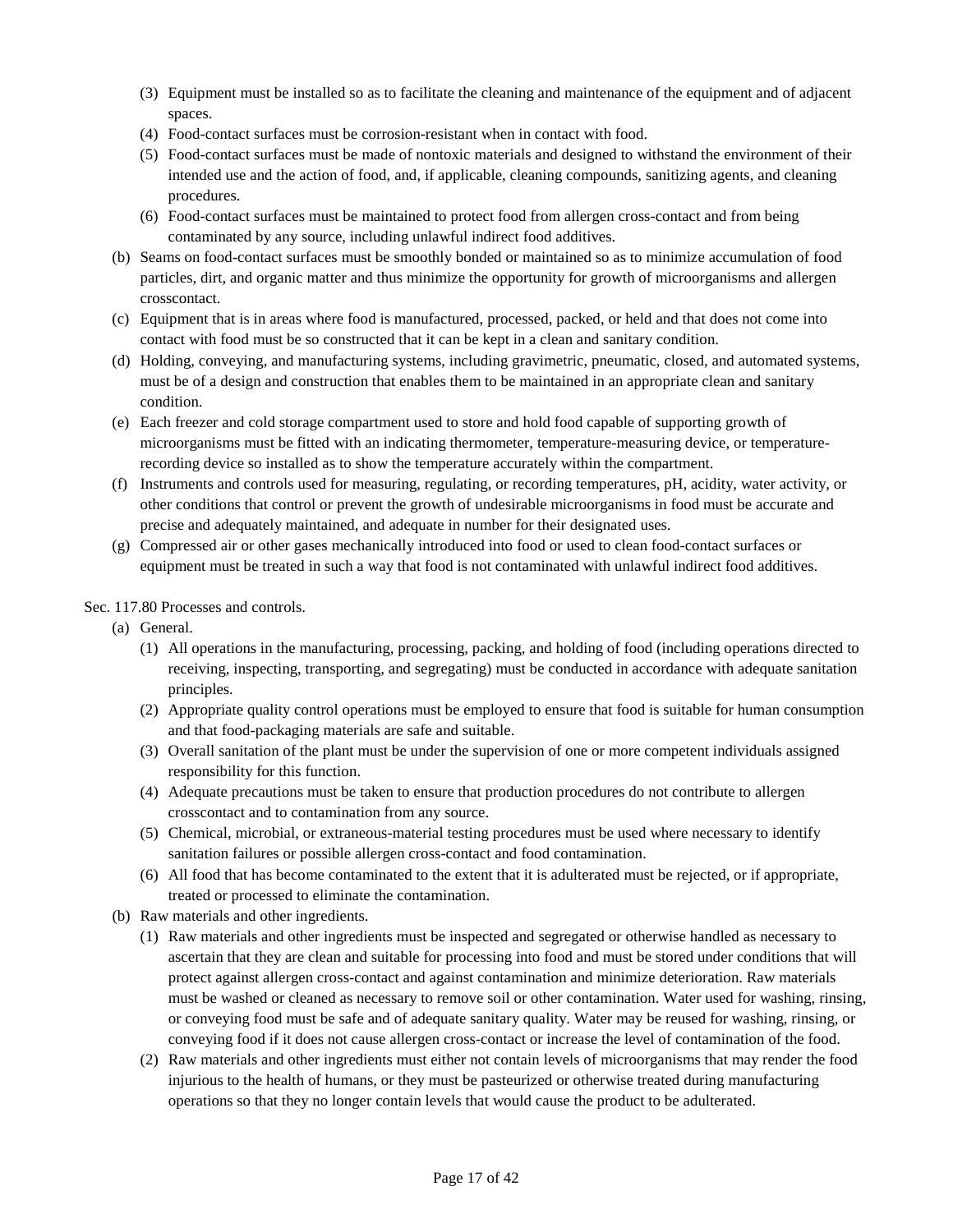(3) Equipment must be installed so as to facilitate the cleaning and maintenance of the equipment and of adjacent spaces.

(4) Food-contact surfaces must be corrosion-resistant when in contact with food.

(5) Food-contact surfaces must be made of nontoxic materials and designed to withstand the environment of their intended use and the action of food, and, if applicable, cleaning compounds, sanitizing agents, and cleaning procedures.

(6) Food-contact surfaces must be maintained to protect food from allergen cross-contact and from being contaminated by any source, including unlawful indirect food additives.

(b) Seams on food-contact surfaces must be smoothly bonded or maintained so as to minimize accumulation of food particles, dirt, and organic matter and thus minimize the opportunity for growth of microorganisms and allergen crosscontact.

(c) Equipment that is in areas where food is manufactured, processed, packed, or held and that does not come into contact with food must be so constructed that it can be kept in a clean and sanitary condition.

(d) Holding, conveying, and manufacturing systems, including gravimetric, pneumatic, closed, and automated systems, must be of a design and construction that enables them to be maintained in an appropriate clean and sanitary condition.

(e) Each freezer and cold storage compartment used to store and hold food capable of supporting growth of microorganisms must be fitted with an indicating thermometer, temperature-measuring device, or temperature-recording device so installed as to show the temperature accurately within the compartment.

(f) Instruments and controls used for measuring, regulating, or recording temperatures, pH, acidity, water activity, or other conditions that control or prevent the growth of undesirable microorganisms in food must be accurate and precise and adequately maintained, and adequate in number for their designated uses.

(g) Compressed air or other gases mechanically introduced into food or used to clean food-contact surfaces or equipment must be treated in such a way that food is not contaminated with unlawful indirect food additives.

Sec. 117.80 Processes and controls.

(a) General.

(1) All operations in the manufacturing, processing, packing, and holding of food (including operations directed to receiving, inspecting, transporting, and segregating) must be conducted in accordance with adequate sanitation principles.

(2) Appropriate quality control operations must be employed to ensure that food is suitable for human consumption and that food-packaging materials are safe and suitable.

(3) Overall sanitation of the plant must be under the supervision of one or more competent individuals assigned responsibility for this function.

(4) Adequate precautions must be taken to ensure that production procedures do not contribute to allergen crosscontact and to contamination from any source.

(5) Chemical, microbial, or extraneous-material testing procedures must be used where necessary to identify sanitation failures or possible allergen cross-contact and food contamination.

(6) All food that has become contaminated to the extent that it is adulterated must be rejected, or if appropriate, treated or processed to eliminate the contamination.

(b) Raw materials and other ingredients.

(1) Raw materials and other ingredients must be inspected and segregated or otherwise handled as necessary to ascertain that they are clean and suitable for processing into food and must be stored under conditions that will protect against allergen cross-contact and against contamination and minimize deterioration. Raw materials must be washed or cleaned as necessary to remove soil or other contamination. Water used for washing, rinsing, or conveying food must be safe and of adequate sanitary quality. Water may be reused for washing, rinsing, or conveying food if it does not cause allergen cross-contact or increase the level of contamination of the food.

(2) Raw materials and other ingredients must either not contain levels of microorganisms that may render the food injurious to the health of humans, or they must be pasteurized or otherwise treated during manufacturing operations so that they no longer contain levels that would cause the product to be adulterated.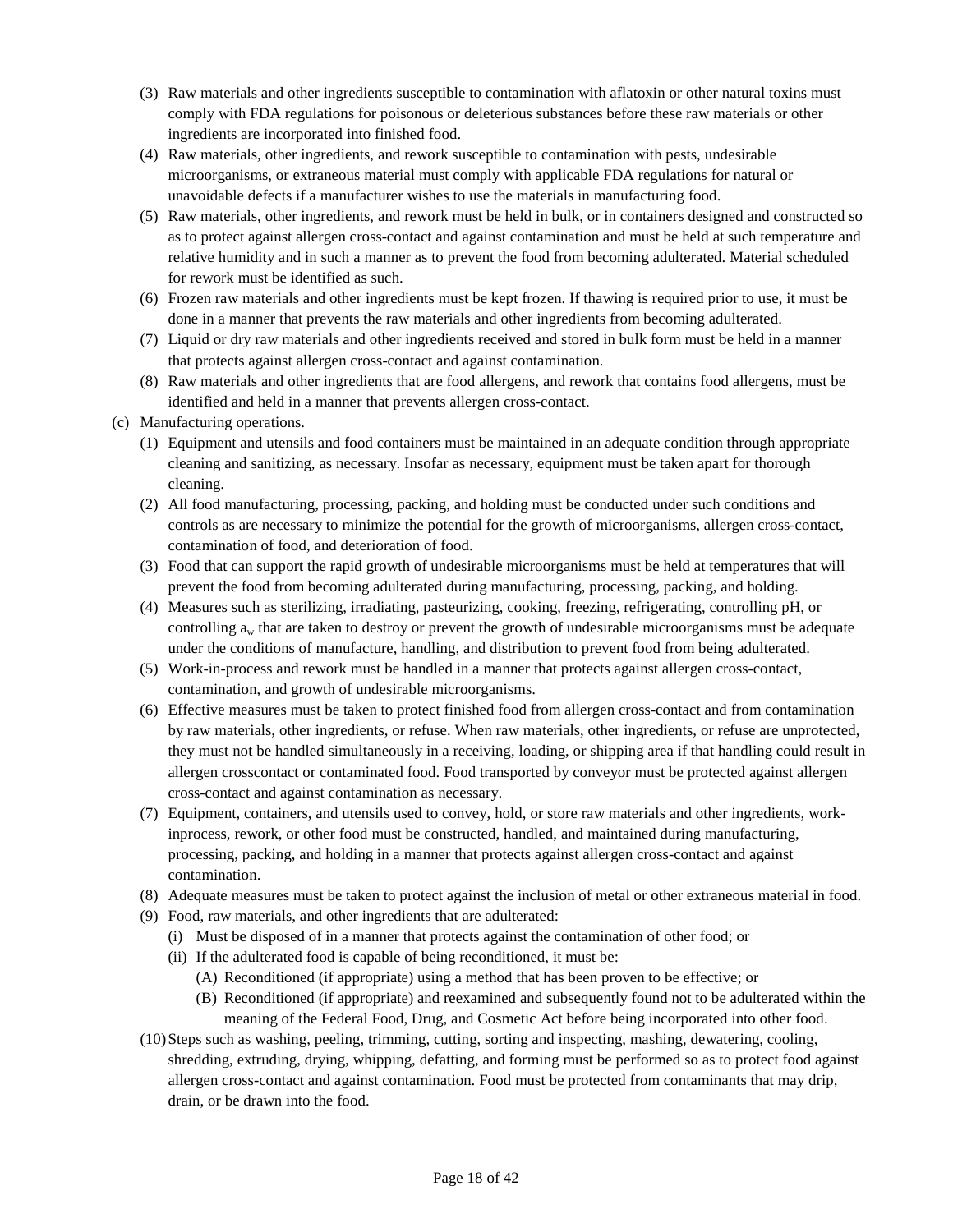(3) Raw materials and other ingredients susceptible to contamination with aflatoxin or other natural toxins must comply with FDA regulations for poisonous or deleterious substances before these raw materials or other ingredients are incorporated into finished food.

(4) Raw materials, other ingredients, and rework susceptible to contamination with pests, undesirable microorganisms, or extraneous material must comply with applicable FDA regulations for natural or unavoidable defects if a manufacturer wishes to use the materials in manufacturing food.

(5) Raw materials, other ingredients, and rework must be held in bulk, or in containers designed and constructed so as to protect against allergen cross-contact and against contamination and must be held at such temperature and relative humidity and in such a manner as to prevent the food from becoming adulterated. Material scheduled for rework must be identified as such.

(6) Frozen raw materials and other ingredients must be kept frozen. If thawing is required prior to use, it must be done in a manner that prevents the raw materials and other ingredients from becoming adulterated.

(7) Liquid or dry raw materials and other ingredients received and stored in bulk form must be held in a manner that protects against allergen cross-contact and against contamination.

(8) Raw materials and other ingredients that are food allergens, and rework that contains food allergens, must be identified and held in a manner that prevents allergen cross-contact.

(c) Manufacturing operations.

(1) Equipment and utensils and food containers must be maintained in an adequate condition through appropriate cleaning and sanitizing, as necessary. Insofar as necessary, equipment must be taken apart for thorough cleaning.

(2) All food manufacturing, processing, packing, and holding must be conducted under such conditions and controls as are necessary to minimize the potential for the growth of microorganisms, allergen cross-contact, contamination of food, and deterioration of food.

(3) Food that can support the rapid growth of undesirable microorganisms must be held at temperatures that will prevent the food from becoming adulterated during manufacturing, processing, packing, and holding.

(4) Measures such as sterilizing, irradiating, pasteurizing, cooking, freezing, refrigerating, controlling pH, or controlling $a_w$ that are taken to destroy or prevent the growth of undesirable microorganisms must be adequate under the conditions of manufacture, handling, and distribution to prevent food from being adulterated.

(5) Work-in-process and rework must be handled in a manner that protects against allergen cross-contact, contamination, and growth of undesirable microorganisms.

(6) Effective measures must be taken to protect finished food from allergen cross-contact and from contamination by raw materials, other ingredients, or refuse. When raw materials, other ingredients, or refuse are unprotected, they must not be handled simultaneously in a receiving, loading, or shipping area if that handling could result in allergen crosscontact or contaminated food. Food transported by conveyor must be protected against allergen cross-contact and against contamination as necessary.

(7) Equipment, containers, and utensils used to convey, hold, or store raw materials and other ingredients, work-inprocess, rework, or other food must be constructed, handled, and maintained during manufacturing, processing, packing, and holding in a manner that protects against allergen cross-contact and against contamination.

(8) Adequate measures must be taken to protect against the inclusion of metal or other extraneous material in food.

(9) Food, raw materials, and other ingredients that are adulterated:

(i) Must be disposed of in a manner that protects against the contamination of other food; or

(ii) If the adulterated food is capable of being reconditioned, it must be:

(A) Reconditioned (if appropriate) using a method that has been proven to be effective; or

(B) Reconditioned (if appropriate) and reexamined and subsequently found not to be adulterated within the meaning of the Federal Food, Drug, and Cosmetic Act before being incorporated into other food.

(10) Steps such as washing, peeling, trimming, cutting, sorting and inspecting, mashing, dewatering, cooling, shredding, extruding, drying, whipping, defatting, and forming must be performed so as to protect food against allergen cross-contact and against contamination. Food must be protected from contaminants that may drip, drain, or be drawn into the food.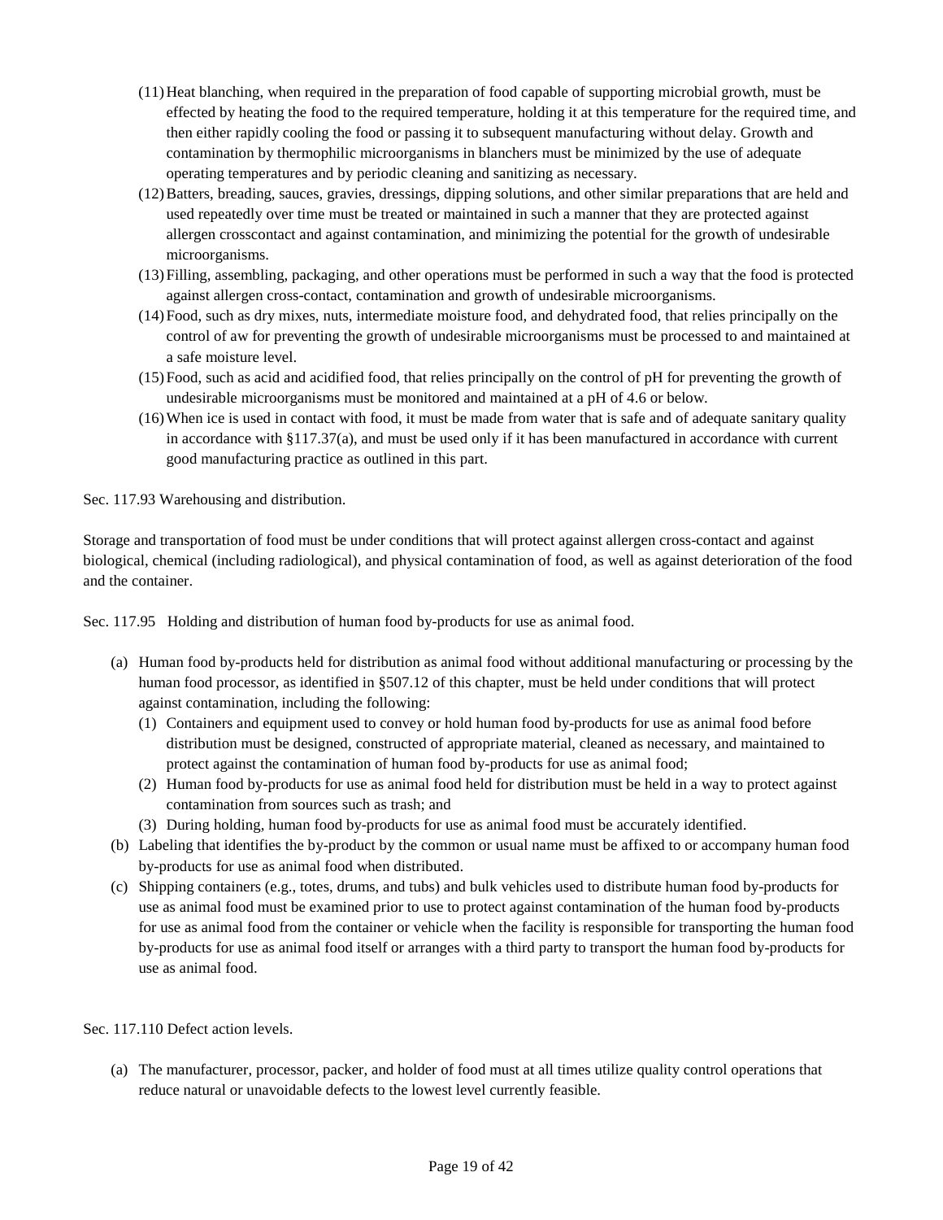(11) Heat blanching, when required in the preparation of food capable of supporting microbial growth, must be effected by heating the food to the required temperature, holding it at this temperature for the required time, and then either rapidly cooling the food or passing it to subsequent manufacturing without delay. Growth and contamination by thermophilic microorganisms in blanchers must be minimized by the use of adequate operating temperatures and by periodic cleaning and sanitizing as necessary.

(12) Batters, breading, sauces, gravies, dressings, dipping solutions, and other similar preparations that are held and used repeatedly over time must be treated or maintained in such a manner that they are protected against allergen crosscontact and against contamination, and minimizing the potential for the growth of undesirable microorganisms.

(13) Filling, assembling, packaging, and other operations must be performed in such a way that the food is protected against allergen cross-contact, contamination and growth of undesirable microorganisms.

(14) Food, such as dry mixes, nuts, intermediate moisture food, and dehydrated food, that relies principally on the control of aw for preventing the growth of undesirable microorganisms must be processed to and maintained at a safe moisture level.

(15) Food, such as acid and acidified food, that relies principally on the control of pH for preventing the growth of undesirable microorganisms must be monitored and maintained at a pH of 4.6 or below.

(16) When ice is used in contact with food, it must be made from water that is safe and of adequate sanitary quality in accordance with §117.37(a), and must be used only if it has been manufactured in accordance with current good manufacturing practice as outlined in this part.

Sec. 117.93 Warehousing and distribution.

Storage and transportation of food must be under conditions that will protect against allergen cross-contact and against biological, chemical (including radiological), and physical contamination of food, as well as against deterioration of the food and the container.

Sec. 117.95 Holding and distribution of human food by-products for use as animal food.

(a) Human food by-products held for distribution as animal food without additional manufacturing or processing by the human food processor, as identified in §507.12 of this chapter, must be held under conditions that will protect against contamination, including the following:
   (1) Containers and equipment used to convey or hold human food by-products for use as animal food before distribution must be designed, constructed of appropriate material, cleaned as necessary, and maintained to protect against the contamination of human food by-products for use as animal food;
   (2) Human food by-products for use as animal food held for distribution must be held in a way to protect against contamination from sources such as trash; and
   (3) During holding, human food by-products for use as animal food must be accurately identified.

(b) Labeling that identifies the by-product by the common or usual name must be affixed to or accompany human food by-products for use as animal food when distributed.

(c) Shipping containers (e.g., totes, drums, and tubs) and bulk vehicles used to distribute human food by-products for use as animal food must be examined prior to use to protect against contamination of the human food by-products for use as animal food from the container or vehicle when the facility is responsible for transporting the human food by-products for use as animal food itself or arranges with a third party to transport the human food by-products for use as animal food.

Sec. 117.110 Defect action levels.

(a) The manufacturer, processor, packer, and holder of food must at all times utilize quality control operations that reduce natural or unavoidable defects to the lowest level currently feasible.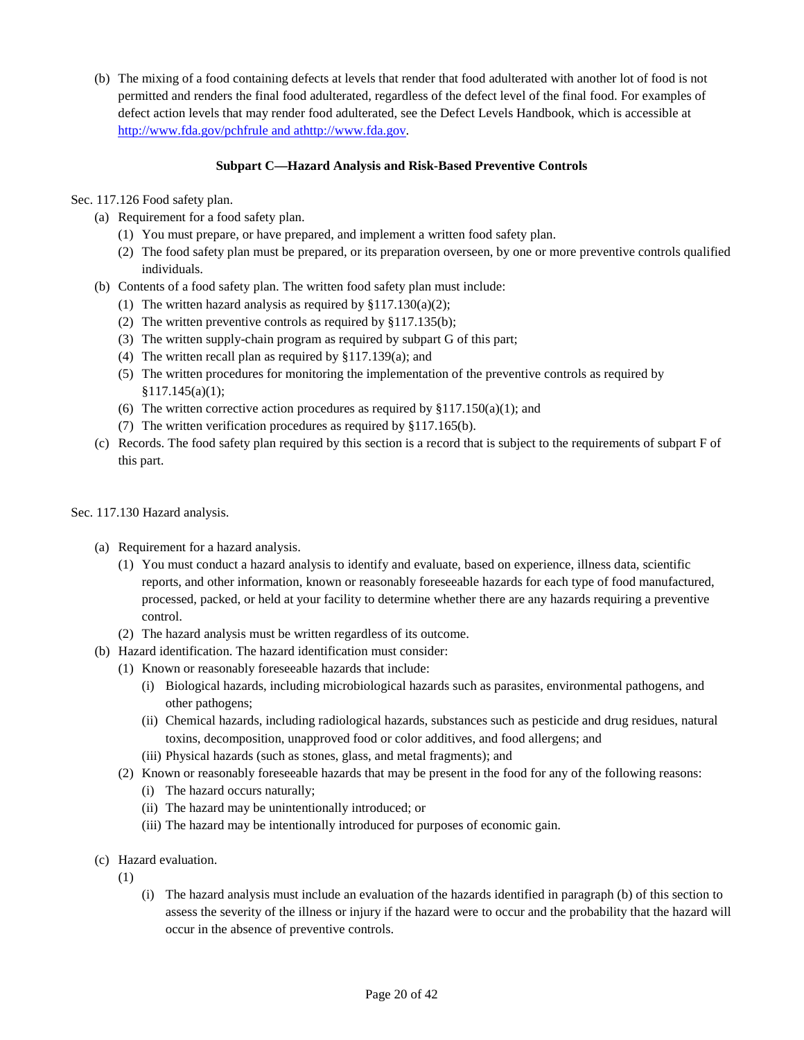(b) The mixing of a food containing defects at levels that render that food adulterated with another lot of food is not permitted and renders the final food adulterated, regardless of the defect level of the final food. For examples of defect action levels that may render food adulterated, see the Defect Levels Handbook, which is accessible at http://www.fda.gov/pchfrule and athttp://www.fda.gov.

### Subpart C—Hazard Analysis and Risk-Based Preventive Controls

Sec. 117.126 Food safety plan.

- (a) Requirement for a food safety plan.
  - (1) You must prepare, or have prepared, and implement a written food safety plan.
  - (2) The food safety plan must be prepared, or its preparation overseen, by one or more preventive controls qualified individuals.
- (b) Contents of a food safety plan. The written food safety plan must include:
  - (1) The written hazard analysis as required by §117.130(a)(2);
  - (2) The written preventive controls as required by §117.135(b);
  - (3) The written supply-chain program as required by subpart G of this part;
  - (4) The written recall plan as required by §117.139(a); and
  - (5) The written procedures for monitoring the implementation of the preventive controls as required by §117.145(a)(1);
  - (6) The written corrective action procedures as required by §117.150(a)(1); and
  - (7) The written verification procedures as required by §117.165(b).
- (c) Records. The food safety plan required by this section is a record that is subject to the requirements of subpart F of this part.

Sec. 117.130 Hazard analysis.

- (a) Requirement for a hazard analysis.
  - (1) You must conduct a hazard analysis to identify and evaluate, based on experience, illness data, scientific reports, and other information, known or reasonably foreseeable hazards for each type of food manufactured, processed, packed, or held at your facility to determine whether there are any hazards requiring a preventive control.
  - (2) The hazard analysis must be written regardless of its outcome.
- (b) Hazard identification. The hazard identification must consider:
  - (1) Known or reasonably foreseeable hazards that include:
    - (i) Biological hazards, including microbiological hazards such as parasites, environmental pathogens, and other pathogens;
    - (ii) Chemical hazards, including radiological hazards, substances such as pesticide and drug residues, natural toxins, decomposition, unapproved food or color additives, and food allergens; and
    - (iii) Physical hazards (such as stones, glass, and metal fragments); and
  - (2) Known or reasonably foreseeable hazards that may be present in the food for any of the following reasons:
    - (i) The hazard occurs naturally;
    - (ii) The hazard may be unintentionally introduced; or
    - (iii) The hazard may be intentionally introduced for purposes of economic gain.
- (c) Hazard evaluation.
  - (1)
    - (i) The hazard analysis must include an evaluation of the hazards identified in paragraph (b) of this section to assess the severity of the illness or injury if the hazard were to occur and the probability that the hazard will occur in the absence of preventive controls.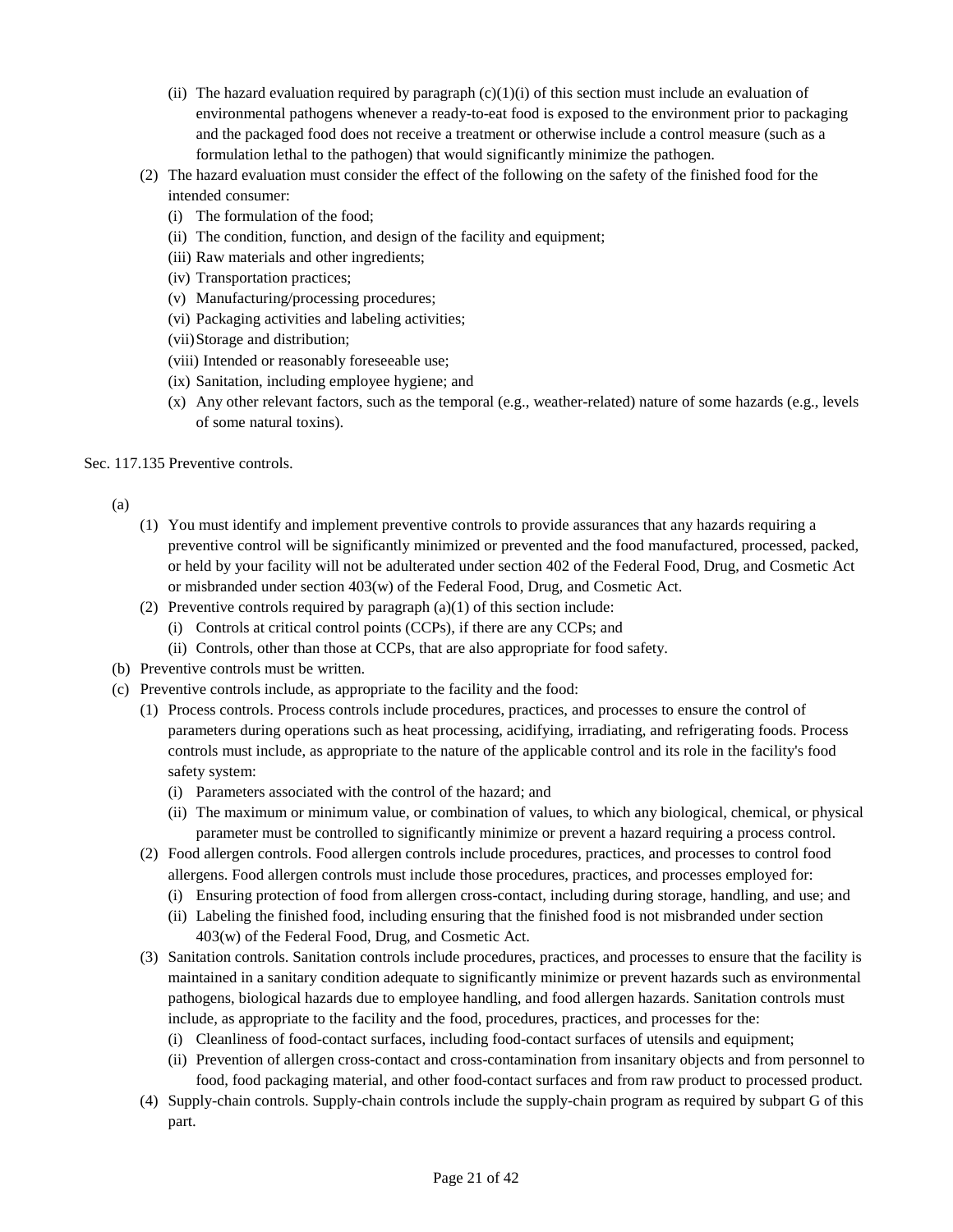- (ii) The hazard evaluation required by paragraph (c)(1)(i) of this section must include an evaluation of environmental pathogens whenever a ready-to-eat food is exposed to the environment prior to packaging and the packaged food does not receive a treatment or otherwise include a control measure (such as a formulation lethal to the pathogen) that would significantly minimize the pathogen.

- (2) The hazard evaluation must consider the effect of the following on the safety of the finished food for the intended consumer:
  - (i) The formulation of the food;
  - (ii) The condition, function, and design of the facility and equipment;
  - (iii) Raw materials and other ingredients;
  - (iv) Transportation practices;
  - (v) Manufacturing/processing procedures;
  - (vi) Packaging activities and labeling activities;
  - (vii) Storage and distribution;
  - (viii) Intended or reasonably foreseeable use;
  - (ix) Sanitation, including employee hygiene; and
  - (x) Any other relevant factors, such as the temporal (e.g., weather-related) nature of some hazards (e.g., levels of some natural toxins).

Sec. 117.135 Preventive controls.

- (a)
  - (1) You must identify and implement preventive controls to provide assurances that any hazards requiring a preventive control will be significantly minimized or prevented and the food manufactured, processed, packed, or held by your facility will not be adulterated under section 402 of the Federal Food, Drug, and Cosmetic Act or misbranded under section 403(w) of the Federal Food, Drug, and Cosmetic Act.
  - (2) Preventive controls required by paragraph (a)(1) of this section include:
    - (i) Controls at critical control points (CCPs), if there are any CCPs; and
    - (ii) Controls, other than those at CCPs, that are also appropriate for food safety.
- (b) Preventive controls must be written.
- (c) Preventive controls include, as appropriate to the facility and the food:
  - (1) Process controls. Process controls include procedures, practices, and processes to ensure the control of parameters during operations such as heat processing, acidifying, irradiating, and refrigerating foods. Process controls must include, as appropriate to the nature of the applicable control and its role in the facility's food safety system:
    - (i) Parameters associated with the control of the hazard; and
    - (ii) The maximum or minimum value, or combination of values, to which any biological, chemical, or physical parameter must be controlled to significantly minimize or prevent a hazard requiring a process control.
  - (2) Food allergen controls. Food allergen controls include procedures, practices, and processes to control food allergens. Food allergen controls must include those procedures, practices, and processes employed for:
    - (i) Ensuring protection of food from allergen cross-contact, including during storage, handling, and use; and
    - (ii) Labeling the finished food, including ensuring that the finished food is not misbranded under section 403(w) of the Federal Food, Drug, and Cosmetic Act.
  - (3) Sanitation controls. Sanitation controls include procedures, practices, and processes to ensure that the facility is maintained in a sanitary condition adequate to significantly minimize or prevent hazards such as environmental pathogens, biological hazards due to employee handling, and food allergen hazards. Sanitation controls must include, as appropriate to the facility and the food, procedures, practices, and processes for the:
    - (i) Cleanliness of food-contact surfaces, including food-contact surfaces of utensils and equipment;
    - (ii) Prevention of allergen cross-contact and cross-contamination from insanitary objects and from personnel to food, food packaging material, and other food-contact surfaces and from raw product to processed product.
  - (4) Supply-chain controls. Supply-chain controls include the supply-chain program as required by subpart G of this part.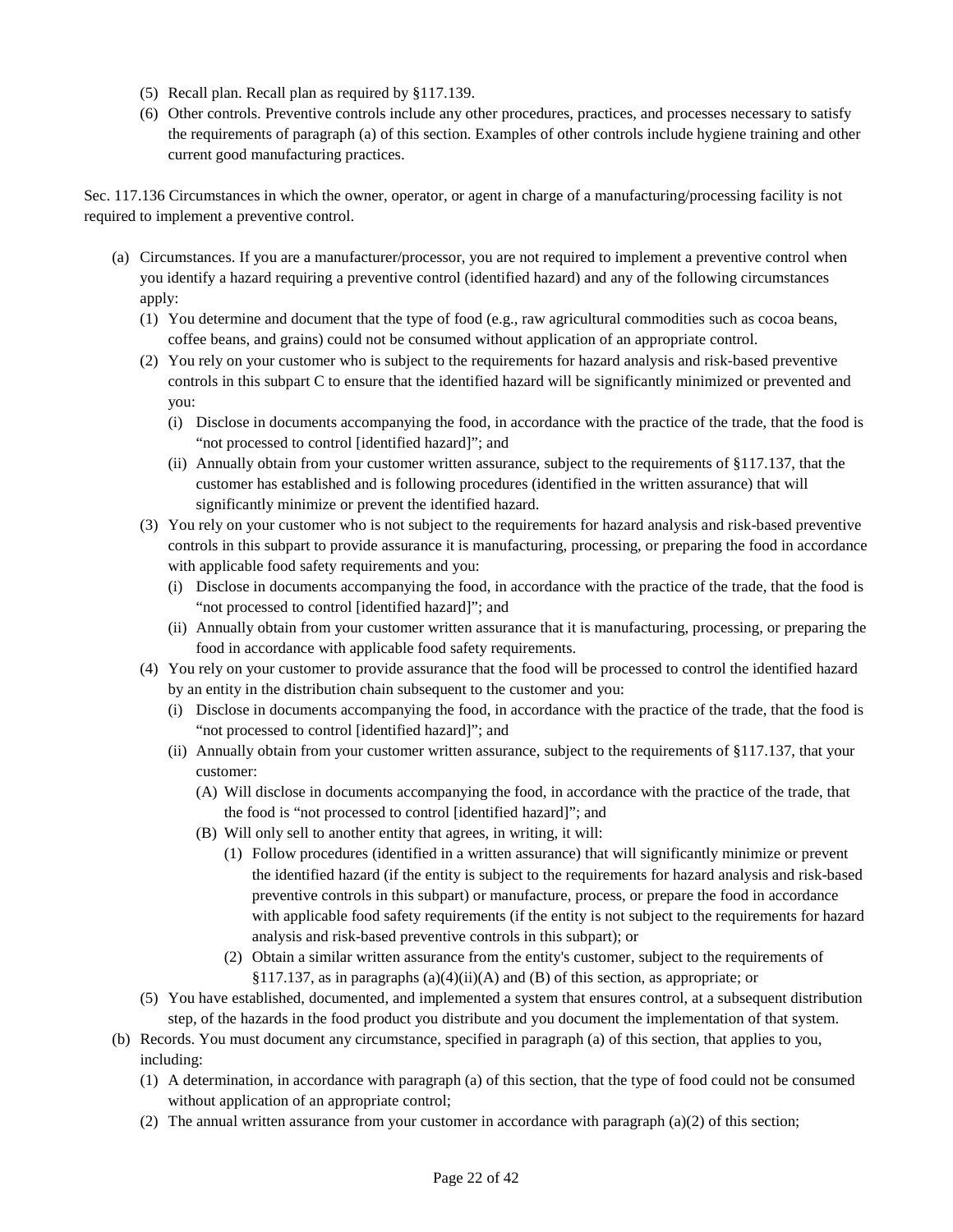(5) Recall plan. Recall plan as required by §117.139.

(6) Other controls. Preventive controls include any other procedures, practices, and processes necessary to satisfy the requirements of paragraph (a) of this section. Examples of other controls include hygiene training and other current good manufacturing practices.

Sec. 117.136 Circumstances in which the owner, operator, or agent in charge of a manufacturing/processing facility is not required to implement a preventive control.

- (a) Circumstances. If you are a manufacturer/processor, you are not required to implement a preventive control when you identify a hazard requiring a preventive control (identified hazard) and any of the following circumstances apply:
  - (1) You determine and document that the type of food (e.g., raw agricultural commodities such as cocoa beans, coffee beans, and grains) could not be consumed without application of an appropriate control.
  - (2) You rely on your customer who is subject to the requirements for hazard analysis and risk-based preventive controls in this subpart C to ensure that the identified hazard will be significantly minimized or prevented and you:
    - (i) Disclose in documents accompanying the food, in accordance with the practice of the trade, that the food is "not processed to control [identified hazard]"; and
    - (ii) Annually obtain from your customer written assurance, subject to the requirements of §117.137, that the customer has established and is following procedures (identified in the written assurance) that will significantly minimize or prevent the identified hazard.
  - (3) You rely on your customer who is not subject to the requirements for hazard analysis and risk-based preventive controls in this subpart to provide assurance it is manufacturing, processing, or preparing the food in accordance with applicable food safety requirements and you:
    - (i) Disclose in documents accompanying the food, in accordance with the practice of the trade, that the food is "not processed to control [identified hazard]"; and
    - (ii) Annually obtain from your customer written assurance that it is manufacturing, processing, or preparing the food in accordance with applicable food safety requirements.
  - (4) You rely on your customer to provide assurance that the food will be processed to control the identified hazard by an entity in the distribution chain subsequent to the customer and you:
    - (i) Disclose in documents accompanying the food, in accordance with the practice of the trade, that the food is "not processed to control [identified hazard]"; and
    - (ii) Annually obtain from your customer written assurance, subject to the requirements of §117.137, that your customer:
      - (A) Will disclose in documents accompanying the food, in accordance with the practice of the trade, that the food is "not processed to control [identified hazard]"; and
      - (B) Will only sell to another entity that agrees, in writing, it will:
        - (1) Follow procedures (identified in a written assurance) that will significantly minimize or prevent the identified hazard (if the entity is subject to the requirements for hazard analysis and risk-based preventive controls in this subpart) or manufacture, process, or prepare the food in accordance with applicable food safety requirements (if the entity is not subject to the requirements for hazard analysis and risk-based preventive controls in this subpart); or
        - (2) Obtain a similar written assurance from the entity's customer, subject to the requirements of §117.137, as in paragraphs (a)(4)(ii)(A) and (B) of this section, as appropriate; or
  - (5) You have established, documented, and implemented a system that ensures control, at a subsequent distribution step, of the hazards in the food product you distribute and you document the implementation of that system.
- (b) Records. You must document any circumstance, specified in paragraph (a) of this section, that applies to you, including:
  - (1) A determination, in accordance with paragraph (a) of this section, that the type of food could not be consumed without application of an appropriate control;
  - (2) The annual written assurance from your customer in accordance with paragraph (a)(2) of this section;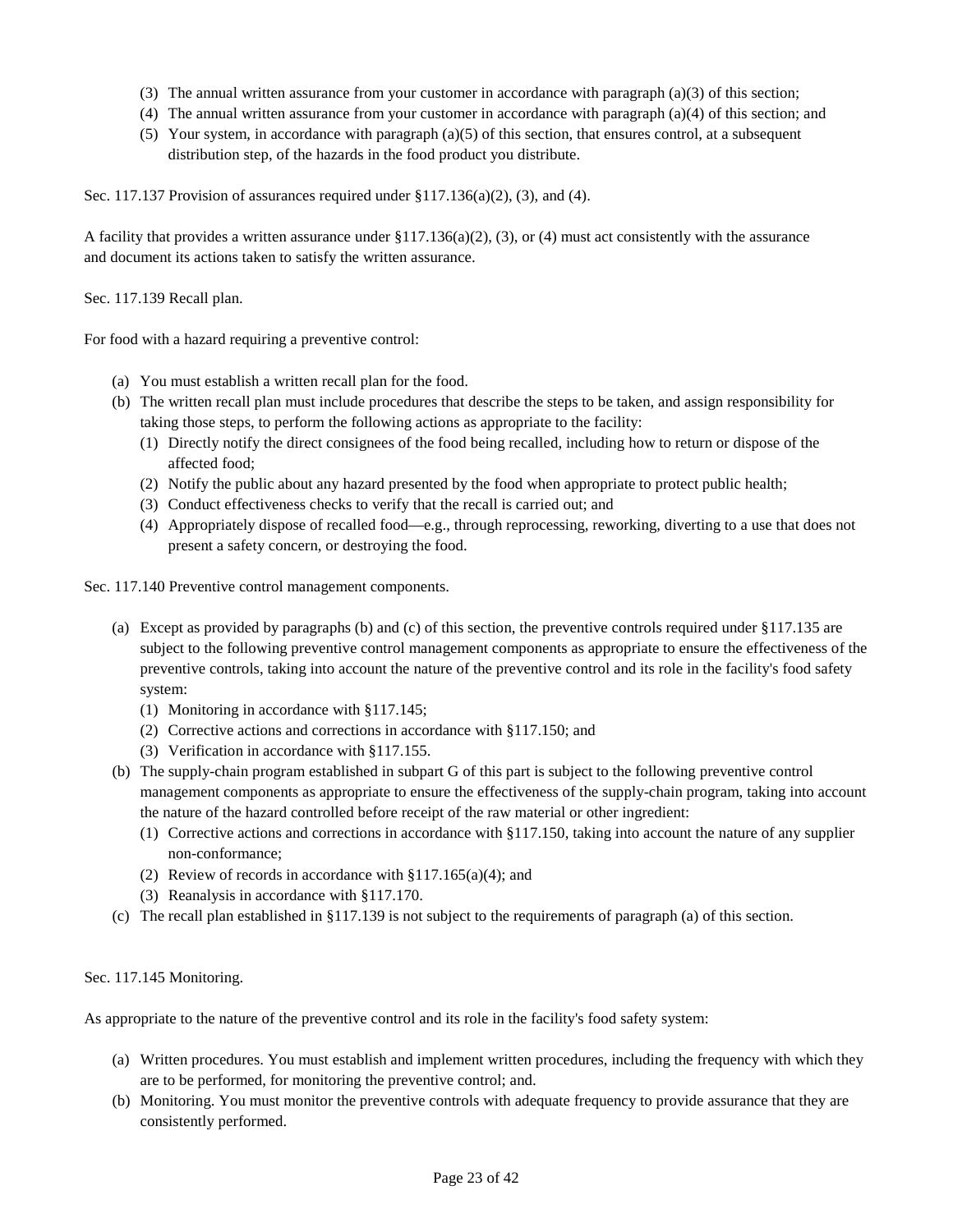(3) The annual written assurance from your customer in accordance with paragraph (a)(3) of this section;
(4) The annual written assurance from your customer in accordance with paragraph (a)(4) of this section; and
(5) Your system, in accordance with paragraph (a)(5) of this section, that ensures control, at a subsequent distribution step, of the hazards in the food product you distribute.

Sec. 117.137 Provision of assurances required under §117.136(a)(2), (3), and (4).

A facility that provides a written assurance under §117.136(a)(2), (3), or (4) must act consistently with the assurance and document its actions taken to satisfy the written assurance.

Sec. 117.139 Recall plan.

For food with a hazard requiring a preventive control:

(a) You must establish a written recall plan for the food.
(b) The written recall plan must include procedures that describe the steps to be taken, and assign responsibility for taking those steps, to perform the following actions as appropriate to the facility:
    (1) Directly notify the direct consignees of the food being recalled, including how to return or dispose of the affected food;
    (2) Notify the public about any hazard presented by the food when appropriate to protect public health;
    (3) Conduct effectiveness checks to verify that the recall is carried out; and
    (4) Appropriately dispose of recalled food—e.g., through reprocessing, reworking, diverting to a use that does not present a safety concern, or destroying the food.

Sec. 117.140 Preventive control management components.

(a) Except as provided by paragraphs (b) and (c) of this section, the preventive controls required under §117.135 are subject to the following preventive control management components as appropriate to ensure the effectiveness of the preventive controls, taking into account the nature of the preventive control and its role in the facility's food safety system:
    (1) Monitoring in accordance with §117.145;
    (2) Corrective actions and corrections in accordance with §117.150; and
    (3) Verification in accordance with §117.155.
(b) The supply-chain program established in subpart G of this part is subject to the following preventive control management components as appropriate to ensure the effectiveness of the supply-chain program, taking into account the nature of the hazard controlled before receipt of the raw material or other ingredient:
    (1) Corrective actions and corrections in accordance with §117.150, taking into account the nature of any supplier non-conformance;
    (2) Review of records in accordance with §117.165(a)(4); and
    (3) Reanalysis in accordance with §117.170.
(c) The recall plan established in §117.139 is not subject to the requirements of paragraph (a) of this section.

Sec. 117.145 Monitoring.

As appropriate to the nature of the preventive control and its role in the facility's food safety system:

(a) Written procedures. You must establish and implement written procedures, including the frequency with which they are to be performed, for monitoring the preventive control; and.
(b) Monitoring. You must monitor the preventive controls with adequate frequency to provide assurance that they are consistently performed.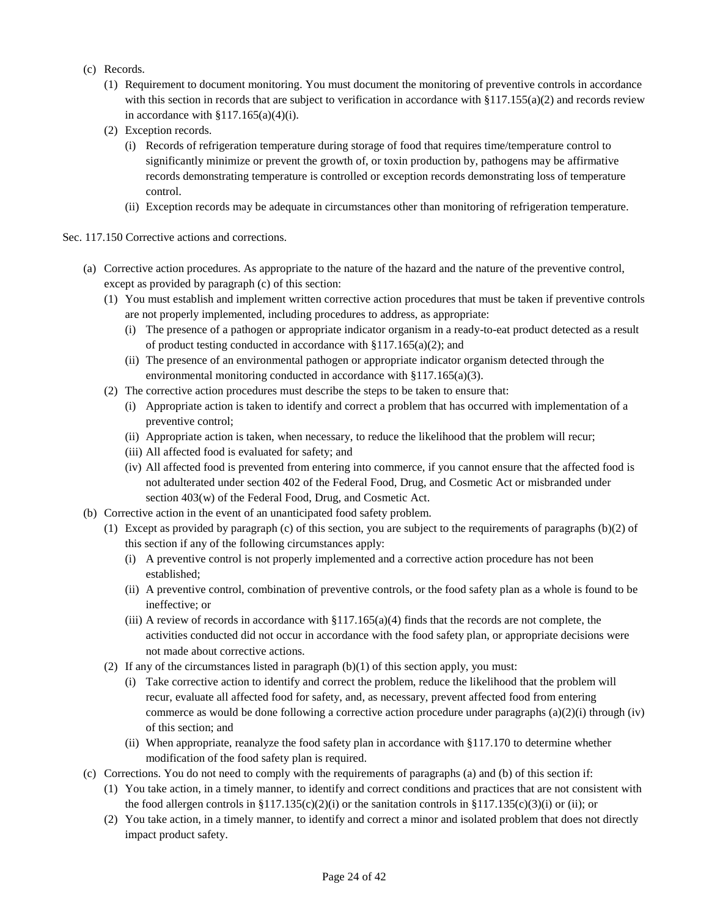(c) Records.

(1) Requirement to document monitoring. You must document the monitoring of preventive controls in accordance with this section in records that are subject to verification in accordance with §117.155(a)(2) and records review in accordance with §117.165(a)(4)(i).

(2) Exception records.

(i) Records of refrigeration temperature during storage of food that requires time/temperature control to significantly minimize or prevent the growth of, or toxin production by, pathogens may be affirmative records demonstrating temperature is controlled or exception records demonstrating loss of temperature control.

(ii) Exception records may be adequate in circumstances other than monitoring of refrigeration temperature.

Sec. 117.150 Corrective actions and corrections.

(a) Corrective action procedures. As appropriate to the nature of the hazard and the nature of the preventive control, except as provided by paragraph (c) of this section:

(1) You must establish and implement written corrective action procedures that must be taken if preventive controls are not properly implemented, including procedures to address, as appropriate:

(i) The presence of a pathogen or appropriate indicator organism in a ready-to-eat product detected as a result of product testing conducted in accordance with §117.165(a)(2); and

(ii) The presence of an environmental pathogen or appropriate indicator organism detected through the environmental monitoring conducted in accordance with §117.165(a)(3).

(2) The corrective action procedures must describe the steps to be taken to ensure that:

(i) Appropriate action is taken to identify and correct a problem that has occurred with implementation of a preventive control;

(ii) Appropriate action is taken, when necessary, to reduce the likelihood that the problem will recur;

(iii) All affected food is evaluated for safety; and

(iv) All affected food is prevented from entering into commerce, if you cannot ensure that the affected food is not adulterated under section 402 of the Federal Food, Drug, and Cosmetic Act or misbranded under section 403(w) of the Federal Food, Drug, and Cosmetic Act.

(b) Corrective action in the event of an unanticipated food safety problem.

(1) Except as provided by paragraph (c) of this section, you are subject to the requirements of paragraphs (b)(2) of this section if any of the following circumstances apply:

(i) A preventive control is not properly implemented and a corrective action procedure has not been established;

(ii) A preventive control, combination of preventive controls, or the food safety plan as a whole is found to be ineffective; or

(iii) A review of records in accordance with §117.165(a)(4) finds that the records are not complete, the activities conducted did not occur in accordance with the food safety plan, or appropriate decisions were not made about corrective actions.

(2) If any of the circumstances listed in paragraph (b)(1) of this section apply, you must:

(i) Take corrective action to identify and correct the problem, reduce the likelihood that the problem will recur, evaluate all affected food for safety, and, as necessary, prevent affected food from entering commerce as would be done following a corrective action procedure under paragraphs (a)(2)(i) through (iv) of this section; and

(ii) When appropriate, reanalyze the food safety plan in accordance with §117.170 to determine whether modification of the food safety plan is required.

(c) Corrections. You do not need to comply with the requirements of paragraphs (a) and (b) of this section if:

(1) You take action, in a timely manner, to identify and correct conditions and practices that are not consistent with the food allergen controls in §117.135(c)(2)(i) or the sanitation controls in §117.135(c)(3)(i) or (ii); or

(2) You take action, in a timely manner, to identify and correct a minor and isolated problem that does not directly impact product safety.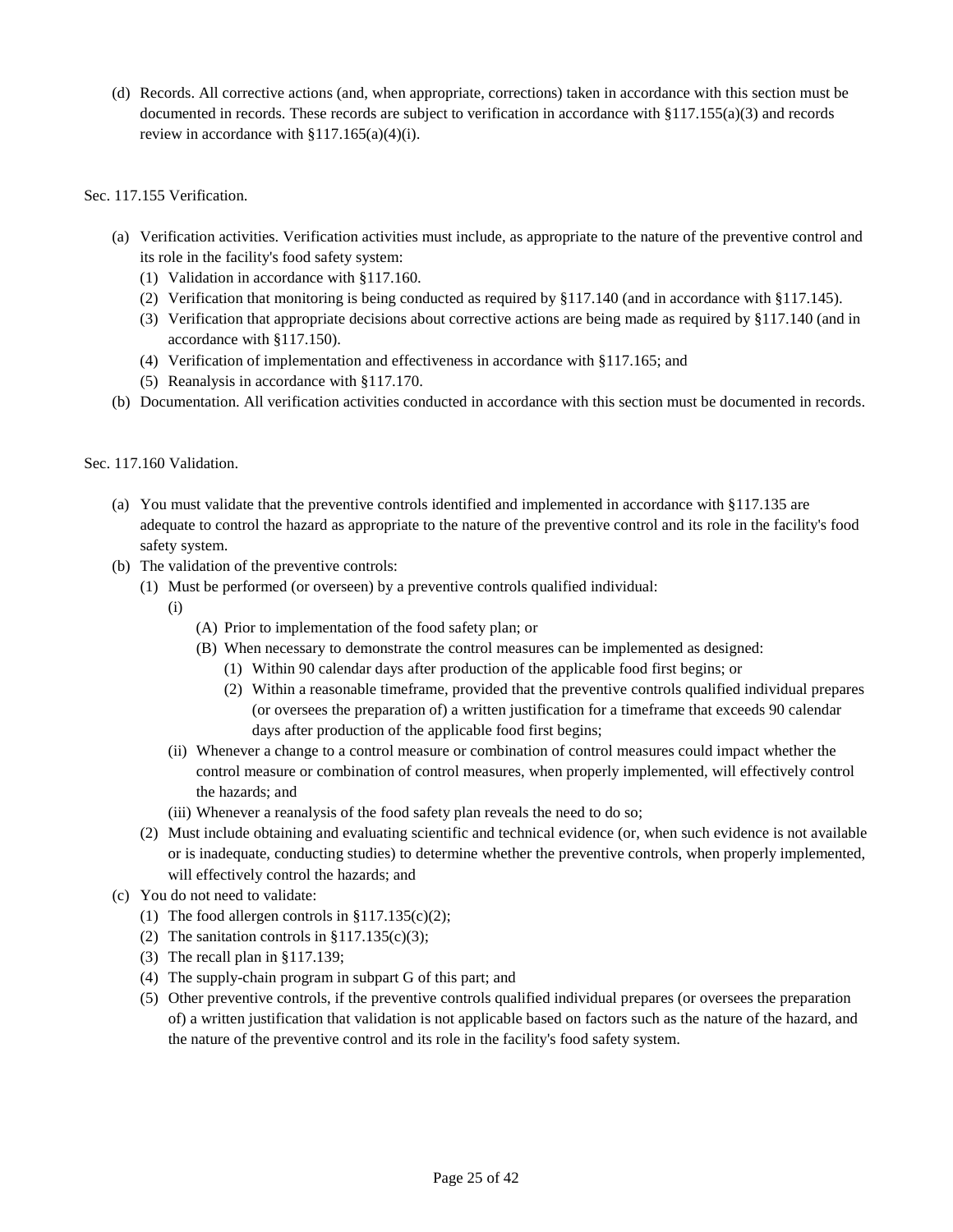(d) Records. All corrective actions (and, when appropriate, corrections) taken in accordance with this section must be documented in records. These records are subject to verification in accordance with §117.155(a)(3) and records review in accordance with §117.165(a)(4)(i).

Sec. 117.155 Verification.

(a) Verification activities. Verification activities must include, as appropriate to the nature of the preventive control and its role in the facility's food safety system:
   (1) Validation in accordance with §117.160.
   (2) Verification that monitoring is being conducted as required by §117.140 (and in accordance with §117.145).
   (3) Verification that appropriate decisions about corrective actions are being made as required by §117.140 (and in accordance with §117.150).
   (4) Verification of implementation and effectiveness in accordance with §117.165; and
   (5) Reanalysis in accordance with §117.170.

(b) Documentation. All verification activities conducted in accordance with this section must be documented in records.

Sec. 117.160 Validation.

(a) You must validate that the preventive controls identified and implemented in accordance with §117.135 are adequate to control the hazard as appropriate to the nature of the preventive control and its role in the facility's food safety system.

(b) The validation of the preventive controls:
   (1) Must be performed (or overseen) by a preventive controls qualified individual:
      (i)
         (A) Prior to implementation of the food safety plan; or
         (B) When necessary to demonstrate the control measures can be implemented as designed:
            (1) Within 90 calendar days after production of the applicable food first begins; or
            (2) Within a reasonable timeframe, provided that the preventive controls qualified individual prepares (or oversees the preparation of) a written justification for a timeframe that exceeds 90 calendar days after production of the applicable food first begins;
      (ii) Whenever a change to a control measure or combination of control measures could impact whether the control measure or combination of control measures, when properly implemented, will effectively control the hazards; and
      (iii) Whenever a reanalysis of the food safety plan reveals the need to do so;
   (2) Must include obtaining and evaluating scientific and technical evidence (or, when such evidence is not available or is inadequate, conducting studies) to determine whether the preventive controls, when properly implemented, will effectively control the hazards; and

(c) You do not need to validate:
   (1) The food allergen controls in §117.135(c)(2);
   (2) The sanitation controls in §117.135(c)(3);
   (3) The recall plan in §117.139;
   (4) The supply-chain program in subpart G of this part; and
   (5) Other preventive controls, if the preventive controls qualified individual prepares (or oversees the preparation of) a written justification that validation is not applicable based on factors such as the nature of the hazard, and the nature of the preventive control and its role in the facility's food safety system.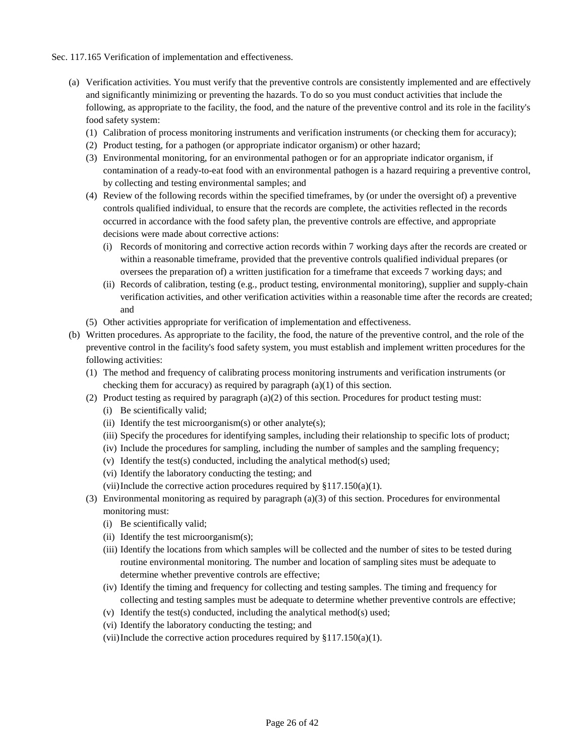Sec. 117.165 Verification of implementation and effectiveness.

- (a) Verification activities. You must verify that the preventive controls are consistently implemented and are effectively and significantly minimizing or preventing the hazards. To do so you must conduct activities that include the following, as appropriate to the facility, the food, and the nature of the preventive control and its role in the facility's food safety system:
  - (1) Calibration of process monitoring instruments and verification instruments (or checking them for accuracy);
  - (2) Product testing, for a pathogen (or appropriate indicator organism) or other hazard;
  - (3) Environmental monitoring, for an environmental pathogen or for an appropriate indicator organism, if contamination of a ready-to-eat food with an environmental pathogen is a hazard requiring a preventive control, by collecting and testing environmental samples; and
  - (4) Review of the following records within the specified timeframes, by (or under the oversight of) a preventive controls qualified individual, to ensure that the records are complete, the activities reflected in the records occurred in accordance with the food safety plan, the preventive controls are effective, and appropriate decisions were made about corrective actions:
    - (i) Records of monitoring and corrective action records within 7 working days after the records are created or within a reasonable timeframe, provided that the preventive controls qualified individual prepares (or oversees the preparation of) a written justification for a timeframe that exceeds 7 working days; and
    - (ii) Records of calibration, testing (e.g., product testing, environmental monitoring), supplier and supply-chain verification activities, and other verification activities within a reasonable time after the records are created; and
  - (5) Other activities appropriate for verification of implementation and effectiveness.
- (b) Written procedures. As appropriate to the facility, the food, the nature of the preventive control, and the role of the preventive control in the facility's food safety system, you must establish and implement written procedures for the following activities:
  - (1) The method and frequency of calibrating process monitoring instruments and verification instruments (or checking them for accuracy) as required by paragraph (a)(1) of this section.
  - (2) Product testing as required by paragraph (a)(2) of this section. Procedures for product testing must:
    - (i) Be scientifically valid;
    - (ii) Identify the test microorganism(s) or other analyte(s);
    - (iii) Specify the procedures for identifying samples, including their relationship to specific lots of product;
    - (iv) Include the procedures for sampling, including the number of samples and the sampling frequency;
    - (v) Identify the test(s) conducted, including the analytical method(s) used;
    - (vi) Identify the laboratory conducting the testing; and
    - (vii) Include the corrective action procedures required by §117.150(a)(1).
  - (3) Environmental monitoring as required by paragraph (a)(3) of this section. Procedures for environmental monitoring must:
    - (i) Be scientifically valid;
    - (ii) Identify the test microorganism(s);
    - (iii) Identify the locations from which samples will be collected and the number of sites to be tested during routine environmental monitoring. The number and location of sampling sites must be adequate to determine whether preventive controls are effective;
    - (iv) Identify the timing and frequency for collecting and testing samples. The timing and frequency for collecting and testing samples must be adequate to determine whether preventive controls are effective;
    - (v) Identify the test(s) conducted, including the analytical method(s) used;
    - (vi) Identify the laboratory conducting the testing; and
    - (vii) Include the corrective action procedures required by §117.150(a)(1).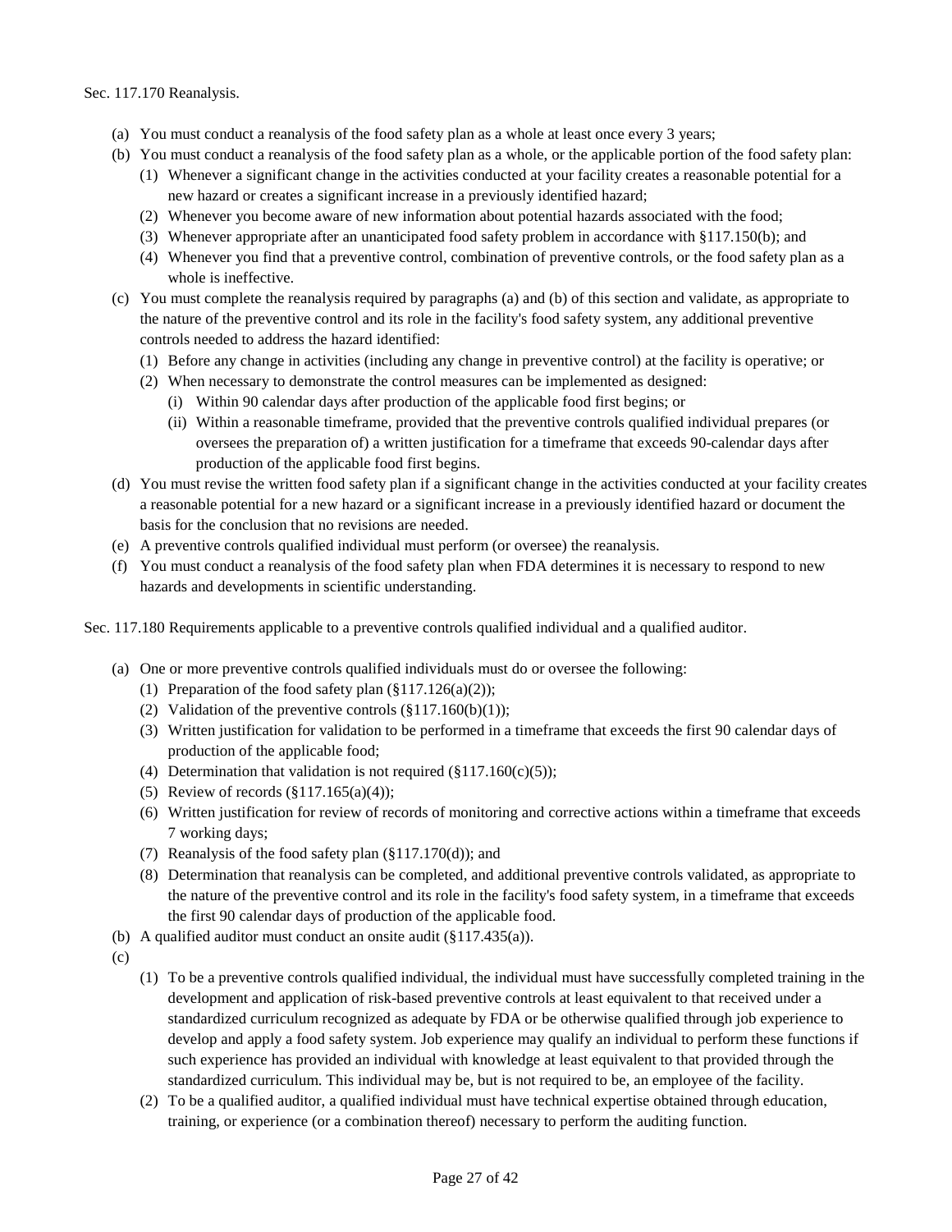Sec. 117.170 Reanalysis.

(a) You must conduct a reanalysis of the food safety plan as a whole at least once every 3 years;
(b) You must conduct a reanalysis of the food safety plan as a whole, or the applicable portion of the food safety plan:
   (1) Whenever a significant change in the activities conducted at your facility creates a reasonable potential for a new hazard or creates a significant increase in a previously identified hazard;
   (2) Whenever you become aware of new information about potential hazards associated with the food;
   (3) Whenever appropriate after an unanticipated food safety problem in accordance with §117.150(b); and
   (4) Whenever you find that a preventive control, combination of preventive controls, or the food safety plan as a whole is ineffective.
(c) You must complete the reanalysis required by paragraphs (a) and (b) of this section and validate, as appropriate to the nature of the preventive control and its role in the facility's food safety system, any additional preventive controls needed to address the hazard identified:
   (1) Before any change in activities (including any change in preventive control) at the facility is operative; or
   (2) When necessary to demonstrate the control measures can be implemented as designed:
      (i) Within 90 calendar days after production of the applicable food first begins; or
      (ii) Within a reasonable timeframe, provided that the preventive controls qualified individual prepares (or oversees the preparation of) a written justification for a timeframe that exceeds 90-calendar days after production of the applicable food first begins.
(d) You must revise the written food safety plan if a significant change in the activities conducted at your facility creates a reasonable potential for a new hazard or a significant increase in a previously identified hazard or document the basis for the conclusion that no revisions are needed.
(e) A preventive controls qualified individual must perform (or oversee) the reanalysis.
(f) You must conduct a reanalysis of the food safety plan when FDA determines it is necessary to respond to new hazards and developments in scientific understanding.

Sec. 117.180 Requirements applicable to a preventive controls qualified individual and a qualified auditor.

(a) One or more preventive controls qualified individuals must do or oversee the following:
   (1) Preparation of the food safety plan (§117.126(a)(2));
   (2) Validation of the preventive controls (§117.160(b)(1));
   (3) Written justification for validation to be performed in a timeframe that exceeds the first 90 calendar days of production of the applicable food;
   (4) Determination that validation is not required (§117.160(c)(5));
   (5) Review of records (§117.165(a)(4));
   (6) Written justification for review of records of monitoring and corrective actions within a timeframe that exceeds 7 working days;
   (7) Reanalysis of the food safety plan (§117.170(d)); and
   (8) Determination that reanalysis can be completed, and additional preventive controls validated, as appropriate to the nature of the preventive control and its role in the facility's food safety system, in a timeframe that exceeds the first 90 calendar days of production of the applicable food.
(b) A qualified auditor must conduct an onsite audit (§117.435(a)).
(c)
   (1) To be a preventive controls qualified individual, the individual must have successfully completed training in the development and application of risk-based preventive controls at least equivalent to that received under a standardized curriculum recognized as adequate by FDA or be otherwise qualified through job experience to develop and apply a food safety system. Job experience may qualify an individual to perform these functions if such experience has provided an individual with knowledge at least equivalent to that provided through the standardized curriculum. This individual may be, but is not required to be, an employee of the facility.
   (2) To be a qualified auditor, a qualified individual must have technical expertise obtained through education, training, or experience (or a combination thereof) necessary to perform the auditing function.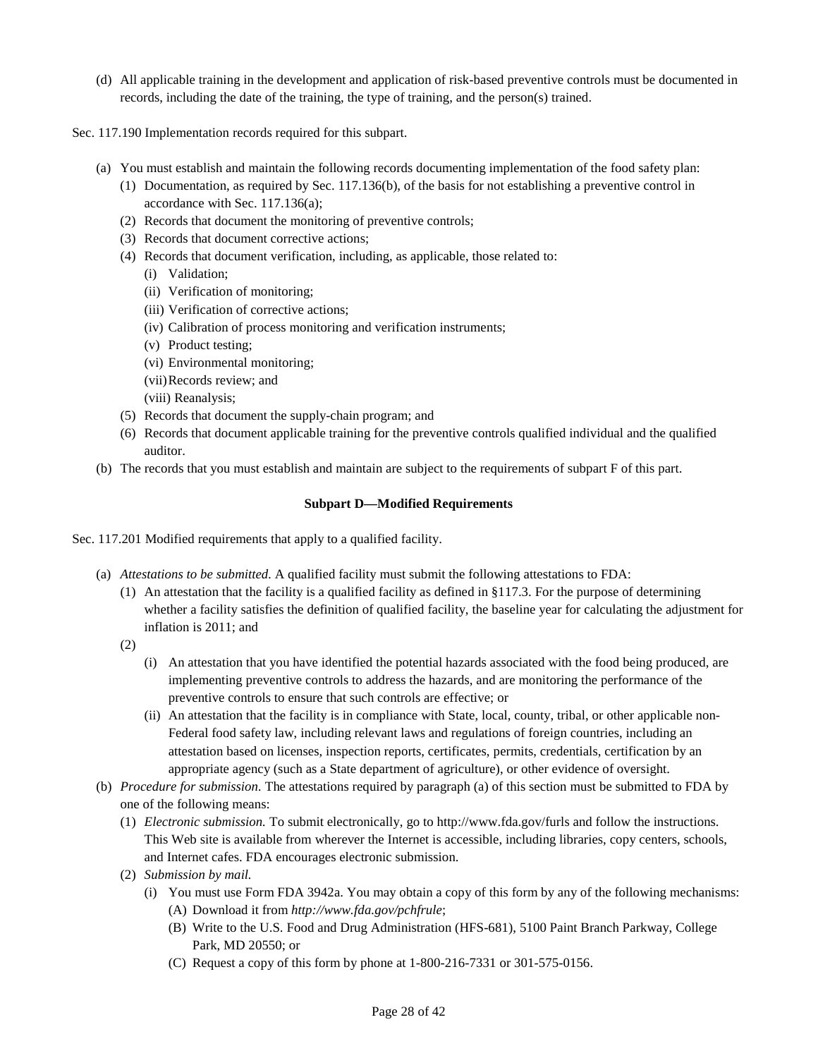(d) All applicable training in the development and application of risk-based preventive controls must be documented in records, including the date of the training, the type of training, and the person(s) trained.

Sec. 117.190 Implementation records required for this subpart.

- (a) You must establish and maintain the following records documenting implementation of the food safety plan:
  - (1) Documentation, as required by Sec. 117.136(b), of the basis for not establishing a preventive control in accordance with Sec. 117.136(a);
  - (2) Records that document the monitoring of preventive controls;
  - (3) Records that document corrective actions;
  - (4) Records that document verification, including, as applicable, those related to:
    - (i) Validation;
    - (ii) Verification of monitoring;
    - (iii) Verification of corrective actions;
    - (iv) Calibration of process monitoring and verification instruments;
    - (v) Product testing;
    - (vi) Environmental monitoring;
    - (vii) Records review; and
    - (viii) Reanalysis;
  - (5) Records that document the supply-chain program; and
  - (6) Records that document applicable training for the preventive controls qualified individual and the qualified auditor.
- (b) The records that you must establish and maintain are subject to the requirements of subpart F of this part.

**Subpart D—Modified Requirements**

Sec. 117.201 Modified requirements that apply to a qualified facility.

- (a) *Attestations to be submitted.* A qualified facility must submit the following attestations to FDA:
  - (1) An attestation that the facility is a qualified facility as defined in §117.3. For the purpose of determining whether a facility satisfies the definition of qualified facility, the baseline year for calculating the adjustment for inflation is 2011; and
  - (2)
    - (i) An attestation that you have identified the potential hazards associated with the food being produced, are implementing preventive controls to address the hazards, and are monitoring the performance of the preventive controls to ensure that such controls are effective; or
    - (ii) An attestation that the facility is in compliance with State, local, county, tribal, or other applicable non-Federal food safety law, including relevant laws and regulations of foreign countries, including an attestation based on licenses, inspection reports, certificates, permits, credentials, certification by an appropriate agency (such as a State department of agriculture), or other evidence of oversight.
- (b) *Procedure for submission.* The attestations required by paragraph (a) of this section must be submitted to FDA by one of the following means:
  - (1) *Electronic submission.* To submit electronically, go to http://www.fda.gov/furls and follow the instructions. This Web site is available from wherever the Internet is accessible, including libraries, copy centers, schools, and Internet cafes. FDA encourages electronic submission.
  - (2) *Submission by mail.*
    - (i) You must use Form FDA 3942a. You may obtain a copy of this form by any of the following mechanisms:
      - (A) Download it from *http://www.fda.gov/pchfrule*;
      - (B) Write to the U.S. Food and Drug Administration (HFS-681), 5100 Paint Branch Parkway, College Park, MD 20550; or
      - (C) Request a copy of this form by phone at 1-800-216-7331 or 301-575-0156.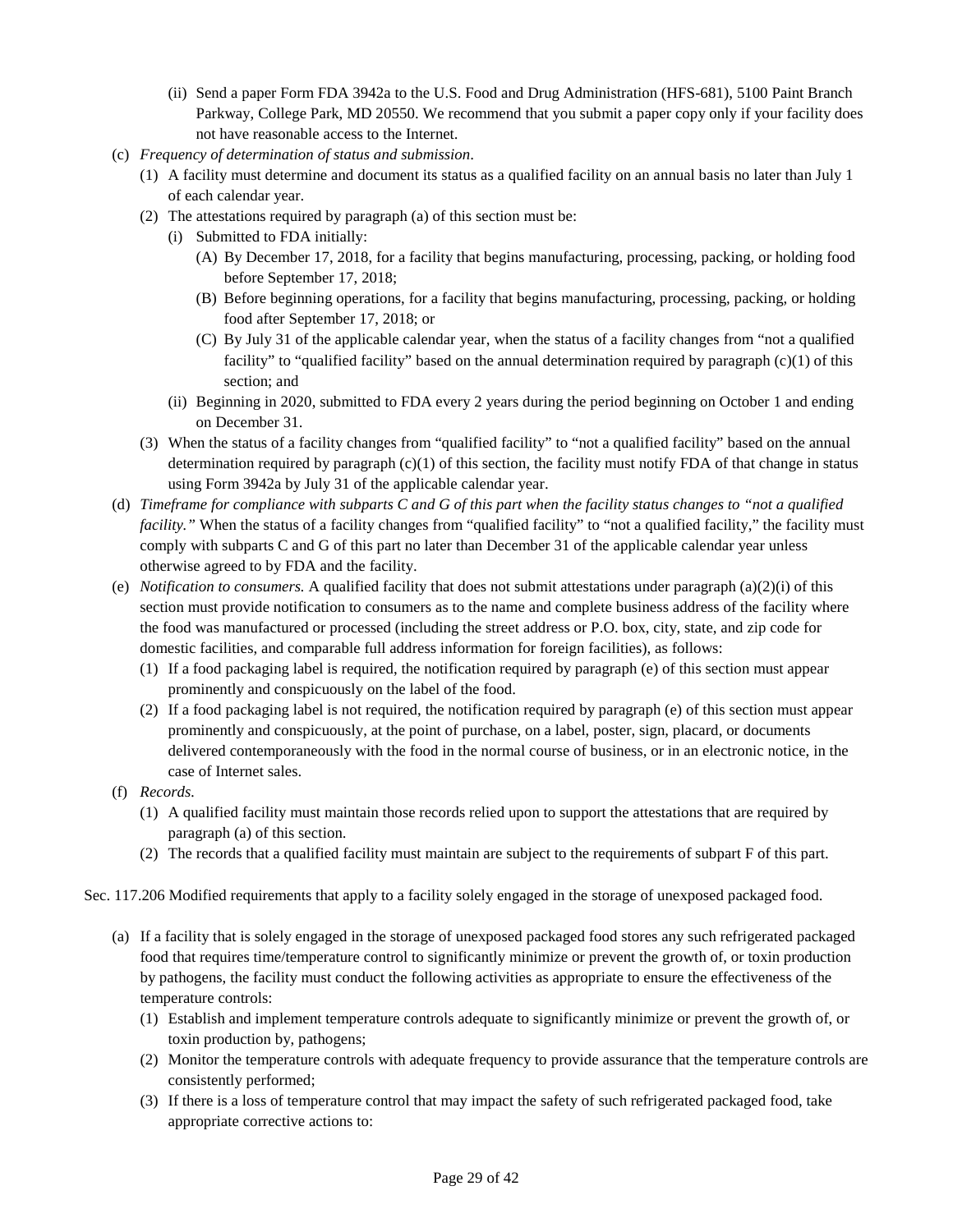(ii) Send a paper Form FDA 3942a to the U.S. Food and Drug Administration (HFS-681), 5100 Paint Branch Parkway, College Park, MD 20550. We recommend that you submit a paper copy only if your facility does not have reasonable access to the Internet.

(c) *Frequency of determination of status and submission*.

(1) A facility must determine and document its status as a qualified facility on an annual basis no later than July 1 of each calendar year.

(2) The attestations required by paragraph (a) of this section must be:

(i) Submitted to FDA initially:

(A) By December 17, 2018, for a facility that begins manufacturing, processing, packing, or holding food before September 17, 2018;

(B) Before beginning operations, for a facility that begins manufacturing, processing, packing, or holding food after September 17, 2018; or

(C) By July 31 of the applicable calendar year, when the status of a facility changes from "not a qualified facility" to "qualified facility" based on the annual determination required by paragraph (c)(1) of this section; and

(ii) Beginning in 2020, submitted to FDA every 2 years during the period beginning on October 1 and ending on December 31.

(3) When the status of a facility changes from "qualified facility" to "not a qualified facility" based on the annual determination required by paragraph (c)(1) of this section, the facility must notify FDA of that change in status using Form 3942a by July 31 of the applicable calendar year.

(d) *Timeframe for compliance with subparts C and G of this part when the facility status changes to "not a qualified facility."* When the status of a facility changes from "qualified facility" to "not a qualified facility," the facility must comply with subparts C and G of this part no later than December 31 of the applicable calendar year unless otherwise agreed to by FDA and the facility.

(e) *Notification to consumers.* A qualified facility that does not submit attestations under paragraph (a)(2)(i) of this section must provide notification to consumers as to the name and complete business address of the facility where the food was manufactured or processed (including the street address or P.O. box, city, state, and zip code for domestic facilities, and comparable full address information for foreign facilities), as follows:

(1) If a food packaging label is required, the notification required by paragraph (e) of this section must appear prominently and conspicuously on the label of the food.

(2) If a food packaging label is not required, the notification required by paragraph (e) of this section must appear prominently and conspicuously, at the point of purchase, on a label, poster, sign, placard, or documents delivered contemporaneously with the food in the normal course of business, or in an electronic notice, in the case of Internet sales.

(f) *Records.*

(1) A qualified facility must maintain those records relied upon to support the attestations that are required by paragraph (a) of this section.

(2) The records that a qualified facility must maintain are subject to the requirements of subpart F of this part.

Sec. 117.206 Modified requirements that apply to a facility solely engaged in the storage of unexposed packaged food.

(a) If a facility that is solely engaged in the storage of unexposed packaged food stores any such refrigerated packaged food that requires time/temperature control to significantly minimize or prevent the growth of, or toxin production by pathogens, the facility must conduct the following activities as appropriate to ensure the effectiveness of the temperature controls:

(1) Establish and implement temperature controls adequate to significantly minimize or prevent the growth of, or toxin production by, pathogens;

(2) Monitor the temperature controls with adequate frequency to provide assurance that the temperature controls are consistently performed;

(3) If there is a loss of temperature control that may impact the safety of such refrigerated packaged food, take appropriate corrective actions to: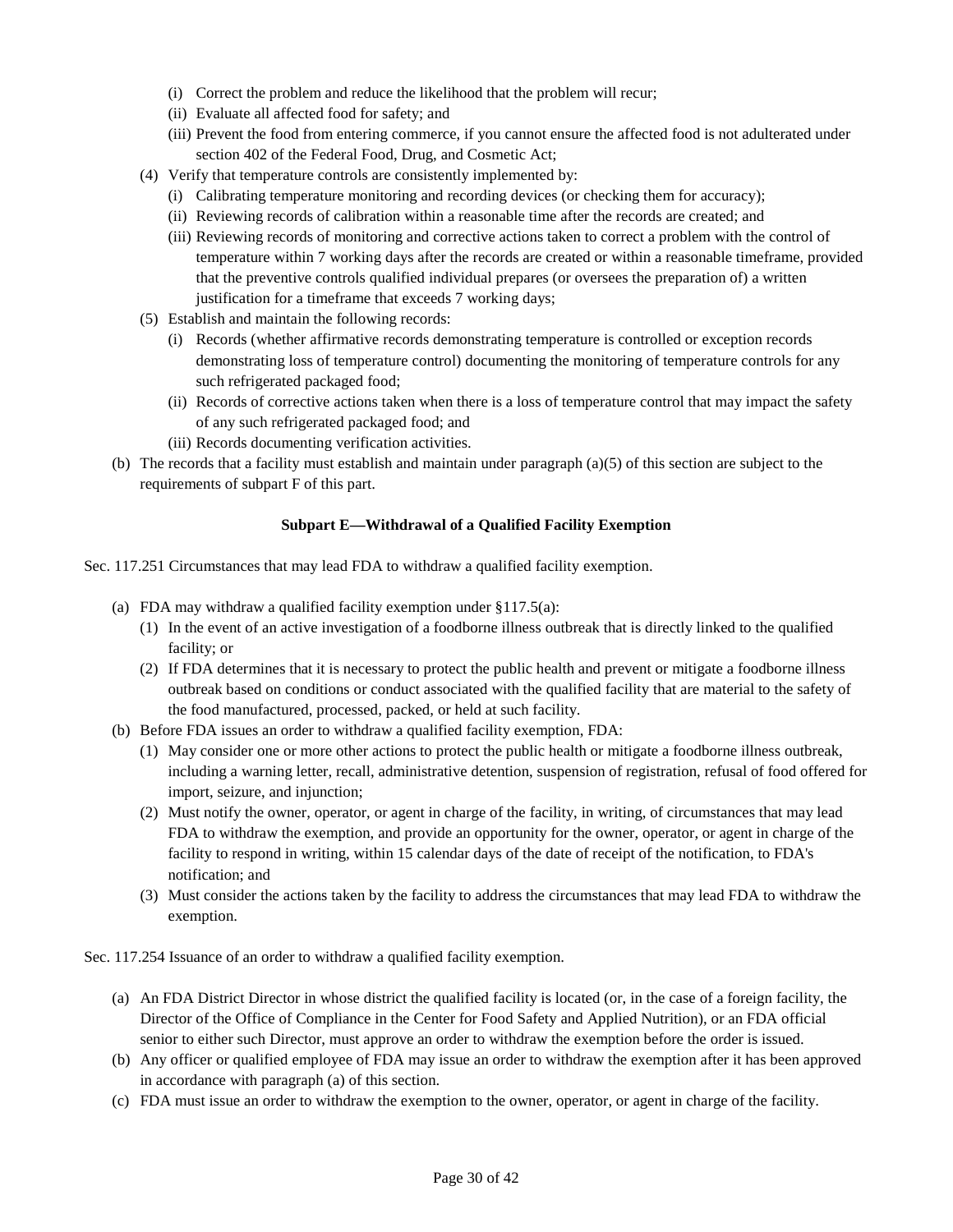(i) Correct the problem and reduce the likelihood that the problem will recur;

(ii) Evaluate all affected food for safety; and

(iii) Prevent the food from entering commerce, if you cannot ensure the affected food is not adulterated under section 402 of the Federal Food, Drug, and Cosmetic Act;

(4) Verify that temperature controls are consistently implemented by:

(i) Calibrating temperature monitoring and recording devices (or checking them for accuracy);

(ii) Reviewing records of calibration within a reasonable time after the records are created; and

(iii) Reviewing records of monitoring and corrective actions taken to correct a problem with the control of temperature within 7 working days after the records are created or within a reasonable timeframe, provided that the preventive controls qualified individual prepares (or oversees the preparation of) a written justification for a timeframe that exceeds 7 working days;

(5) Establish and maintain the following records:

(i) Records (whether affirmative records demonstrating temperature is controlled or exception records demonstrating loss of temperature control) documenting the monitoring of temperature controls for any such refrigerated packaged food;

(ii) Records of corrective actions taken when there is a loss of temperature control that may impact the safety of any such refrigerated packaged food; and

(iii) Records documenting verification activities.

(b) The records that a facility must establish and maintain under paragraph (a)(5) of this section are subject to the requirements of subpart F of this part.

## Subpart E—Withdrawal of a Qualified Facility Exemption

Sec. 117.251 Circumstances that may lead FDA to withdraw a qualified facility exemption.

(a) FDA may withdraw a qualified facility exemption under §117.5(a):

(1) In the event of an active investigation of a foodborne illness outbreak that is directly linked to the qualified facility; or

(2) If FDA determines that it is necessary to protect the public health and prevent or mitigate a foodborne illness outbreak based on conditions or conduct associated with the qualified facility that are material to the safety of the food manufactured, processed, packed, or held at such facility.

(b) Before FDA issues an order to withdraw a qualified facility exemption, FDA:

(1) May consider one or more other actions to protect the public health or mitigate a foodborne illness outbreak, including a warning letter, recall, administrative detention, suspension of registration, refusal of food offered for import, seizure, and injunction;

(2) Must notify the owner, operator, or agent in charge of the facility, in writing, of circumstances that may lead FDA to withdraw the exemption, and provide an opportunity for the owner, operator, or agent in charge of the facility to respond in writing, within 15 calendar days of the date of receipt of the notification, to FDA's notification; and

(3) Must consider the actions taken by the facility to address the circumstances that may lead FDA to withdraw the exemption.

Sec. 117.254 Issuance of an order to withdraw a qualified facility exemption.

(a) An FDA District Director in whose district the qualified facility is located (or, in the case of a foreign facility, the Director of the Office of Compliance in the Center for Food Safety and Applied Nutrition), or an FDA official senior to either such Director, must approve an order to withdraw the exemption before the order is issued.

(b) Any officer or qualified employee of FDA may issue an order to withdraw the exemption after it has been approved in accordance with paragraph (a) of this section.

(c) FDA must issue an order to withdraw the exemption to the owner, operator, or agent in charge of the facility.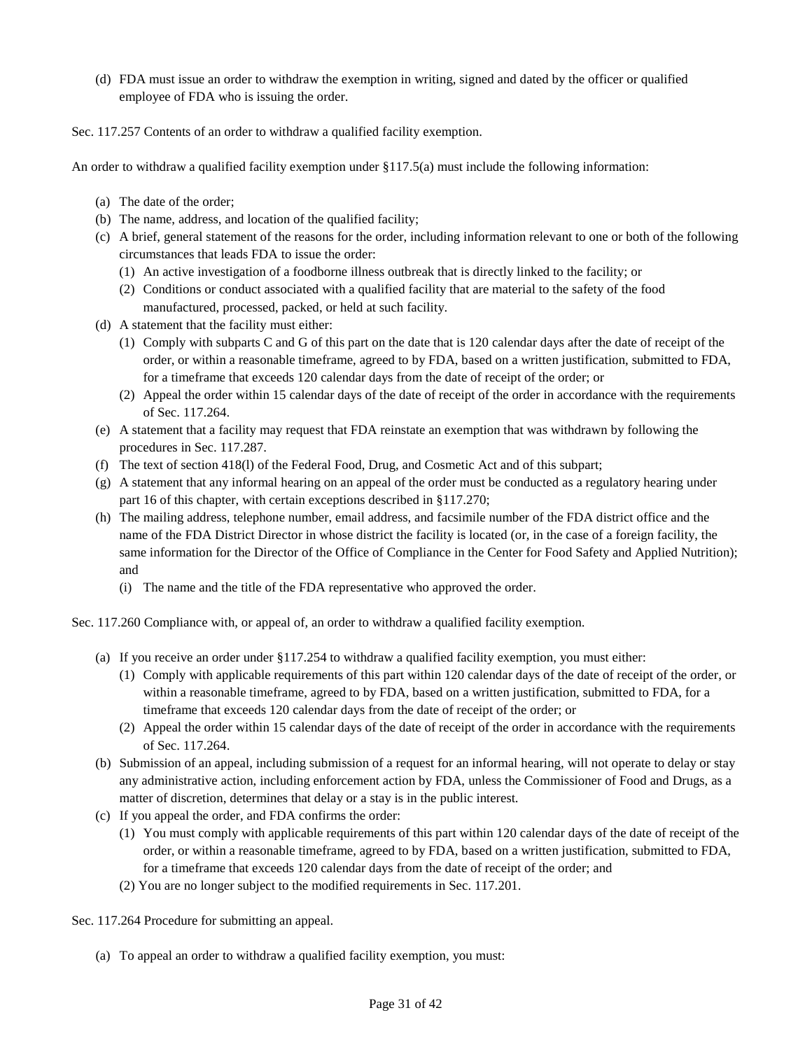(d) FDA must issue an order to withdraw the exemption in writing, signed and dated by the officer or qualified employee of FDA who is issuing the order.

Sec. 117.257 Contents of an order to withdraw a qualified facility exemption.

An order to withdraw a qualified facility exemption under §117.5(a) must include the following information:

(a) The date of the order;
(b) The name, address, and location of the qualified facility;
(c) A brief, general statement of the reasons for the order, including information relevant to one or both of the following circumstances that leads FDA to issue the order:
  (1) An active investigation of a foodborne illness outbreak that is directly linked to the facility; or
  (2) Conditions or conduct associated with a qualified facility that are material to the safety of the food manufactured, processed, packed, or held at such facility.
(d) A statement that the facility must either:
  (1) Comply with subparts C and G of this part on the date that is 120 calendar days after the date of receipt of the order, or within a reasonable timeframe, agreed to by FDA, based on a written justification, submitted to FDA, for a timeframe that exceeds 120 calendar days from the date of receipt of the order; or
  (2) Appeal the order within 15 calendar days of the date of receipt of the order in accordance with the requirements of Sec. 117.264.
(e) A statement that a facility may request that FDA reinstate an exemption that was withdrawn by following the procedures in Sec. 117.287.
(f) The text of section 418(l) of the Federal Food, Drug, and Cosmetic Act and of this subpart;
(g) A statement that any informal hearing on an appeal of the order must be conducted as a regulatory hearing under part 16 of this chapter, with certain exceptions described in §117.270;
(h) The mailing address, telephone number, email address, and facsimile number of the FDA district office and the name of the FDA District Director in whose district the facility is located (or, in the case of a foreign facility, the same information for the Director of the Office of Compliance in the Center for Food Safety and Applied Nutrition); and
(i) The name and the title of the FDA representative who approved the order.

Sec. 117.260 Compliance with, or appeal of, an order to withdraw a qualified facility exemption.

(a) If you receive an order under §117.254 to withdraw a qualified facility exemption, you must either:
  (1) Comply with applicable requirements of this part within 120 calendar days of the date of receipt of the order, or within a reasonable timeframe, agreed to by FDA, based on a written justification, submitted to FDA, for a timeframe that exceeds 120 calendar days from the date of receipt of the order; or
  (2) Appeal the order within 15 calendar days of the date of receipt of the order in accordance with the requirements of Sec. 117.264.
(b) Submission of an appeal, including submission of a request for an informal hearing, will not operate to delay or stay any administrative action, including enforcement action by FDA, unless the Commissioner of Food and Drugs, as a matter of discretion, determines that delay or a stay is in the public interest.
(c) If you appeal the order, and FDA confirms the order:
  (1) You must comply with applicable requirements of this part within 120 calendar days of the date of receipt of the order, or within a reasonable timeframe, agreed to by FDA, based on a written justification, submitted to FDA, for a timeframe that exceeds 120 calendar days from the date of receipt of the order; and
  (2) You are no longer subject to the modified requirements in Sec. 117.201.

Sec. 117.264 Procedure for submitting an appeal.

(a) To appeal an order to withdraw a qualified facility exemption, you must: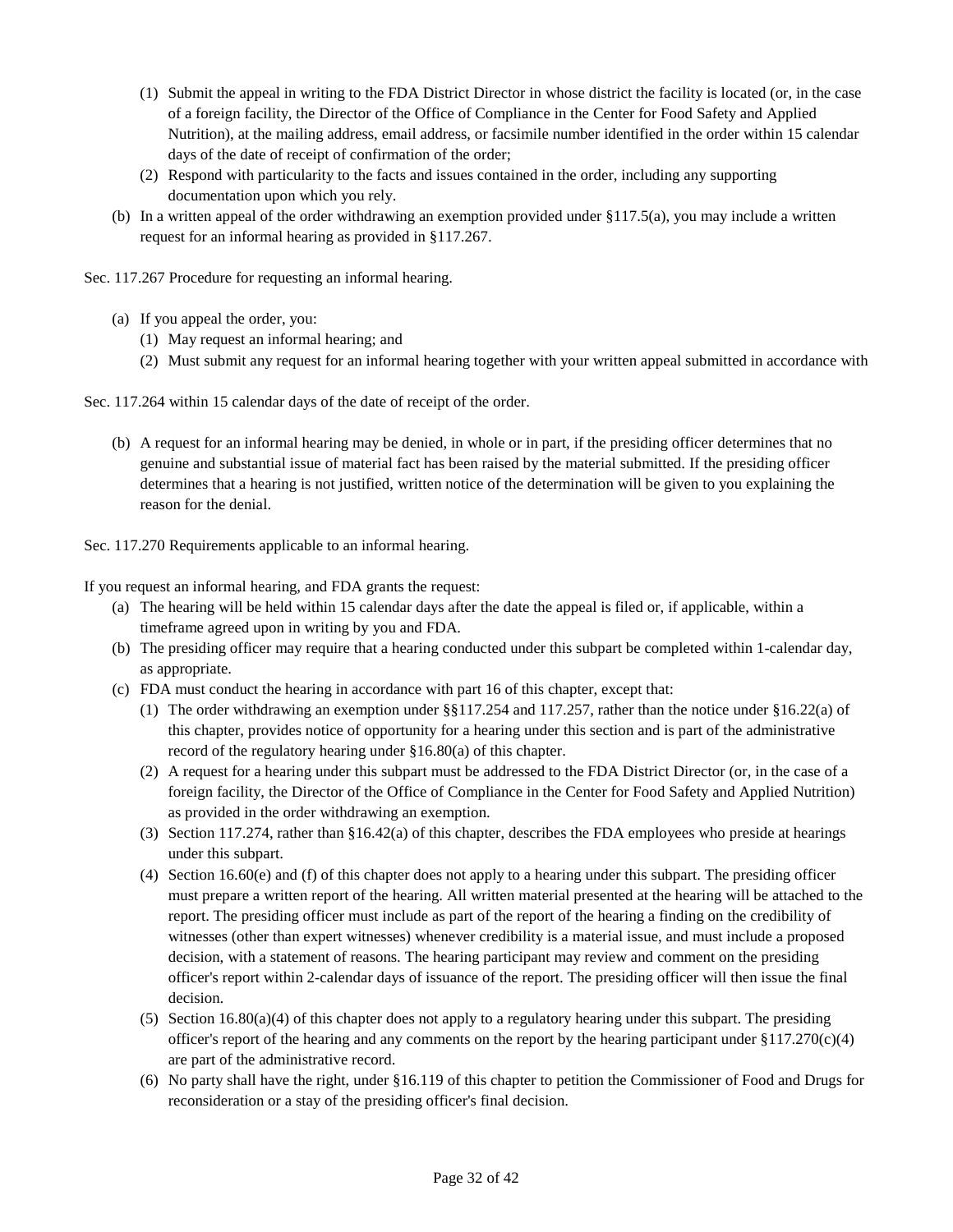(1) Submit the appeal in writing to the FDA District Director in whose district the facility is located (or, in the case of a foreign facility, the Director of the Office of Compliance in the Center for Food Safety and Applied Nutrition), at the mailing address, email address, or facsimile number identified in the order within 15 calendar days of the date of receipt of confirmation of the order;

(2) Respond with particularity to the facts and issues contained in the order, including any supporting documentation upon which you rely.

(b) In a written appeal of the order withdrawing an exemption provided under §117.5(a), you may include a written request for an informal hearing as provided in §117.267.

Sec. 117.267 Procedure for requesting an informal hearing.

(a) If you appeal the order, you:

(1) May request an informal hearing; and

(2) Must submit any request for an informal hearing together with your written appeal submitted in accordance with

Sec. 117.264 within 15 calendar days of the date of receipt of the order.

(b) A request for an informal hearing may be denied, in whole or in part, if the presiding officer determines that no genuine and substantial issue of material fact has been raised by the material submitted. If the presiding officer determines that a hearing is not justified, written notice of the determination will be given to you explaining the reason for the denial.

Sec. 117.270 Requirements applicable to an informal hearing.

If you request an informal hearing, and FDA grants the request:

(a) The hearing will be held within 15 calendar days after the date the appeal is filed or, if applicable, within a timeframe agreed upon in writing by you and FDA.

(b) The presiding officer may require that a hearing conducted under this subpart be completed within 1-calendar day, as appropriate.

(c) FDA must conduct the hearing in accordance with part 16 of this chapter, except that:

(1) The order withdrawing an exemption under §§117.254 and 117.257, rather than the notice under §16.22(a) of this chapter, provides notice of opportunity for a hearing under this section and is part of the administrative record of the regulatory hearing under §16.80(a) of this chapter.

(2) A request for a hearing under this subpart must be addressed to the FDA District Director (or, in the case of a foreign facility, the Director of the Office of Compliance in the Center for Food Safety and Applied Nutrition) as provided in the order withdrawing an exemption.

(3) Section 117.274, rather than §16.42(a) of this chapter, describes the FDA employees who preside at hearings under this subpart.

(4) Section 16.60(e) and (f) of this chapter does not apply to a hearing under this subpart. The presiding officer must prepare a written report of the hearing. All written material presented at the hearing will be attached to the report. The presiding officer must include as part of the report of the hearing a finding on the credibility of witnesses (other than expert witnesses) whenever credibility is a material issue, and must include a proposed decision, with a statement of reasons. The hearing participant may review and comment on the presiding officer's report within 2-calendar days of issuance of the report. The presiding officer will then issue the final decision.

(5) Section 16.80(a)(4) of this chapter does not apply to a regulatory hearing under this subpart. The presiding officer's report of the hearing and any comments on the report by the hearing participant under §117.270(c)(4) are part of the administrative record.

(6) No party shall have the right, under §16.119 of this chapter to petition the Commissioner of Food and Drugs for reconsideration or a stay of the presiding officer's final decision.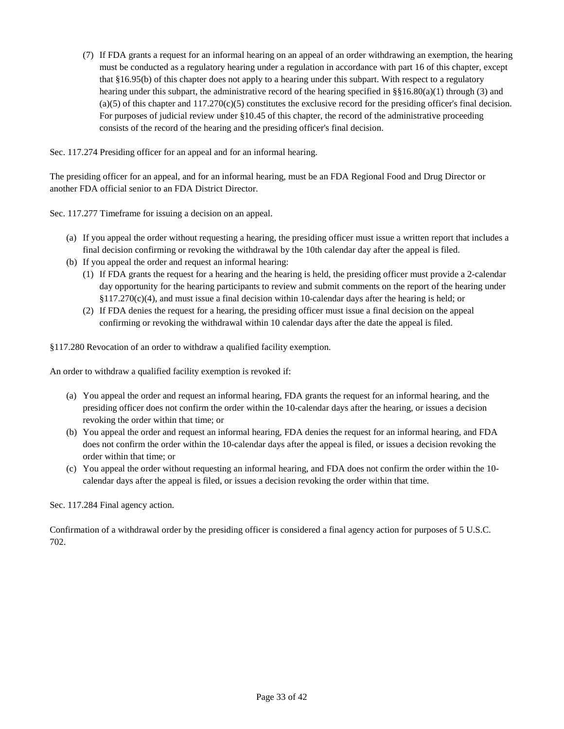(7) If FDA grants a request for an informal hearing on an appeal of an order withdrawing an exemption, the hearing must be conducted as a regulatory hearing under a regulation in accordance with part 16 of this chapter, except that §16.95(b) of this chapter does not apply to a hearing under this subpart. With respect to a regulatory hearing under this subpart, the administrative record of the hearing specified in §§16.80(a)(1) through (3) and (a)(5) of this chapter and 117.270(c)(5) constitutes the exclusive record for the presiding officer's final decision. For purposes of judicial review under §10.45 of this chapter, the record of the administrative proceeding consists of the record of the hearing and the presiding officer's final decision.

Sec. 117.274 Presiding officer for an appeal and for an informal hearing.

The presiding officer for an appeal, and for an informal hearing, must be an FDA Regional Food and Drug Director or another FDA official senior to an FDA District Director.

Sec. 117.277 Timeframe for issuing a decision on an appeal.

(a) If you appeal the order without requesting a hearing, the presiding officer must issue a written report that includes a final decision confirming or revoking the withdrawal by the 10th calendar day after the appeal is filed.
(b) If you appeal the order and request an informal hearing:
   (1) If FDA grants the request for a hearing and the hearing is held, the presiding officer must provide a 2-calendar day opportunity for the hearing participants to review and submit comments on the report of the hearing under §117.270(c)(4), and must issue a final decision within 10-calendar days after the hearing is held; or
   (2) If FDA denies the request for a hearing, the presiding officer must issue a final decision on the appeal confirming or revoking the withdrawal within 10 calendar days after the date the appeal is filed.

§117.280 Revocation of an order to withdraw a qualified facility exemption.

An order to withdraw a qualified facility exemption is revoked if:

(a) You appeal the order and request an informal hearing, FDA grants the request for an informal hearing, and the presiding officer does not confirm the order within the 10-calendar days after the hearing, or issues a decision revoking the order within that time; or
(b) You appeal the order and request an informal hearing, FDA denies the request for an informal hearing, and FDA does not confirm the order within the 10-calendar days after the appeal is filed, or issues a decision revoking the order within that time; or
(c) You appeal the order without requesting an informal hearing, and FDA does not confirm the order within the 10-calendar days after the appeal is filed, or issues a decision revoking the order within that time.

Sec. 117.284 Final agency action.

Confirmation of a withdrawal order by the presiding officer is considered a final agency action for purposes of 5 U.S.C. 702.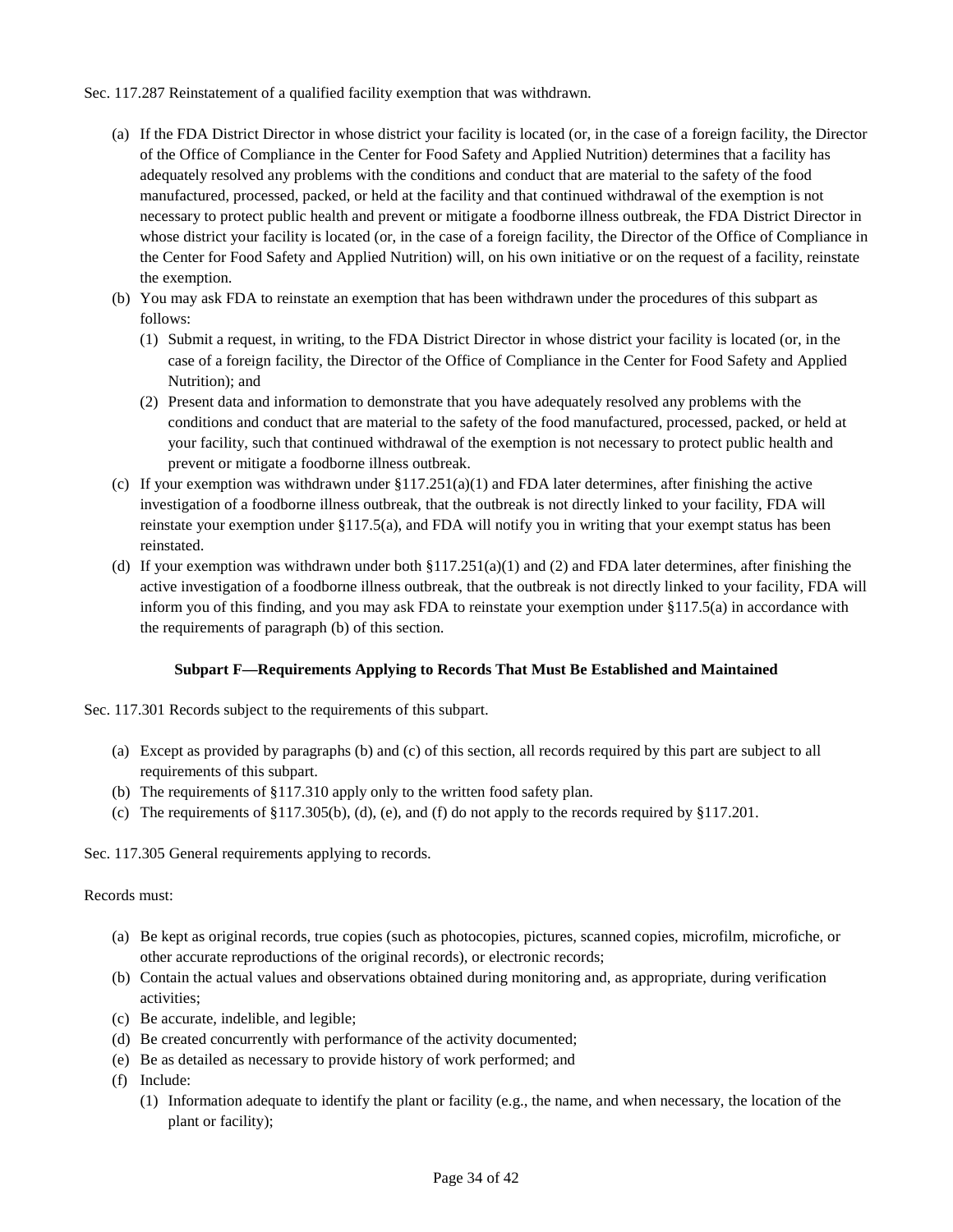Sec. 117.287 Reinstatement of a qualified facility exemption that was withdrawn.

(a) If the FDA District Director in whose district your facility is located (or, in the case of a foreign facility, the Director of the Office of Compliance in the Center for Food Safety and Applied Nutrition) determines that a facility has adequately resolved any problems with the conditions and conduct that are material to the safety of the food manufactured, processed, packed, or held at the facility and that continued withdrawal of the exemption is not necessary to protect public health and prevent or mitigate a foodborne illness outbreak, the FDA District Director in whose district your facility is located (or, in the case of a foreign facility, the Director of the Office of Compliance in the Center for Food Safety and Applied Nutrition) will, on his own initiative or on the request of a facility, reinstate the exemption.

(b) You may ask FDA to reinstate an exemption that has been withdrawn under the procedures of this subpart as follows:
   1. (1) Submit a request, in writing, to the FDA District Director in whose district your facility is located (or, in the case of a foreign facility, the Director of the Office of Compliance in the Center for Food Safety and Applied Nutrition); and
   2. (2) Present data and information to demonstrate that you have adequately resolved any problems with the conditions and conduct that are material to the safety of the food manufactured, processed, packed, or held at your facility, such that continued withdrawal of the exemption is not necessary to protect public health and prevent or mitigate a foodborne illness outbreak.

(c) If your exemption was withdrawn under §117.251(a)(1) and FDA later determines, after finishing the active investigation of a foodborne illness outbreak, that the outbreak is not directly linked to your facility, FDA will reinstate your exemption under §117.5(a), and FDA will notify you in writing that your exempt status has been reinstated.

(d) If your exemption was withdrawn under both §117.251(a)(1) and (2) and FDA later determines, after finishing the active investigation of a foodborne illness outbreak, that the outbreak is not directly linked to your facility, FDA will inform you of this finding, and you may ask FDA to reinstate your exemption under §117.5(a) in accordance with the requirements of paragraph (b) of this section.

## Subpart F—Requirements Applying to Records That Must Be Established and Maintained

Sec. 117.301 Records subject to the requirements of this subpart.

(a) Except as provided by paragraphs (b) and (c) of this section, all records required by this part are subject to all requirements of this subpart.

(b) The requirements of §117.310 apply only to the written food safety plan.

(c) The requirements of §117.305(b), (d), (e), and (f) do not apply to the records required by §117.201.

Sec. 117.305 General requirements applying to records.

Records must:

(a) Be kept as original records, true copies (such as photocopies, pictures, scanned copies, microfilm, microfiche, or other accurate reproductions of the original records), or electronic records;

(b) Contain the actual values and observations obtained during monitoring and, as appropriate, during verification activities;

(c) Be accurate, indelible, and legible;

(d) Be created concurrently with performance of the activity documented;

(e) Be as detailed as necessary to provide history of work performed; and

(f) Include:
   1. (1) Information adequate to identify the plant or facility (e.g., the name, and when necessary, the location of the plant or facility);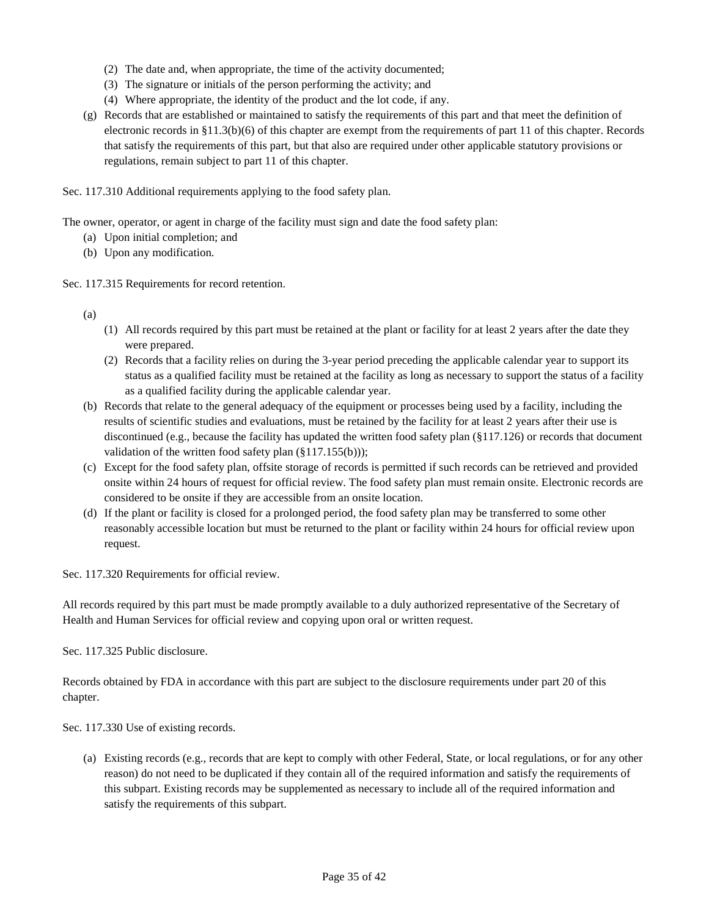(2) The date and, when appropriate, the time of the activity documented;
(3) The signature or initials of the person performing the activity; and
(4) Where appropriate, the identity of the product and the lot code, if any.

(g) Records that are established or maintained to satisfy the requirements of this part and that meet the definition of electronic records in §11.3(b)(6) of this chapter are exempt from the requirements of part 11 of this chapter. Records that satisfy the requirements of this part, but that also are required under other applicable statutory provisions or regulations, remain subject to part 11 of this chapter.

Sec. 117.310 Additional requirements applying to the food safety plan.

The owner, operator, or agent in charge of the facility must sign and date the food safety plan:

(a) Upon initial completion; and
(b) Upon any modification.

Sec. 117.315 Requirements for record retention.

(a)
   (1) All records required by this part must be retained at the plant or facility for at least 2 years after the date they were prepared.
   (2) Records that a facility relies on during the 3-year period preceding the applicable calendar year to support its status as a qualified facility must be retained at the facility as long as necessary to support the status of a facility as a qualified facility during the applicable calendar year.

(b) Records that relate to the general adequacy of the equipment or processes being used by a facility, including the results of scientific studies and evaluations, must be retained by the facility for at least 2 years after their use is discontinued (e.g., because the facility has updated the written food safety plan (§117.126) or records that document validation of the written food safety plan (§117.155(b)));

(c) Except for the food safety plan, offsite storage of records is permitted if such records can be retrieved and provided onsite within 24 hours of request for official review. The food safety plan must remain onsite. Electronic records are considered to be onsite if they are accessible from an onsite location.

(d) If the plant or facility is closed for a prolonged period, the food safety plan may be transferred to some other reasonably accessible location but must be returned to the plant or facility within 24 hours for official review upon request.

Sec. 117.320 Requirements for official review.

All records required by this part must be made promptly available to a duly authorized representative of the Secretary of Health and Human Services for official review and copying upon oral or written request.

Sec. 117.325 Public disclosure.

Records obtained by FDA in accordance with this part are subject to the disclosure requirements under part 20 of this chapter.

Sec. 117.330 Use of existing records.

(a) Existing records (e.g., records that are kept to comply with other Federal, State, or local regulations, or for any other reason) do not need to be duplicated if they contain all of the required information and satisfy the requirements of this subpart. Existing records may be supplemented as necessary to include all of the required information and satisfy the requirements of this subpart.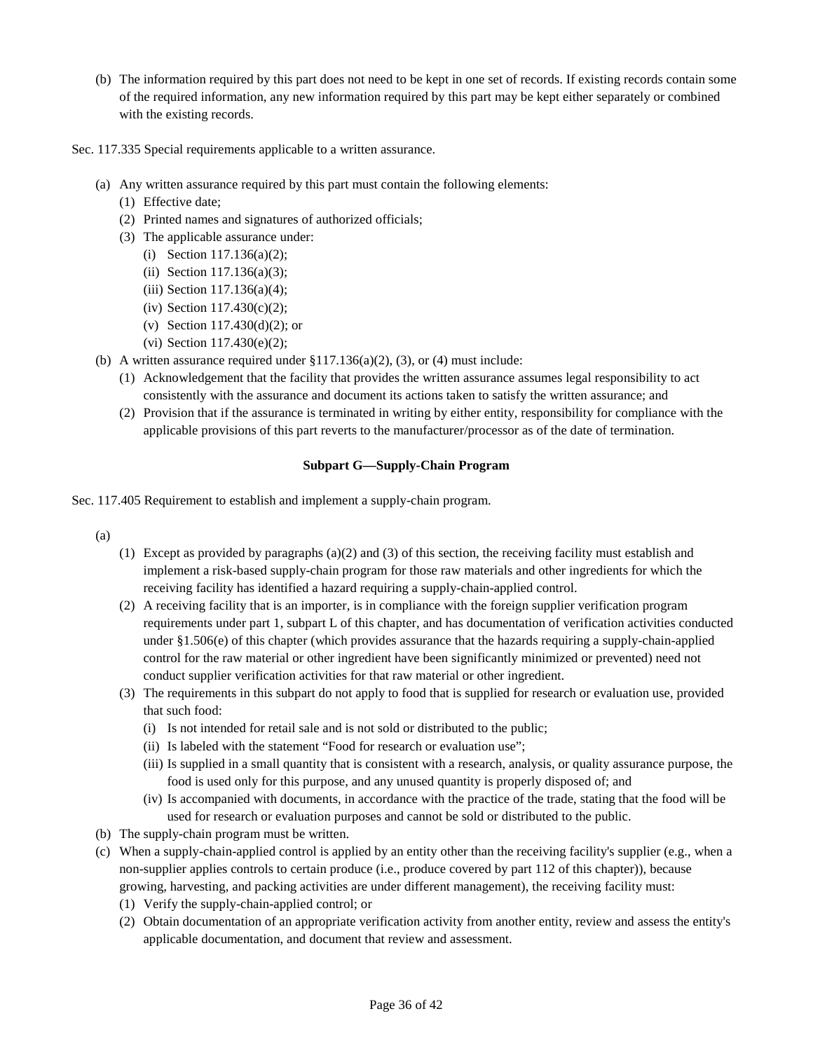(b) The information required by this part does not need to be kept in one set of records. If existing records contain some of the required information, any new information required by this part may be kept either separately or combined with the existing records.

Sec. 117.335 Special requirements applicable to a written assurance.

(a) Any written assurance required by this part must contain the following elements:
  (1) Effective date;
  (2) Printed names and signatures of authorized officials;
  (3) The applicable assurance under:
    (i) Section 117.136(a)(2);
    (ii) Section 117.136(a)(3);
    (iii) Section 117.136(a)(4);
    (iv) Section 117.430(c)(2);
    (v) Section 117.430(d)(2); or
    (vi) Section 117.430(e)(2);

(b) A written assurance required under §117.136(a)(2), (3), or (4) must include:
  (1) Acknowledgement that the facility that provides the written assurance assumes legal responsibility to act consistently with the assurance and document its actions taken to satisfy the written assurance; and
  (2) Provision that if the assurance is terminated in writing by either entity, responsibility for compliance with the applicable provisions of this part reverts to the manufacturer/processor as of the date of termination.

**Subpart G—Supply-Chain Program**

Sec. 117.405 Requirement to establish and implement a supply-chain program.

(a)
  (1) Except as provided by paragraphs (a)(2) and (3) of this section, the receiving facility must establish and implement a risk-based supply-chain program for those raw materials and other ingredients for which the receiving facility has identified a hazard requiring a supply-chain-applied control.
  (2) A receiving facility that is an importer, is in compliance with the foreign supplier verification program requirements under part 1, subpart L of this chapter, and has documentation of verification activities conducted under §1.506(e) of this chapter (which provides assurance that the hazards requiring a supply-chain-applied control for the raw material or other ingredient have been significantly minimized or prevented) need not conduct supplier verification activities for that raw material or other ingredient.
  (3) The requirements in this subpart do not apply to food that is supplied for research or evaluation use, provided that such food:
    (i) Is not intended for retail sale and is not sold or distributed to the public;
    (ii) Is labeled with the statement "Food for research or evaluation use";
    (iii) Is supplied in a small quantity that is consistent with a research, analysis, or quality assurance purpose, the food is used only for this purpose, and any unused quantity is properly disposed of; and
    (iv) Is accompanied with documents, in accordance with the practice of the trade, stating that the food will be used for research or evaluation purposes and cannot be sold or distributed to the public.

(b) The supply-chain program must be written.

(c) When a supply-chain-applied control is applied by an entity other than the receiving facility's supplier (e.g., when a non-supplier applies controls to certain produce (i.e., produce covered by part 112 of this chapter)), because growing, harvesting, and packing activities are under different management), the receiving facility must:
  (1) Verify the supply-chain-applied control; or
  (2) Obtain documentation of an appropriate verification activity from another entity, review and assess the entity's applicable documentation, and document that review and assessment.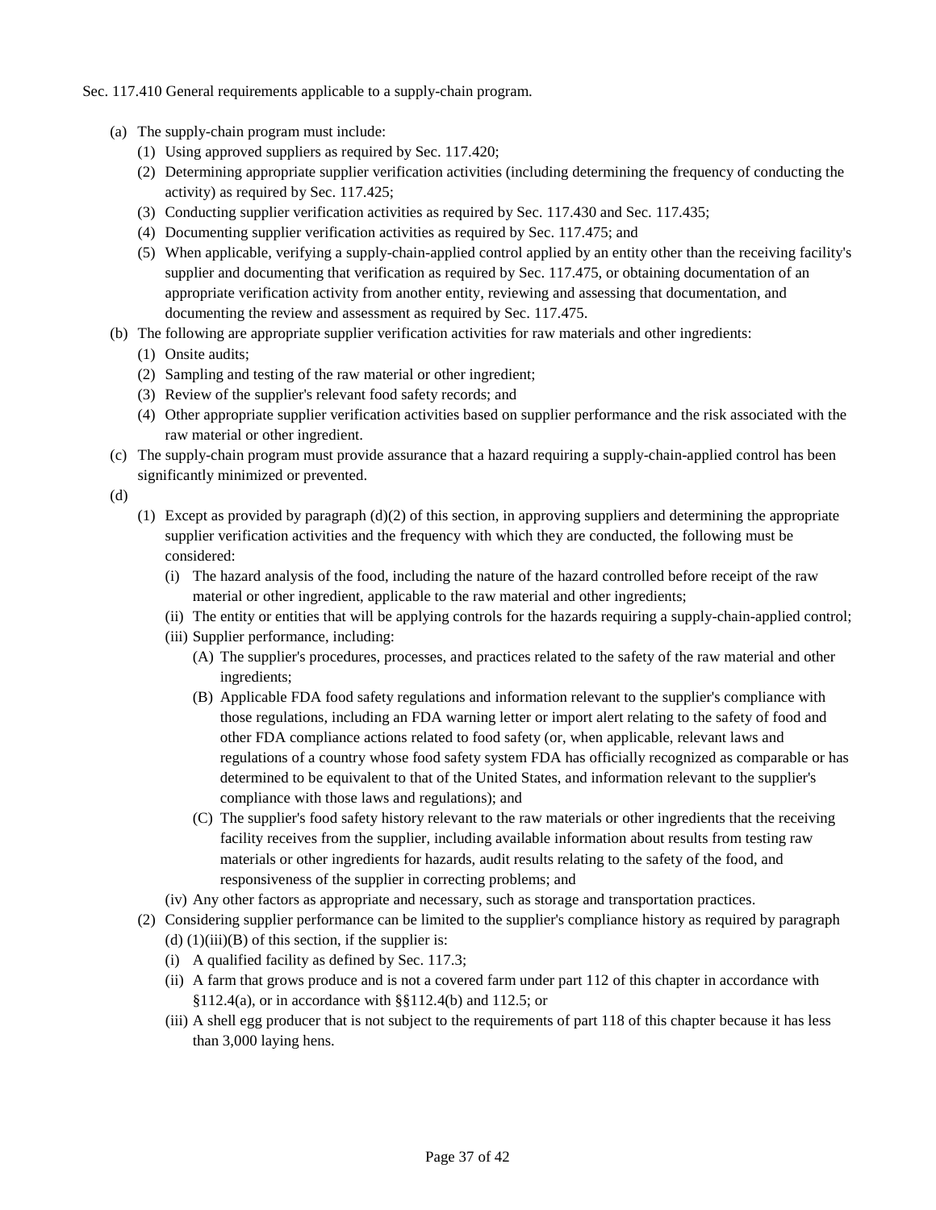Sec. 117.410 General requirements applicable to a supply-chain program.

(a) The supply-chain program must include:

  (1) Using approved suppliers as required by Sec. 117.420;

  (2) Determining appropriate supplier verification activities (including determining the frequency of conducting the activity) as required by Sec. 117.425;

  (3) Conducting supplier verification activities as required by Sec. 117.430 and Sec. 117.435;

  (4) Documenting supplier verification activities as required by Sec. 117.475; and

  (5) When applicable, verifying a supply-chain-applied control applied by an entity other than the receiving facility's supplier and documenting that verification as required by Sec. 117.475, or obtaining documentation of an appropriate verification activity from another entity, reviewing and assessing that documentation, and documenting the review and assessment as required by Sec. 117.475.

(b) The following are appropriate supplier verification activities for raw materials and other ingredients:

  (1) Onsite audits;

  (2) Sampling and testing of the raw material or other ingredient;

  (3) Review of the supplier's relevant food safety records; and

  (4) Other appropriate supplier verification activities based on supplier performance and the risk associated with the raw material or other ingredient.

(c) The supply-chain program must provide assurance that a hazard requiring a supply-chain-applied control has been significantly minimized or prevented.

(d)

  (1) Except as provided by paragraph (d)(2) of this section, in approving suppliers and determining the appropriate supplier verification activities and the frequency with which they are conducted, the following must be considered:

    (i) The hazard analysis of the food, including the nature of the hazard controlled before receipt of the raw material or other ingredient, applicable to the raw material and other ingredients;

    (ii) The entity or entities that will be applying controls for the hazards requiring a supply-chain-applied control;

    (iii) Supplier performance, including:

      (A) The supplier's procedures, processes, and practices related to the safety of the raw material and other ingredients;

      (B) Applicable FDA food safety regulations and information relevant to the supplier's compliance with those regulations, including an FDA warning letter or import alert relating to the safety of food and other FDA compliance actions related to food safety (or, when applicable, relevant laws and regulations of a country whose food safety system FDA has officially recognized as comparable or has determined to be equivalent to that of the United States, and information relevant to the supplier's compliance with those laws and regulations); and

      (C) The supplier's food safety history relevant to the raw materials or other ingredients that the receiving facility receives from the supplier, including available information about results from testing raw materials or other ingredients for hazards, audit results relating to the safety of the food, and responsiveness of the supplier in correcting problems; and

    (iv) Any other factors as appropriate and necessary, such as storage and transportation practices.

  (2) Considering supplier performance can be limited to the supplier's compliance history as required by paragraph (d) (1)(iii)(B) of this section, if the supplier is:

    (i) A qualified facility as defined by Sec. 117.3;

    (ii) A farm that grows produce and is not a covered farm under part 112 of this chapter in accordance with §112.4(a), or in accordance with §§112.4(b) and 112.5; or

    (iii) A shell egg producer that is not subject to the requirements of part 118 of this chapter because it has less than 3,000 laying hens.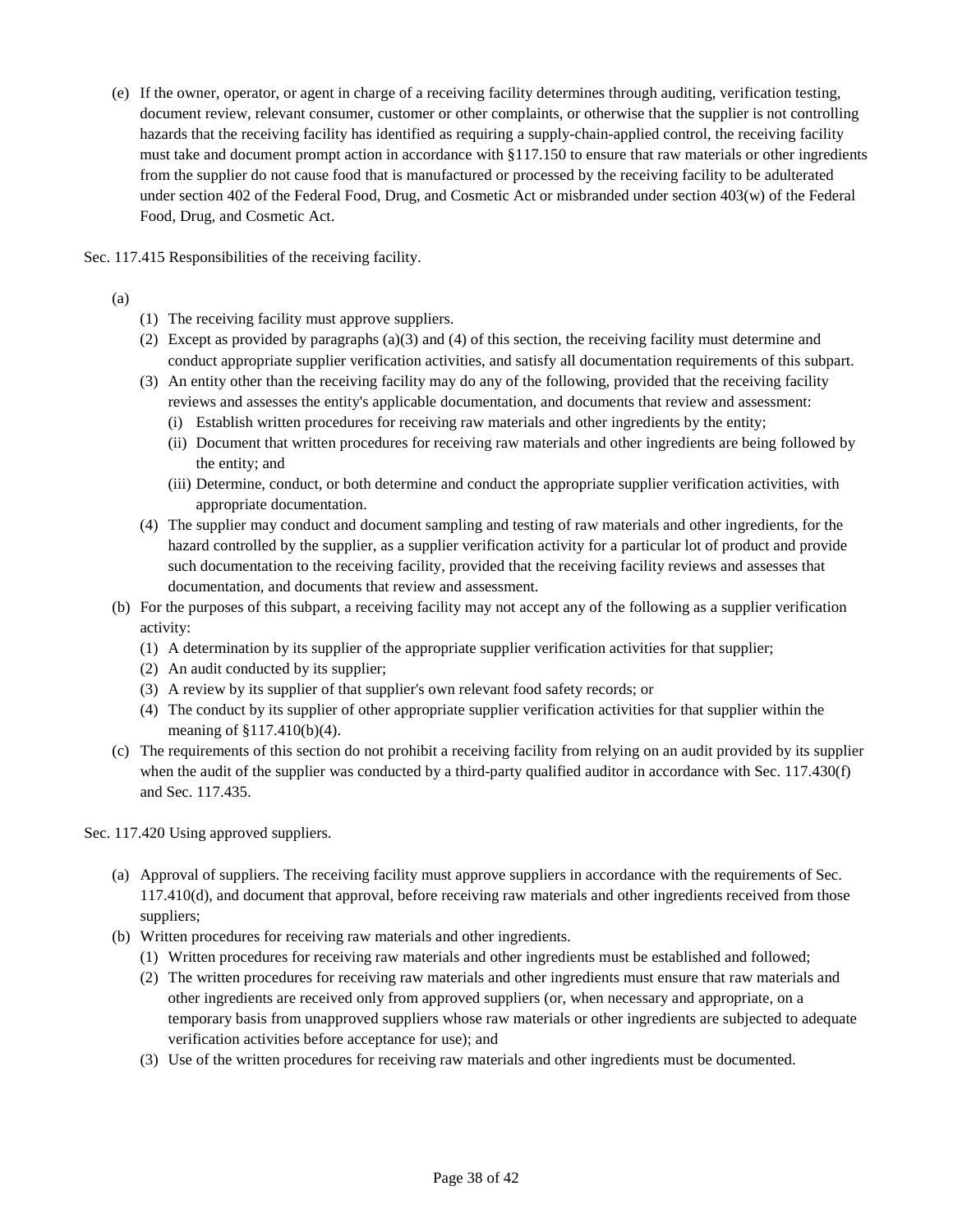(e) If the owner, operator, or agent in charge of a receiving facility determines through auditing, verification testing, document review, relevant consumer, customer or other complaints, or otherwise that the supplier is not controlling hazards that the receiving facility has identified as requiring a supply-chain-applied control, the receiving facility must take and document prompt action in accordance with §117.150 to ensure that raw materials or other ingredients from the supplier do not cause food that is manufactured or processed by the receiving facility to be adulterated under section 402 of the Federal Food, Drug, and Cosmetic Act or misbranded under section 403(w) of the Federal Food, Drug, and Cosmetic Act.

Sec. 117.415 Responsibilities of the receiving facility.

- (a)
  - (1) The receiving facility must approve suppliers.
  - (2) Except as provided by paragraphs (a)(3) and (4) of this section, the receiving facility must determine and conduct appropriate supplier verification activities, and satisfy all documentation requirements of this subpart.
  - (3) An entity other than the receiving facility may do any of the following, provided that the receiving facility reviews and assesses the entity's applicable documentation, and documents that review and assessment:
    - (i) Establish written procedures for receiving raw materials and other ingredients by the entity;
    - (ii) Document that written procedures for receiving raw materials and other ingredients are being followed by the entity; and
    - (iii) Determine, conduct, or both determine and conduct the appropriate supplier verification activities, with appropriate documentation.
  - (4) The supplier may conduct and document sampling and testing of raw materials and other ingredients, for the hazard controlled by the supplier, as a supplier verification activity for a particular lot of product and provide such documentation to the receiving facility, provided that the receiving facility reviews and assesses that documentation, and documents that review and assessment.
- (b) For the purposes of this subpart, a receiving facility may not accept any of the following as a supplier verification activity:
  - (1) A determination by its supplier of the appropriate supplier verification activities for that supplier;
  - (2) An audit conducted by its supplier;
  - (3) A review by its supplier of that supplier's own relevant food safety records; or
  - (4) The conduct by its supplier of other appropriate supplier verification activities for that supplier within the meaning of §117.410(b)(4).
- (c) The requirements of this section do not prohibit a receiving facility from relying on an audit provided by its supplier when the audit of the supplier was conducted by a third-party qualified auditor in accordance with Sec. 117.430(f) and Sec. 117.435.

Sec. 117.420 Using approved suppliers.

- (a) Approval of suppliers. The receiving facility must approve suppliers in accordance with the requirements of Sec. 117.410(d), and document that approval, before receiving raw materials and other ingredients received from those suppliers;
- (b) Written procedures for receiving raw materials and other ingredients.
  - (1) Written procedures for receiving raw materials and other ingredients must be established and followed;
  - (2) The written procedures for receiving raw materials and other ingredients must ensure that raw materials and other ingredients are received only from approved suppliers (or, when necessary and appropriate, on a temporary basis from unapproved suppliers whose raw materials or other ingredients are subjected to adequate verification activities before acceptance for use); and
  - (3) Use of the written procedures for receiving raw materials and other ingredients must be documented.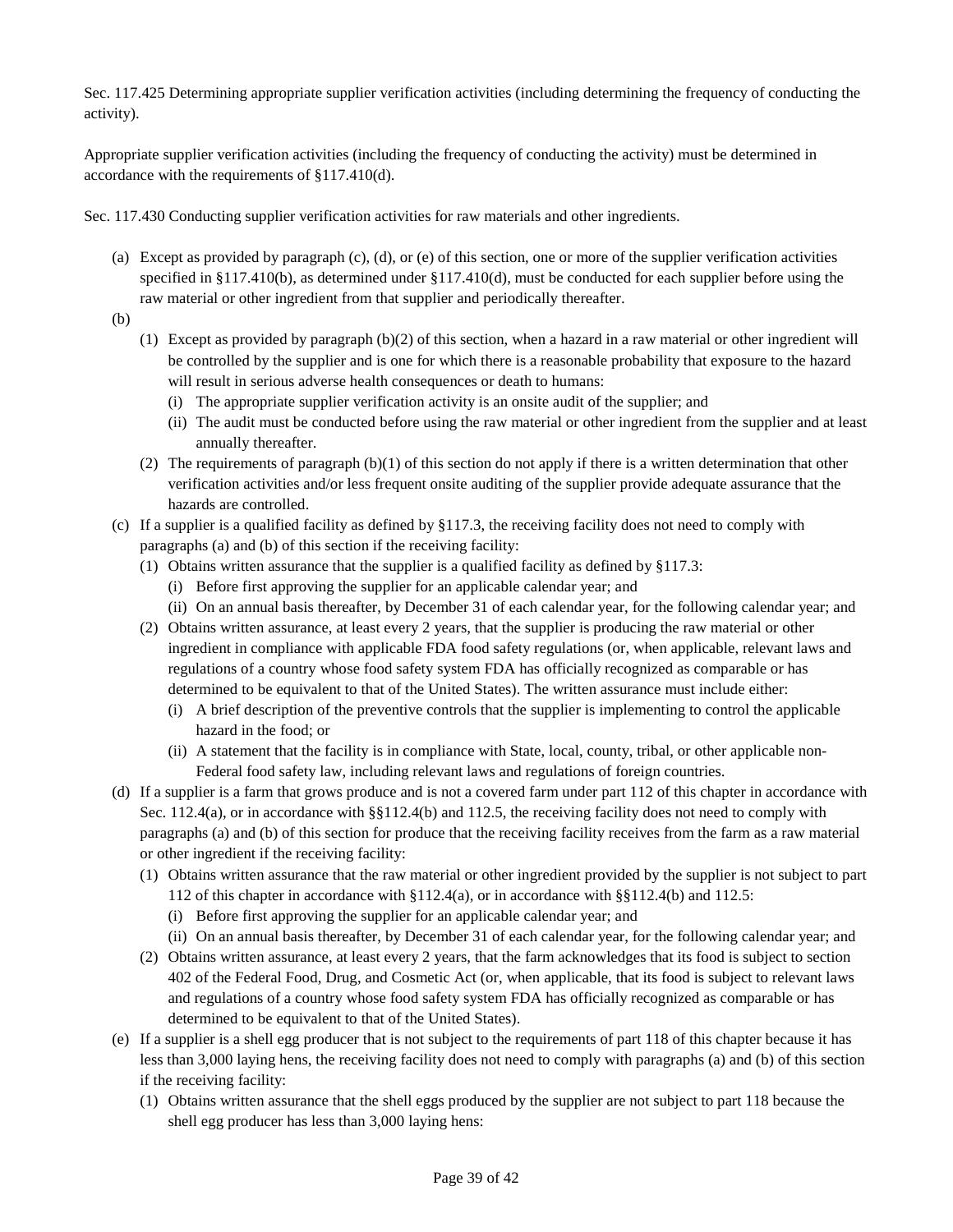Sec. 117.425 Determining appropriate supplier verification activities (including determining the frequency of conducting the activity).

Appropriate supplier verification activities (including the frequency of conducting the activity) must be determined in accordance with the requirements of §117.410(d).

Sec. 117.430 Conducting supplier verification activities for raw materials and other ingredients.

(a) Except as provided by paragraph (c), (d), or (e) of this section, one or more of the supplier verification activities specified in §117.410(b), as determined under §117.410(d), must be conducted for each supplier before using the raw material or other ingredient from that supplier and periodically thereafter.

(b)

  (1) Except as provided by paragraph (b)(2) of this section, when a hazard in a raw material or other ingredient will be controlled by the supplier and is one for which there is a reasonable probability that exposure to the hazard will result in serious adverse health consequences or death to humans:

    (i) The appropriate supplier verification activity is an onsite audit of the supplier; and

    (ii) The audit must be conducted before using the raw material or other ingredient from the supplier and at least annually thereafter.

  (2) The requirements of paragraph (b)(1) of this section do not apply if there is a written determination that other verification activities and/or less frequent onsite auditing of the supplier provide adequate assurance that the hazards are controlled.

(c) If a supplier is a qualified facility as defined by §117.3, the receiving facility does not need to comply with paragraphs (a) and (b) of this section if the receiving facility:

  (1) Obtains written assurance that the supplier is a qualified facility as defined by §117.3:

    (i) Before first approving the supplier for an applicable calendar year; and

    (ii) On an annual basis thereafter, by December 31 of each calendar year, for the following calendar year; and

  (2) Obtains written assurance, at least every 2 years, that the supplier is producing the raw material or other ingredient in compliance with applicable FDA food safety regulations (or, when applicable, relevant laws and regulations of a country whose food safety system FDA has officially recognized as comparable or has determined to be equivalent to that of the United States). The written assurance must include either:

    (i) A brief description of the preventive controls that the supplier is implementing to control the applicable hazard in the food; or

    (ii) A statement that the facility is in compliance with State, local, county, tribal, or other applicable non-Federal food safety law, including relevant laws and regulations of foreign countries.

(d) If a supplier is a farm that grows produce and is not a covered farm under part 112 of this chapter in accordance with Sec. 112.4(a), or in accordance with §§112.4(b) and 112.5, the receiving facility does not need to comply with paragraphs (a) and (b) of this section for produce that the receiving facility receives from the farm as a raw material or other ingredient if the receiving facility:

  (1) Obtains written assurance that the raw material or other ingredient provided by the supplier is not subject to part 112 of this chapter in accordance with §112.4(a), or in accordance with §§112.4(b) and 112.5:

    (i) Before first approving the supplier for an applicable calendar year; and

    (ii) On an annual basis thereafter, by December 31 of each calendar year, for the following calendar year; and

  (2) Obtains written assurance, at least every 2 years, that the farm acknowledges that its food is subject to section 402 of the Federal Food, Drug, and Cosmetic Act (or, when applicable, that its food is subject to relevant laws and regulations of a country whose food safety system FDA has officially recognized as comparable or has determined to be equivalent to that of the United States).

(e) If a supplier is a shell egg producer that is not subject to the requirements of part 118 of this chapter because it has less than 3,000 laying hens, the receiving facility does not need to comply with paragraphs (a) and (b) of this section if the receiving facility:

  (1) Obtains written assurance that the shell eggs produced by the supplier are not subject to part 118 because the shell egg producer has less than 3,000 laying hens: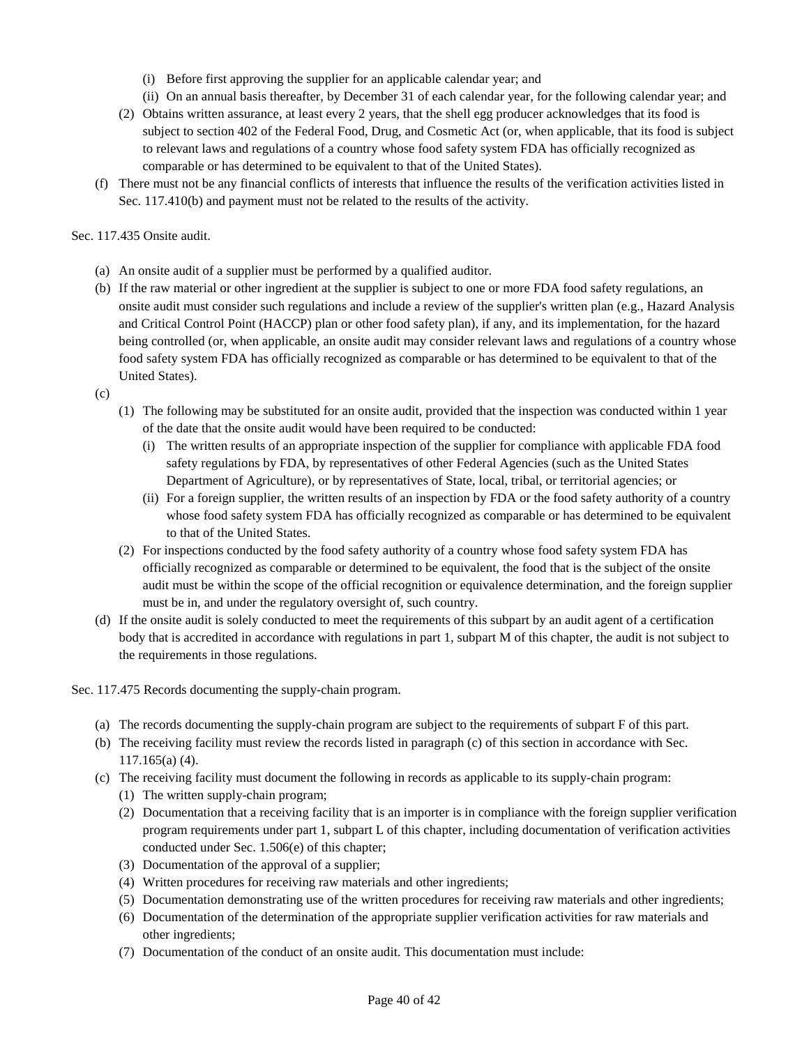(i) Before first approving the supplier for an applicable calendar year; and
(ii) On an annual basis thereafter, by December 31 of each calendar year, for the following calendar year; and

(2) Obtains written assurance, at least every 2 years, that the shell egg producer acknowledges that its food is subject to section 402 of the Federal Food, Drug, and Cosmetic Act (or, when applicable, that its food is subject to relevant laws and regulations of a country whose food safety system FDA has officially recognized as comparable or has determined to be equivalent to that of the United States).

(f) There must not be any financial conflicts of interests that influence the results of the verification activities listed in Sec. 117.410(b) and payment must not be related to the results of the activity.

Sec. 117.435 Onsite audit.

(a) An onsite audit of a supplier must be performed by a qualified auditor.

(b) If the raw material or other ingredient at the supplier is subject to one or more FDA food safety regulations, an onsite audit must consider such regulations and include a review of the supplier's written plan (e.g., Hazard Analysis and Critical Control Point (HACCP) plan or other food safety plan), if any, and its implementation, for the hazard being controlled (or, when applicable, an onsite audit may consider relevant laws and regulations of a country whose food safety system FDA has officially recognized as comparable or has determined to be equivalent to that of the United States).

(c)

(1) The following may be substituted for an onsite audit, provided that the inspection was conducted within 1 year of the date that the onsite audit would have been required to be conducted:

(i) The written results of an appropriate inspection of the supplier for compliance with applicable FDA food safety regulations by FDA, by representatives of other Federal Agencies (such as the United States Department of Agriculture), or by representatives of State, local, tribal, or territorial agencies; or

(ii) For a foreign supplier, the written results of an inspection by FDA or the food safety authority of a country whose food safety system FDA has officially recognized as comparable or has determined to be equivalent to that of the United States.

(2) For inspections conducted by the food safety authority of a country whose food safety system FDA has officially recognized as comparable or determined to be equivalent, the food that is the subject of the onsite audit must be within the scope of the official recognition or equivalence determination, and the foreign supplier must be in, and under the regulatory oversight of, such country.

(d) If the onsite audit is solely conducted to meet the requirements of this subpart by an audit agent of a certification body that is accredited in accordance with regulations in part 1, subpart M of this chapter, the audit is not subject to the requirements in those regulations.

Sec. 117.475 Records documenting the supply-chain program.

(a) The records documenting the supply-chain program are subject to the requirements of subpart F of this part.

(b) The receiving facility must review the records listed in paragraph (c) of this section in accordance with Sec. 117.165(a) (4).

(c) The receiving facility must document the following in records as applicable to its supply-chain program:

(1) The written supply-chain program;

(2) Documentation that a receiving facility that is an importer is in compliance with the foreign supplier verification program requirements under part 1, subpart L of this chapter, including documentation of verification activities conducted under Sec. 1.506(e) of this chapter;

(3) Documentation of the approval of a supplier;

(4) Written procedures for receiving raw materials and other ingredients;

(5) Documentation demonstrating use of the written procedures for receiving raw materials and other ingredients;

(6) Documentation of the determination of the appropriate supplier verification activities for raw materials and other ingredients;

(7) Documentation of the conduct of an onsite audit. This documentation must include: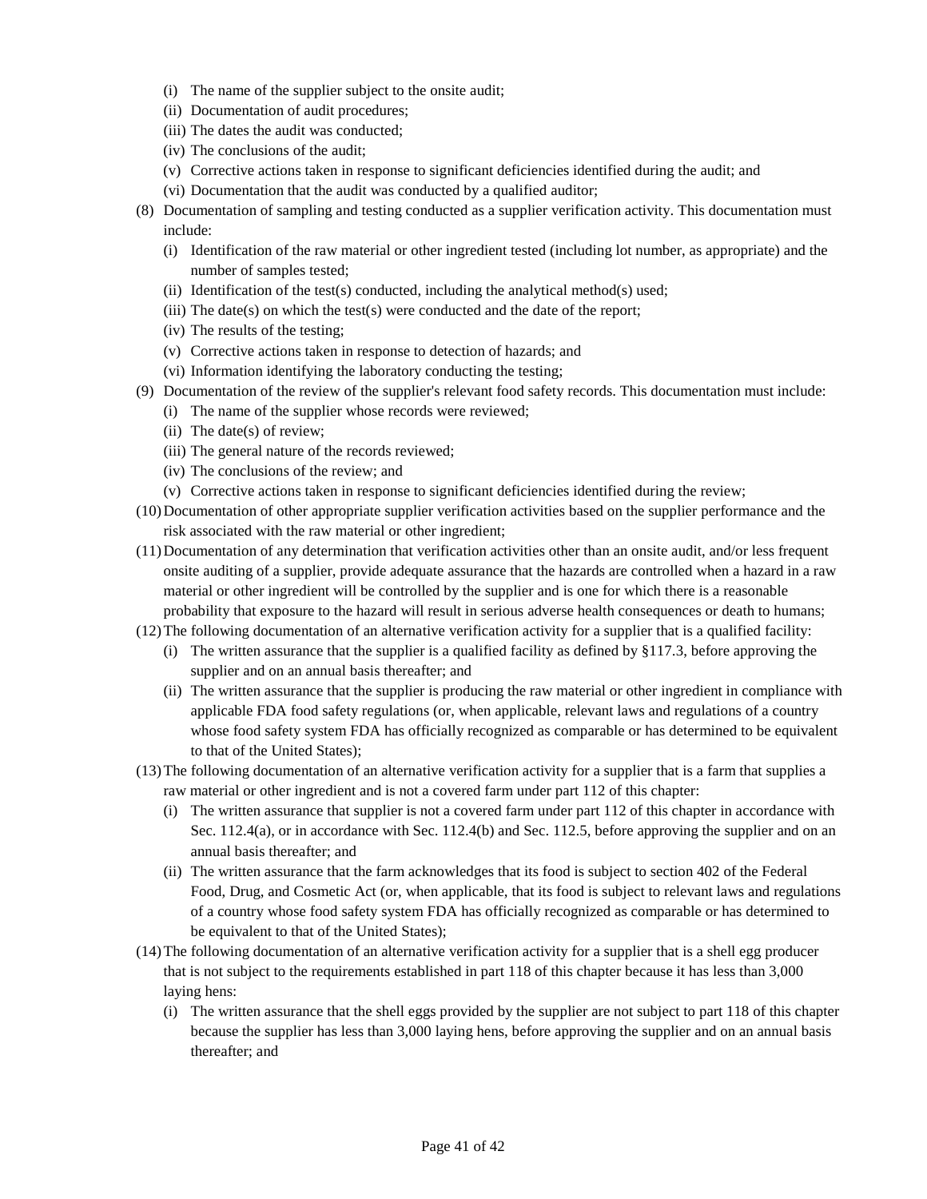(i) The name of the supplier subject to the onsite audit;
   (ii) Documentation of audit procedures;
   (iii) The dates the audit was conducted;
   (iv) The conclusions of the audit;
   (v) Corrective actions taken in response to significant deficiencies identified during the audit; and
   (vi) Documentation that the audit was conducted by a qualified auditor;

(8) Documentation of sampling and testing conducted as a supplier verification activity. This documentation must include:
   (i) Identification of the raw material or other ingredient tested (including lot number, as appropriate) and the number of samples tested;
   (ii) Identification of the test(s) conducted, including the analytical method(s) used;
   (iii) The date(s) on which the test(s) were conducted and the date of the report;
   (iv) The results of the testing;
   (v) Corrective actions taken in response to detection of hazards; and
   (vi) Information identifying the laboratory conducting the testing;

(9) Documentation of the review of the supplier's relevant food safety records. This documentation must include:
   (i) The name of the supplier whose records were reviewed;
   (ii) The date(s) of review;
   (iii) The general nature of the records reviewed;
   (iv) The conclusions of the review; and
   (v) Corrective actions taken in response to significant deficiencies identified during the review;

(10) Documentation of other appropriate supplier verification activities based on the supplier performance and the risk associated with the raw material or other ingredient;

(11) Documentation of any determination that verification activities other than an onsite audit, and/or less frequent onsite auditing of a supplier, provide adequate assurance that the hazards are controlled when a hazard in a raw material or other ingredient will be controlled by the supplier and is one for which there is a reasonable probability that exposure to the hazard will result in serious adverse health consequences or death to humans;

(12) The following documentation of an alternative verification activity for a supplier that is a qualified facility:
   (i) The written assurance that the supplier is a qualified facility as defined by §117.3, before approving the supplier and on an annual basis thereafter; and
   (ii) The written assurance that the supplier is producing the raw material or other ingredient in compliance with applicable FDA food safety regulations (or, when applicable, relevant laws and regulations of a country whose food safety system FDA has officially recognized as comparable or has determined to be equivalent to that of the United States);

(13) The following documentation of an alternative verification activity for a supplier that is a farm that supplies a raw material or other ingredient and is not a covered farm under part 112 of this chapter:
   (i) The written assurance that supplier is not a covered farm under part 112 of this chapter in accordance with Sec. 112.4(a), or in accordance with Sec. 112.4(b) and Sec. 112.5, before approving the supplier and on an annual basis thereafter; and
   (ii) The written assurance that the farm acknowledges that its food is subject to section 402 of the Federal Food, Drug, and Cosmetic Act (or, when applicable, that its food is subject to relevant laws and regulations of a country whose food safety system FDA has officially recognized as comparable or has determined to be equivalent to that of the United States);

(14) The following documentation of an alternative verification activity for a supplier that is a shell egg producer that is not subject to the requirements established in part 118 of this chapter because it has less than 3,000 laying hens:
   (i) The written assurance that the shell eggs provided by the supplier are not subject to part 118 of this chapter because the supplier has less than 3,000 laying hens, before approving the supplier and on an annual basis thereafter; and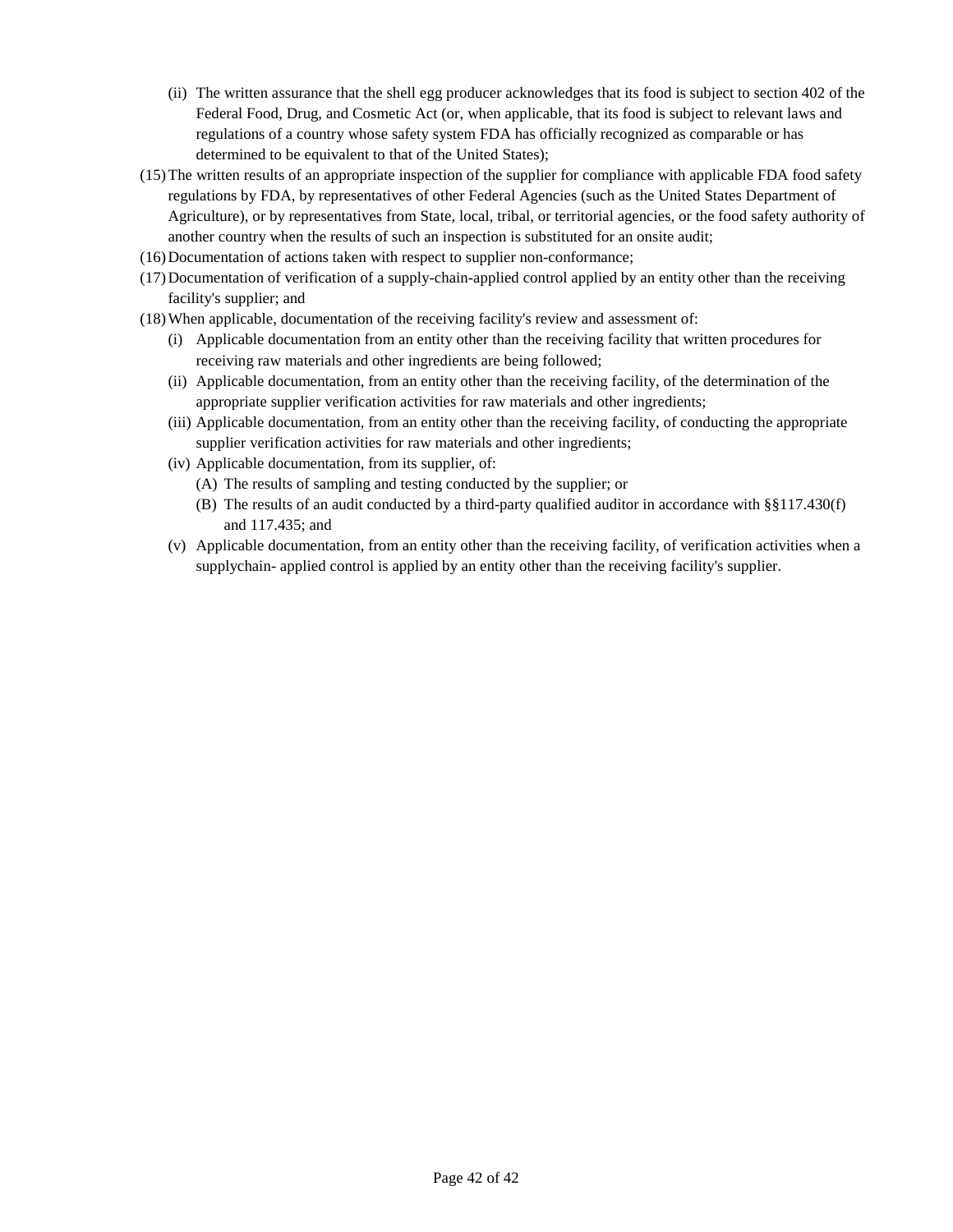- (ii) The written assurance that the shell egg producer acknowledges that its food is subject to section 402 of the Federal Food, Drug, and Cosmetic Act (or, when applicable, that its food is subject to relevant laws and regulations of a country whose safety system FDA has officially recognized as comparable or has determined to be equivalent to that of the United States);

(15) The written results of an appropriate inspection of the supplier for compliance with applicable FDA food safety regulations by FDA, by representatives of other Federal Agencies (such as the United States Department of Agriculture), or by representatives from State, local, tribal, or territorial agencies, or the food safety authority of another country when the results of such an inspection is substituted for an onsite audit;

(16) Documentation of actions taken with respect to supplier non-conformance;

(17) Documentation of verification of a supply-chain-applied control applied by an entity other than the receiving facility's supplier; and

(18) When applicable, documentation of the receiving facility's review and assessment of:

- (i) Applicable documentation from an entity other than the receiving facility that written procedures for receiving raw materials and other ingredients are being followed;
- (ii) Applicable documentation, from an entity other than the receiving facility, of the determination of the appropriate supplier verification activities for raw materials and other ingredients;
- (iii) Applicable documentation, from an entity other than the receiving facility, of conducting the appropriate supplier verification activities for raw materials and other ingredients;
- (iv) Applicable documentation, from its supplier, of:
  - (A) The results of sampling and testing conducted by the supplier; or
  - (B) The results of an audit conducted by a third-party qualified auditor in accordance with §§117.430(f) and 117.435; and
- (v) Applicable documentation, from an entity other than the receiving facility, of verification activities when a supplychain- applied control is applied by an entity other than the receiving facility's supplier.